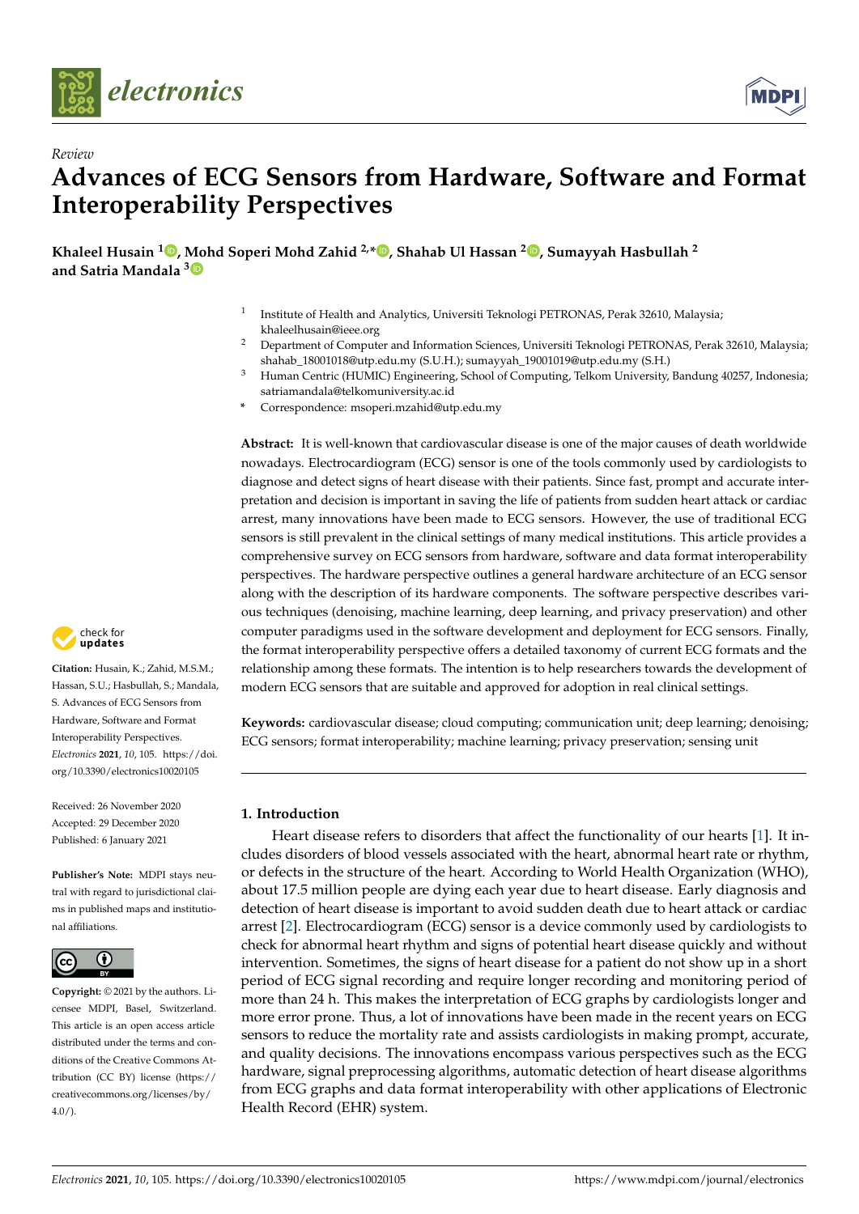*Review*

# Advances of ECG Sensors from Hardware, Software and Format Interoperability Perspectives

**Khaleel Husain [1], Mohd Soperi Mohd Zahid [2,*], Shahab Ul Hassan [2], Sumayyah Hasbullah [2] and Satria Mandala [3]**

[1] Institute of Health and Analytics, Universiti Teknologi PETRONAS, Perak 32610, Malaysia; khaleelhusain@ieee.org

[2] Department of Computer and Information Sciences, Universiti Teknologi PETRONAS, Perak 32610, Malaysia; shahab_18001018@utp.edu.my (S.U.H.); sumayyah_19001019@utp.edu.my (S.H.)

[3] Human Centric (HUMIC) Engineering, School of Computing, Telkom University, Bandung 40257, Indonesia; satriamandala@telkomuniversity.ac.id

* Correspondence: msoperi.mzahid@utp.edu.my

**Abstract:** It is well-known that cardiovascular disease is one of the major causes of death worldwide nowadays. Electrocardiogram (ECG) sensor is one of the tools commonly used by cardiologists to diagnose and detect signs of heart disease with their patients. Since fast, prompt and accurate interpretation and decision is important in saving the life of patients from sudden heart attack or cardiac arrest, many innovations have been made to ECG sensors. However, the use of traditional ECG sensors is still prevalent in the clinical settings of many medical institutions. This article provides a comprehensive survey on ECG sensors from hardware, software and data format interoperability perspectives. The hardware perspective outlines a general hardware architecture of an ECG sensor along with the description of its hardware components. The software perspective describes various techniques (denoising, machine learning, deep learning, and privacy preservation) and other computer paradigms used in the software development and deployment for ECG sensors. Finally, the format interoperability perspective offers a detailed taxonomy of current ECG formats and the relationship among these formats. The intention is to help researchers towards the development of modern ECG sensors that are suitable and approved for adoption in real clinical settings.

**Keywords:** cardiovascular disease; cloud computing; communication unit; deep learning; denoising; ECG sensors; format interoperability; machine learning; privacy preservation; sensing unit

**Citation:** Husain, K.; Zahid, M.S.M.; Hassan, S.U.; Hasbullah, S.; Mandala, S. Advances of ECG Sensors from Hardware, Software and Format Interoperability Perspectives. *Electronics* **2021**, *10*, 105. https://doi.org/10.3390/electronics10020105

Received: 26 November 2020
Accepted: 29 December 2020
Published: 6 January 2021

**Publisher's Note:** MDPI stays neutral with regard to jurisdictional claims in published maps and institutional affiliations.

**Copyright:** © 2021 by the authors. Licensee MDPI, Basel, Switzerland. This article is an open access article distributed under the terms and conditions of the Creative Commons Attribution (CC BY) license (https://creativecommons.org/licenses/by/4.0/).

## 1. Introduction

Heart disease refers to disorders that affect the functionality of our hearts [1]. It includes disorders of blood vessels associated with the heart, abnormal heart rate or rhythm, or defects in the structure of the heart. According to World Health Organization (WHO), about 17.5 million people are dying each year due to heart disease. Early diagnosis and detection of heart disease is important to avoid sudden death due to heart attack or cardiac arrest [2]. Electrocardiogram (ECG) sensor is a device commonly used by cardiologists to check for abnormal heart rhythm and signs of potential heart disease quickly and without intervention. Sometimes, the signs of heart disease for a patient do not show up in a short period of ECG signal recording and require longer recording and monitoring period of more than 24 h. This makes the interpretation of ECG graphs by cardiologists longer and more error prone. Thus, a lot of innovations have been made in the recent years on ECG sensors to reduce the mortality rate and assists cardiologists in making prompt, accurate, and quality decisions. The innovations encompass various perspectives such as the ECG hardware, signal preprocessing algorithms, automatic detection of heart disease algorithms from ECG graphs and data format interoperability with other applications of Electronic Health Record (EHR) system.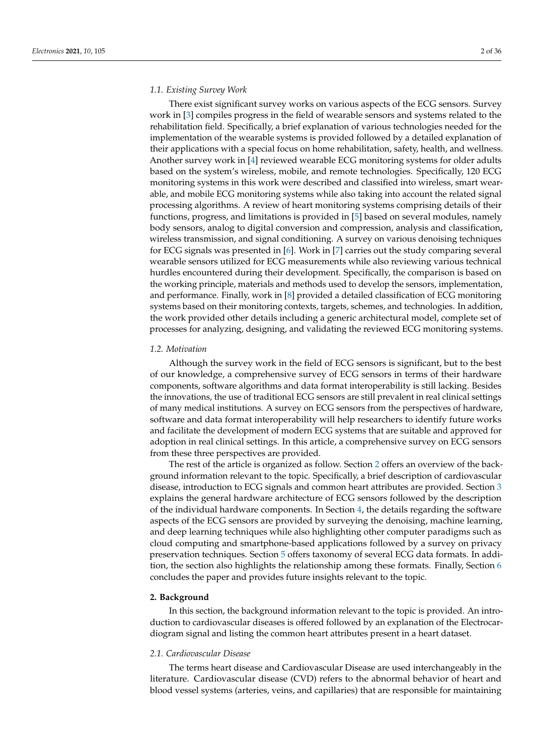### 1.1. Existing Survey Work

There exist significant survey works on various aspects of the ECG sensors. Survey work in [3] compiles progress in the field of wearable sensors and systems related to the rehabilitation field. Specifically, a brief explanation of various technologies needed for the implementation of the wearable systems is provided followed by a detailed explanation of their applications with a special focus on home rehabilitation, safety, health, and wellness. Another survey work in [4] reviewed wearable ECG monitoring systems for older adults based on the system's wireless, mobile, and remote technologies. Specifically, 120 ECG monitoring systems in this work were described and classified into wireless, smart wearable, and mobile ECG monitoring systems while also taking into account the related signal processing algorithms. A review of heart monitoring systems comprising details of their functions, progress, and limitations is provided in [5] based on several modules, namely body sensors, analog to digital conversion and compression, analysis and classification, wireless transmission, and signal conditioning. A survey on various denoising techniques for ECG signals was presented in [6]. Work in [7] carries out the study comparing several wearable sensors utilized for ECG measurements while also reviewing various technical hurdles encountered during their development. Specifically, the comparison is based on the working principle, materials and methods used to develop the sensors, implementation, and performance. Finally, work in [8] provided a detailed classification of ECG monitoring systems based on their monitoring contexts, targets, schemes, and technologies. In addition, the work provided other details including a generic architectural model, complete set of processes for analyzing, designing, and validating the reviewed ECG monitoring systems.

### 1.2. Motivation

Although the survey work in the field of ECG sensors is significant, but to the best of our knowledge, a comprehensive survey of ECG sensors in terms of their hardware components, software algorithms and data format interoperability is still lacking. Besides the innovations, the use of traditional ECG sensors are still prevalent in real clinical settings of many medical institutions. A survey on ECG sensors from the perspectives of hardware, software and data format interoperability will help researchers to identify future works and facilitate the development of modern ECG systems that are suitable and approved for adoption in real clinical settings. In this article, a comprehensive survey on ECG sensors from these three perspectives are provided.

The rest of the article is organized as follow. Section 2 offers an overview of the background information relevant to the topic. Specifically, a brief description of cardiovascular disease, introduction to ECG signals and common heart attributes are provided. Section 3 explains the general hardware architecture of ECG sensors followed by the description of the individual hardware components. In Section 4, the details regarding the software aspects of the ECG sensors are provided by surveying the denoising, machine learning, and deep learning techniques while also highlighting other computer paradigms such as cloud computing and smartphone-based applications followed by a survey on privacy preservation techniques. Section 5 offers taxonomy of several ECG data formats. In addition, the section also highlights the relationship among these formats. Finally, Section 6 concludes the paper and provides future insights relevant to the topic.

## 2. Background

In this section, the background information relevant to the topic is provided. An introduction to cardiovascular diseases is offered followed by an explanation of the Electrocardiogram signal and listing the common heart attributes present in a heart dataset.

### 2.1. Cardiovascular Disease

The terms heart disease and Cardiovascular Disease are used interchangeably in the literature. Cardiovascular disease (CVD) refers to the abnormal behavior of heart and blood vessel systems (arteries, veins, and capillaries) that are responsible for maintaining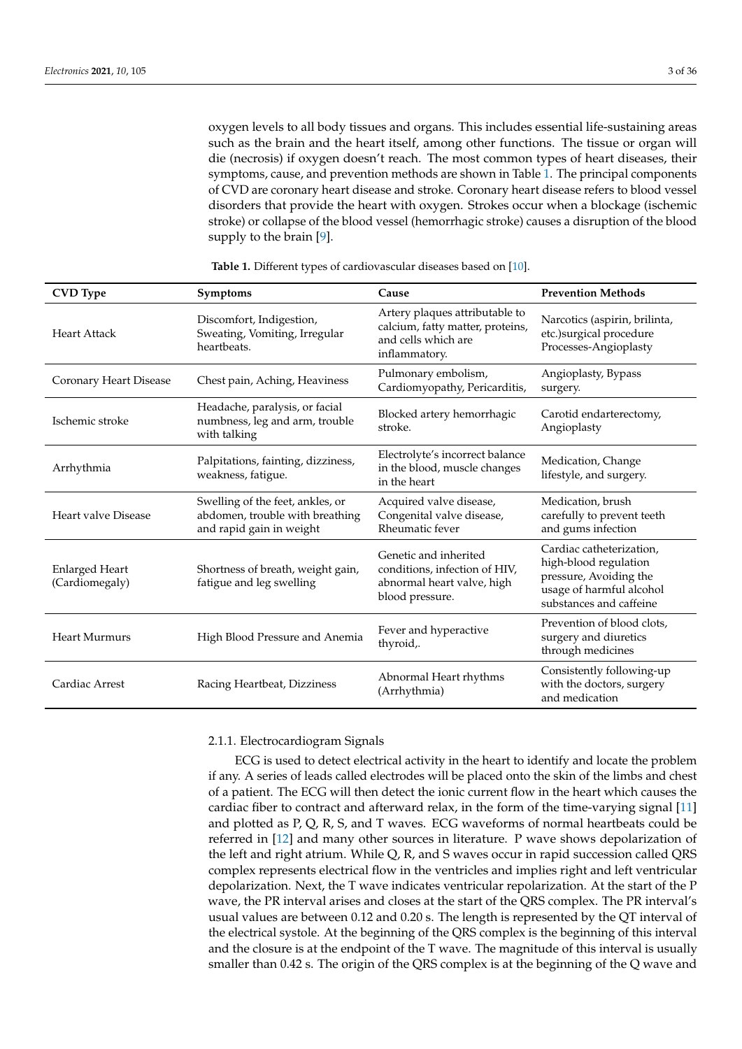oxygen levels to all body tissues and organs. This includes essential life-sustaining areas such as the brain and the heart itself, among other functions. The tissue or organ will die (necrosis) if oxygen doesn't reach. The most common types of heart diseases, their symptoms, cause, and prevention methods are shown in Table 1. The principal components of CVD are coronary heart disease and stroke. Coronary heart disease refers to blood vessel disorders that provide the heart with oxygen. Strokes occur when a blockage (ischemic stroke) or collapse of the blood vessel (hemorrhagic stroke) causes a disruption of the blood supply to the brain [9].

**Table 1.** Different types of cardiovascular diseases based on [10].

| CVD Type | Symptoms | Cause | Prevention Methods |
|---|---|---|---|
| Heart Attack | Discomfort, Indigestion, Sweating, Vomiting, Irregular heartbeats. | Artery plaques attributable to calcium, fatty matter, proteins, and cells which are inflammatory. | Narcotics (aspirin, brilinta, etc.)surgical procedure Processes-Angioplasty |
| Coronary Heart Disease | Chest pain, Aching, Heaviness | Pulmonary embolism, Cardiomyopathy, Pericarditis, | Angioplasty, Bypass surgery. |
| Ischemic stroke | Headache, paralysis, or facial numbness, leg and arm, trouble with talking | Blocked artery hemorrhagic stroke. | Carotid endarterectomy, Angioplasty |
| Arrhythmia | Palpitations, fainting, dizziness, weakness, fatigue. | Electrolyte's incorrect balance in the blood, muscle changes in the heart | Medication, Change lifestyle, and surgery. |
| Heart valve Disease | Swelling of the feet, ankles, or abdomen, trouble with breathing and rapid gain in weight | Acquired valve disease, Congenital valve disease, Rheumatic fever | Medication, brush carefully to prevent teeth and gums infection |
| Enlarged Heart (Cardiomegaly) | Shortness of breath, weight gain, fatigue and leg swelling | Genetic and inherited conditions, infection of HIV, abnormal heart valve, high blood pressure. | Cardiac catheterization, high-blood regulation pressure, Avoiding the usage of harmful alcohol substances and caffeine |
| Heart Murmurs | High Blood Pressure and Anemia | Fever and hyperactive thyroid,. | Prevention of blood clots, surgery and diuretics through medicines |
| Cardiac Arrest | Racing Heartbeat, Dizziness | Abnormal Heart rhythms (Arrhythmia) | Consistently following-up with the doctors, surgery and medication |

#### 2.1.1. Electrocardiogram Signals

ECG is used to detect electrical activity in the heart to identify and locate the problem if any. A series of leads called electrodes will be placed onto the skin of the limbs and chest of a patient. The ECG will then detect the ionic current flow in the heart which causes the cardiac fiber to contract and afterward relax, in the form of the time-varying signal [11] and plotted as P, Q, R, S, and T waves. ECG waveforms of normal heartbeats could be referred in [12] and many other sources in literature. P wave shows depolarization of the left and right atrium. While Q, R, and S waves occur in rapid succession called QRS complex represents electrical flow in the ventricles and implies right and left ventricular depolarization. Next, the T wave indicates ventricular repolarization. At the start of the P wave, the PR interval arises and closes at the start of the QRS complex. The PR interval's usual values are between 0.12 and 0.20 s. The length is represented by the QT interval of the electrical systole. At the beginning of the QRS complex is the beginning of this interval and the closure is at the endpoint of the T wave. The magnitude of this interval is usually smaller than 0.42 s. The origin of the QRS complex is at the beginning of the Q wave and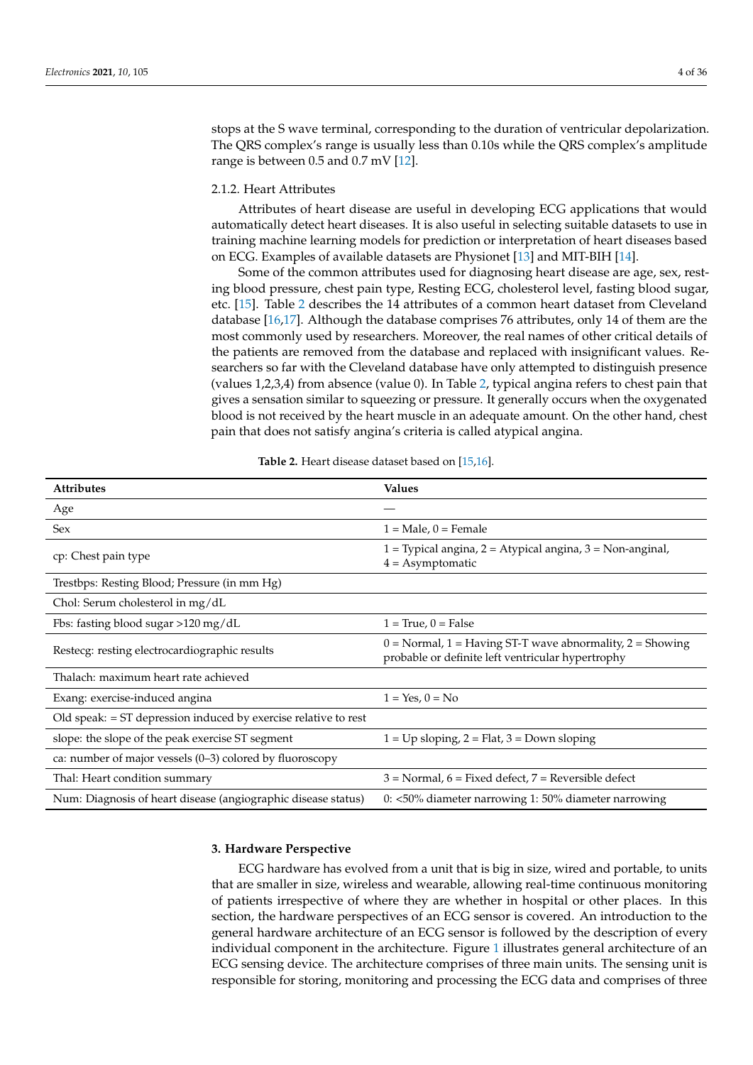stops at the S wave terminal, corresponding to the duration of ventricular depolarization. The QRS complex's range is usually less than 0.10s while the QRS complex's amplitude range is between 0.5 and 0.7 mV [12].

#### 2.1.2. Heart Attributes

Attributes of heart disease are useful in developing ECG applications that would automatically detect heart diseases. It is also useful in selecting suitable datasets to use in training machine learning models for prediction or interpretation of heart diseases based on ECG. Examples of available datasets are Physionet [13] and MIT-BIH [14].

Some of the common attributes used for diagnosing heart disease are age, sex, resting blood pressure, chest pain type, Resting ECG, cholesterol level, fasting blood sugar, etc. [15]. Table 2 describes the 14 attributes of a common heart dataset from Cleveland database [16,17]. Although the database comprises 76 attributes, only 14 of them are the most commonly used by researchers. Moreover, the real names of other critical details of the patients are removed from the database and replaced with insignificant values. Researchers so far with the Cleveland database have only attempted to distinguish presence (values 1,2,3,4) from absence (value 0). In Table 2, typical angina refers to chest pain that gives a sensation similar to squeezing or pressure. It generally occurs when the oxygenated blood is not received by the heart muscle in an adequate amount. On the other hand, chest pain that does not satisfy angina's criteria is called atypical angina.

**Table 2.** Heart disease dataset based on [15,16].

| Attributes | Values |
|---|---|
| Age | — |
| Sex | 1 = Male, 0 = Female |
| cp: Chest pain type | 1 = Typical angina, 2 = Atypical angina, 3 = Non-anginal, 4 = Asymptomatic |
| Trestbps: Resting Blood; Pressure (in mm Hg) | |
| Chol: Serum cholesterol in mg/dL | |
| Fbs: fasting blood sugar >120 mg/dL | 1 = True, 0 = False |
| Restecg: resting electrocardiographic results | 0 = Normal, 1 = Having ST-T wave abnormality, 2 = Showing probable or definite left ventricular hypertrophy |
| Thalach: maximum heart rate achieved | |
| Exang: exercise-induced angina | 1 = Yes, 0 = No |
| Old speak: = ST depression induced by exercise relative to rest | |
| slope: the slope of the peak exercise ST segment | 1 = Up sloping, 2 = Flat, 3 = Down sloping |
| ca: number of major vessels (0–3) colored by fluoroscopy | |
| Thal: Heart condition summary | 3 = Normal, 6 = Fixed defect, 7 = Reversible defect |
| Num: Diagnosis of heart disease (angiographic disease status) | 0: <50% diameter narrowing 1: 50% diameter narrowing |

## 3. Hardware Perspective

ECG hardware has evolved from a unit that is big in size, wired and portable, to units that are smaller in size, wireless and wearable, allowing real-time continuous monitoring of patients irrespective of where they are whether in hospital or other places. In this section, the hardware perspectives of an ECG sensor is covered. An introduction to the general hardware architecture of an ECG sensor is followed by the description of every individual component in the architecture. Figure 1 illustrates general architecture of an ECG sensing device. The architecture comprises of three main units. The sensing unit is responsible for storing, monitoring and processing the ECG data and comprises of three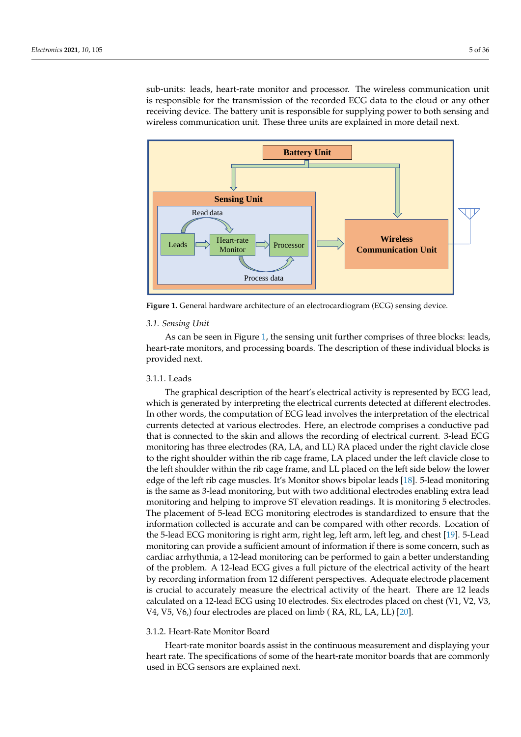sub-units: leads, heart-rate monitor and processor. The wireless communication unit is responsible for the transmission of the recorded ECG data to the cloud or any other receiving device. The battery unit is responsible for supplying power to both sensing and wireless communication unit. These three units are explained in more detail next.

**Figure 1.** General hardware architecture of an electrocardiogram (ECG) sensing device.

### *3.1. Sensing Unit*

As can be seen in Figure 1, the sensing unit further comprises of three blocks: leads, heart-rate monitors, and processing boards. The description of these individual blocks is provided next.

#### 3.1.1. Leads

The graphical description of the heart's electrical activity is represented by ECG lead, which is generated by interpreting the electrical currents detected at different electrodes. In other words, the computation of ECG lead involves the interpretation of the electrical currents detected at various electrodes. Here, an electrode comprises a conductive pad that is connected to the skin and allows the recording of electrical current. 3-lead ECG monitoring has three electrodes (RA, LA, and LL) RA placed under the right clavicle close to the right shoulder within the rib cage frame, LA placed under the left clavicle close to the left shoulder within the rib cage frame, and LL placed on the left side below the lower edge of the left rib cage muscles. It's Monitor shows bipolar leads [18]. 5-lead monitoring is the same as 3-lead monitoring, but with two additional electrodes enabling extra lead monitoring and helping to improve ST elevation readings. It is monitoring 5 electrodes. The placement of 5-lead ECG monitoring electrodes is standardized to ensure that the information collected is accurate and can be compared with other records. Location of the 5-lead ECG monitoring is right arm, right leg, left arm, left leg, and chest [19]. 5-Lead monitoring can provide a sufficient amount of information if there is some concern, such as cardiac arrhythmia, a 12-lead monitoring can be performed to gain a better understanding of the problem. A 12-lead ECG gives a full picture of the electrical activity of the heart by recording information from 12 different perspectives. Adequate electrode placement is crucial to accurately measure the electrical activity of the heart. There are 12 leads calculated on a 12-lead ECG using 10 electrodes. Six electrodes placed on chest (V1, V2, V3, V4, V5, V6,) four electrodes are placed on limb ( RA, RL, LA, LL) [20].

#### 3.1.2. Heart-Rate Monitor Board

Heart-rate monitor boards assist in the continuous measurement and displaying your heart rate. The specifications of some of the heart-rate monitor boards that are commonly used in ECG sensors are explained next.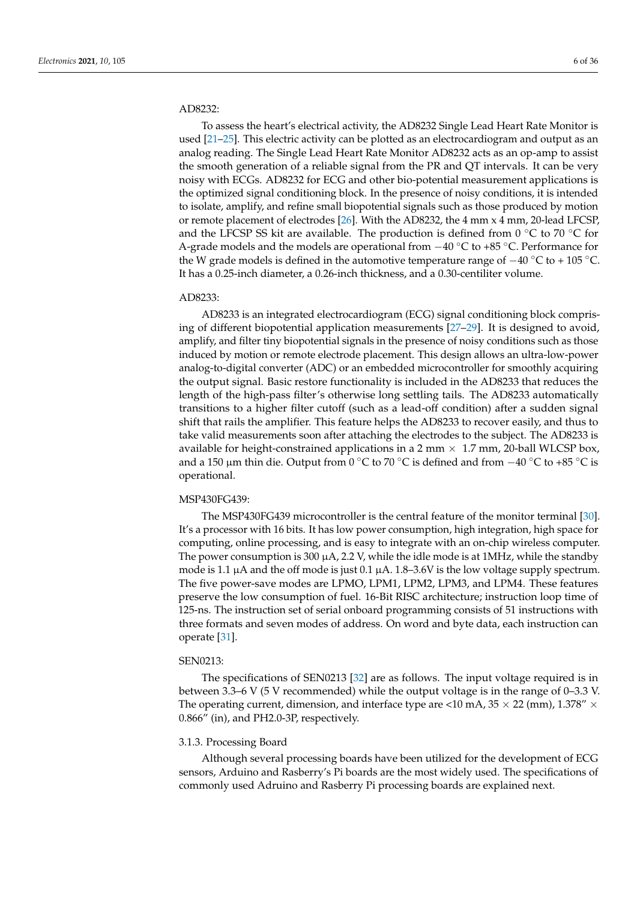AD8232:

To assess the heart's electrical activity, the AD8232 Single Lead Heart Rate Monitor is used [21–25]. This electric activity can be plotted as an electrocardiogram and output as an analog reading. The Single Lead Heart Rate Monitor AD8232 acts as an op-amp to assist the smooth generation of a reliable signal from the PR and QT intervals. It can be very noisy with ECGs. AD8232 for ECG and other bio-potential measurement applications is the optimized signal conditioning block. In the presence of noisy conditions, it is intended to isolate, amplify, and refine small biopotential signals such as those produced by motion or remote placement of electrodes [26]. With the AD8232, the 4 mm x 4 mm, 20-lead LFCSP, and the LFCSP SS kit are available. The production is defined from 0 °C to 70 °C for A-grade models and the models are operational from −40 °C to +85 °C. Performance for the W grade models is defined in the automotive temperature range of −40 °C to + 105 °C. It has a 0.25-inch diameter, a 0.26-inch thickness, and a 0.30-centiliter volume.

AD8233:

AD8233 is an integrated electrocardiogram (ECG) signal conditioning block comprising of different biopotential application measurements [27–29]. It is designed to avoid, amplify, and filter tiny biopotential signals in the presence of noisy conditions such as those induced by motion or remote electrode placement. This design allows an ultra-low-power analog-to-digital converter (ADC) or an embedded microcontroller for smoothly acquiring the output signal. Basic restore functionality is included in the AD8233 that reduces the length of the high-pass filter's otherwise long settling tails. The AD8233 automatically transitions to a higher filter cutoff (such as a lead-off condition) after a sudden signal shift that rails the amplifier. This feature helps the AD8233 to recover easily, and thus to take valid measurements soon after attaching the electrodes to the subject. The AD8233 is available for height-constrained applications in a 2 mm × 1.7 mm, 20-ball WLCSP box, and a 150 μm thin die. Output from 0 °C to 70 °C is defined and from −40 °C to +85 °C is operational.

MSP430FG439:

The MSP430FG439 microcontroller is the central feature of the monitor terminal [30]. It's a processor with 16 bits. It has low power consumption, high integration, high space for computing, online processing, and is easy to integrate with an on-chip wireless computer. The power consumption is 300 μA, 2.2 V, while the idle mode is at 1MHz, while the standby mode is 1.1 μA and the off mode is just 0.1 μA. 1.8–3.6V is the low voltage supply spectrum. The five power-save modes are LPMO, LPM1, LPM2, LPM3, and LPM4. These features preserve the low consumption of fuel. 16-Bit RISC architecture; instruction loop time of 125-ns. The instruction set of serial onboard programming consists of 51 instructions with three formats and seven modes of address. On word and byte data, each instruction can operate [31].

SEN0213:

The specifications of SEN0213 [32] are as follows. The input voltage required is in between 3.3–6 V (5 V recommended) while the output voltage is in the range of 0–3.3 V. The operating current, dimension, and interface type are <10 mA, 35 × 22 (mm), 1.378" × 0.866" (in), and PH2.0-3P, respectively.

### 3.1.3. Processing Board

Although several processing boards have been utilized for the development of ECG sensors, Arduino and Rasberry's Pi boards are the most widely used. The specifications of commonly used Adruino and Rasberry Pi processing boards are explained next.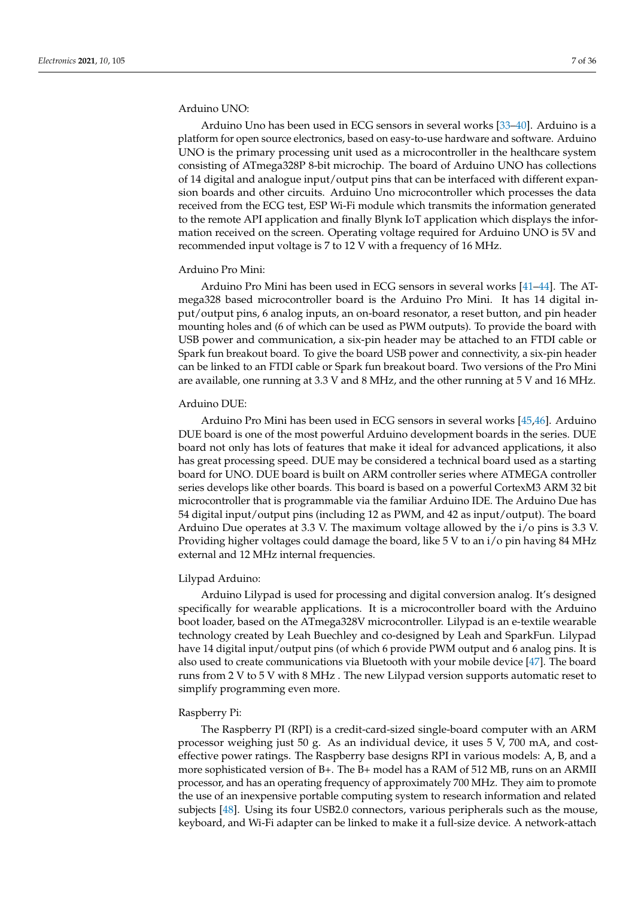Arduino UNO:

Arduino Uno has been used in ECG sensors in several works [33–40]. Arduino is a platform for open source electronics, based on easy-to-use hardware and software. Arduino UNO is the primary processing unit used as a microcontroller in the healthcare system consisting of ATmega328P 8-bit microchip. The board of Arduino UNO has collections of 14 digital and analogue input/output pins that can be interfaced with different expansion boards and other circuits. Arduino Uno microcontroller which processes the data received from the ECG test, ESP Wi-Fi module which transmits the information generated to the remote API application and finally Blynk IoT application which displays the information received on the screen. Operating voltage required for Arduino UNO is 5V and recommended input voltage is 7 to 12 V with a frequency of 16 MHz.

Arduino Pro Mini:

Arduino Pro Mini has been used in ECG sensors in several works [41–44]. The ATmega328 based microcontroller board is the Arduino Pro Mini. It has 14 digital input/output pins, 6 analog inputs, an on-board resonator, a reset button, and pin header mounting holes and (6 of which can be used as PWM outputs). To provide the board with USB power and communication, a six-pin header may be attached to an FTDI cable or Spark fun breakout board. To give the board USB power and connectivity, a six-pin header can be linked to an FTDI cable or Spark fun breakout board. Two versions of the Pro Mini are available, one running at 3.3 V and 8 MHz, and the other running at 5 V and 16 MHz.

Arduino DUE:

Arduino Pro Mini has been used in ECG sensors in several works [45,46]. Arduino DUE board is one of the most powerful Arduino development boards in the series. DUE board not only has lots of features that make it ideal for advanced applications, it also has great processing speed. DUE may be considered a technical board used as a starting board for UNO. DUE board is built on ARM controller series where ATMEGA controller series develops like other boards. This board is based on a powerful CortexM3 ARM 32 bit microcontroller that is programmable via the familiar Arduino IDE. The Arduino Due has 54 digital input/output pins (including 12 as PWM, and 42 as input/output). The board Arduino Due operates at 3.3 V. The maximum voltage allowed by the i/o pins is 3.3 V. Providing higher voltages could damage the board, like 5 V to an i/o pin having 84 MHz external and 12 MHz internal frequencies.

Lilypad Arduino:

Arduino Lilypad is used for processing and digital conversion analog. It's designed specifically for wearable applications. It is a microcontroller board with the Arduino boot loader, based on the ATmega328V microcontroller. Lilypad is an e-textile wearable technology created by Leah Buechley and co-designed by Leah and SparkFun. Lilypad have 14 digital input/output pins (of which 6 provide PWM output and 6 analog pins. It is also used to create communications via Bluetooth with your mobile device [47]. The board runs from 2 V to 5 V with 8 MHz . The new Lilypad version supports automatic reset to simplify programming even more.

Raspberry Pi:

The Raspberry PI (RPI) is a credit-card-sized single-board computer with an ARM processor weighing just 50 g. As an individual device, it uses 5 V, 700 mA, and cost-effective power ratings. The Raspberry base designs RPI in various models: A, B, and a more sophisticated version of B+. The B+ model has a RAM of 512 MB, runs on an ARMII processor, and has an operating frequency of approximately 700 MHz. They aim to promote the use of an inexpensive portable computing system to research information and related subjects [48]. Using its four USB2.0 connectors, various peripherals such as the mouse, keyboard, and Wi-Fi adapter can be linked to make it a full-size device. A network-attach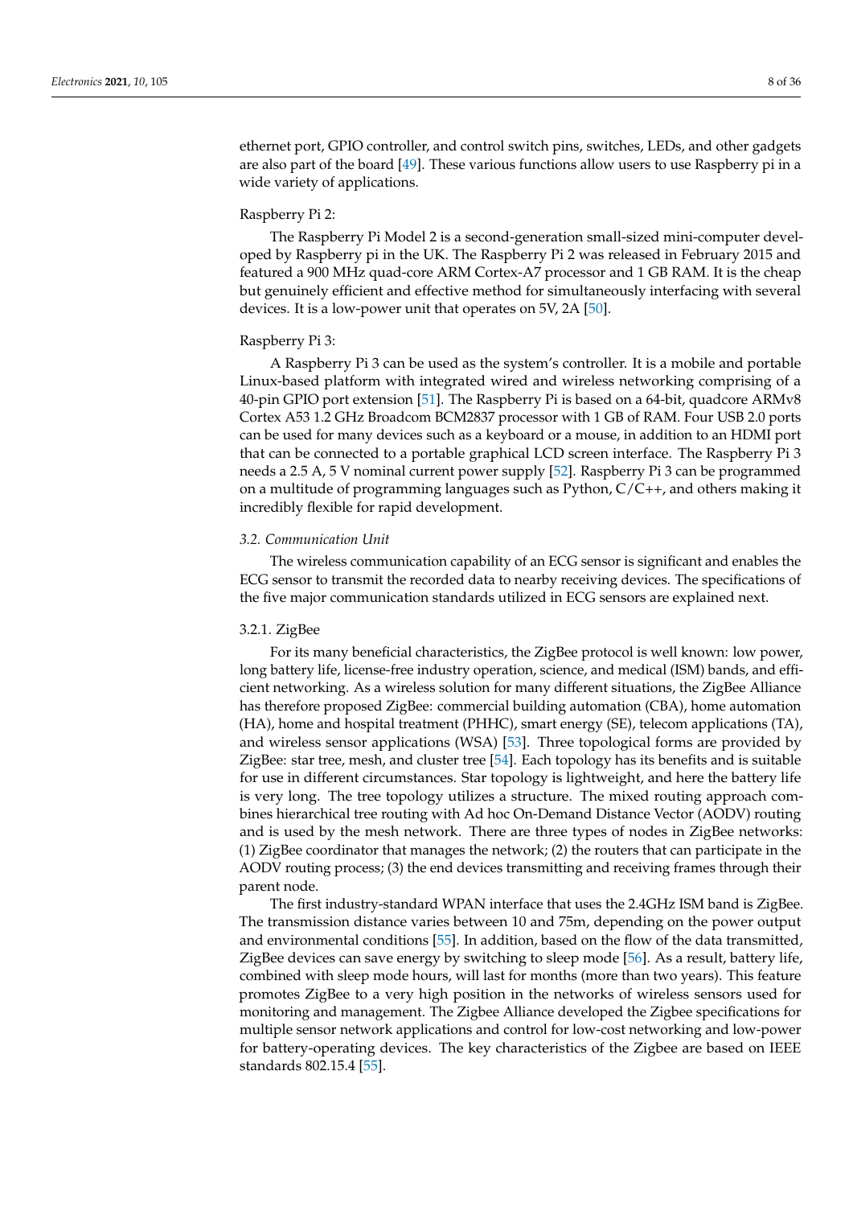ethernet port, GPIO controller, and control switch pins, switches, LEDs, and other gadgets are also part of the board [49]. These various functions allow users to use Raspberry pi in a wide variety of applications.

Raspberry Pi 2:

The Raspberry Pi Model 2 is a second-generation small-sized mini-computer developed by Raspberry pi in the UK. The Raspberry Pi 2 was released in February 2015 and featured a 900 MHz quad-core ARM Cortex-A7 processor and 1 GB RAM. It is the cheap but genuinely efficient and effective method for simultaneously interfacing with several devices. It is a low-power unit that operates on 5V, 2A [50].

Raspberry Pi 3:

A Raspberry Pi 3 can be used as the system's controller. It is a mobile and portable Linux-based platform with integrated wired and wireless networking comprising of a 40-pin GPIO port extension [51]. The Raspberry Pi is based on a 64-bit, quadcore ARMv8 Cortex A53 1.2 GHz Broadcom BCM2837 processor with 1 GB of RAM. Four USB 2.0 ports can be used for many devices such as a keyboard or a mouse, in addition to an HDMI port that can be connected to a portable graphical LCD screen interface. The Raspberry Pi 3 needs a 2.5 A, 5 V nominal current power supply [52]. Raspberry Pi 3 can be programmed on a multitude of programming languages such as Python, C/C++, and others making it incredibly flexible for rapid development.

### *3.2. Communication Unit*

The wireless communication capability of an ECG sensor is significant and enables the ECG sensor to transmit the recorded data to nearby receiving devices. The specifications of the five major communication standards utilized in ECG sensors are explained next.

#### 3.2.1. ZigBee

For its many beneficial characteristics, the ZigBee protocol is well known: low power, long battery life, license-free industry operation, science, and medical (ISM) bands, and efficient networking. As a wireless solution for many different situations, the ZigBee Alliance has therefore proposed ZigBee: commercial building automation (CBA), home automation (HA), home and hospital treatment (PHHC), smart energy (SE), telecom applications (TA), and wireless sensor applications (WSA) [53]. Three topological forms are provided by ZigBee: star tree, mesh, and cluster tree [54]. Each topology has its benefits and is suitable for use in different circumstances. Star topology is lightweight, and here the battery life is very long. The tree topology utilizes a structure. The mixed routing approach combines hierarchical tree routing with Ad hoc On-Demand Distance Vector (AODV) routing and is used by the mesh network. There are three types of nodes in ZigBee networks: (1) ZigBee coordinator that manages the network; (2) the routers that can participate in the AODV routing process; (3) the end devices transmitting and receiving frames through their parent node.

The first industry-standard WPAN interface that uses the 2.4GHz ISM band is ZigBee. The transmission distance varies between 10 and 75m, depending on the power output and environmental conditions [55]. In addition, based on the flow of the data transmitted, ZigBee devices can save energy by switching to sleep mode [56]. As a result, battery life, combined with sleep mode hours, will last for months (more than two years). This feature promotes ZigBee to a very high position in the networks of wireless sensors used for monitoring and management. The Zigbee Alliance developed the Zigbee specifications for multiple sensor network applications and control for low-cost networking and low-power for battery-operating devices. The key characteristics of the Zigbee are based on IEEE standards 802.15.4 [55].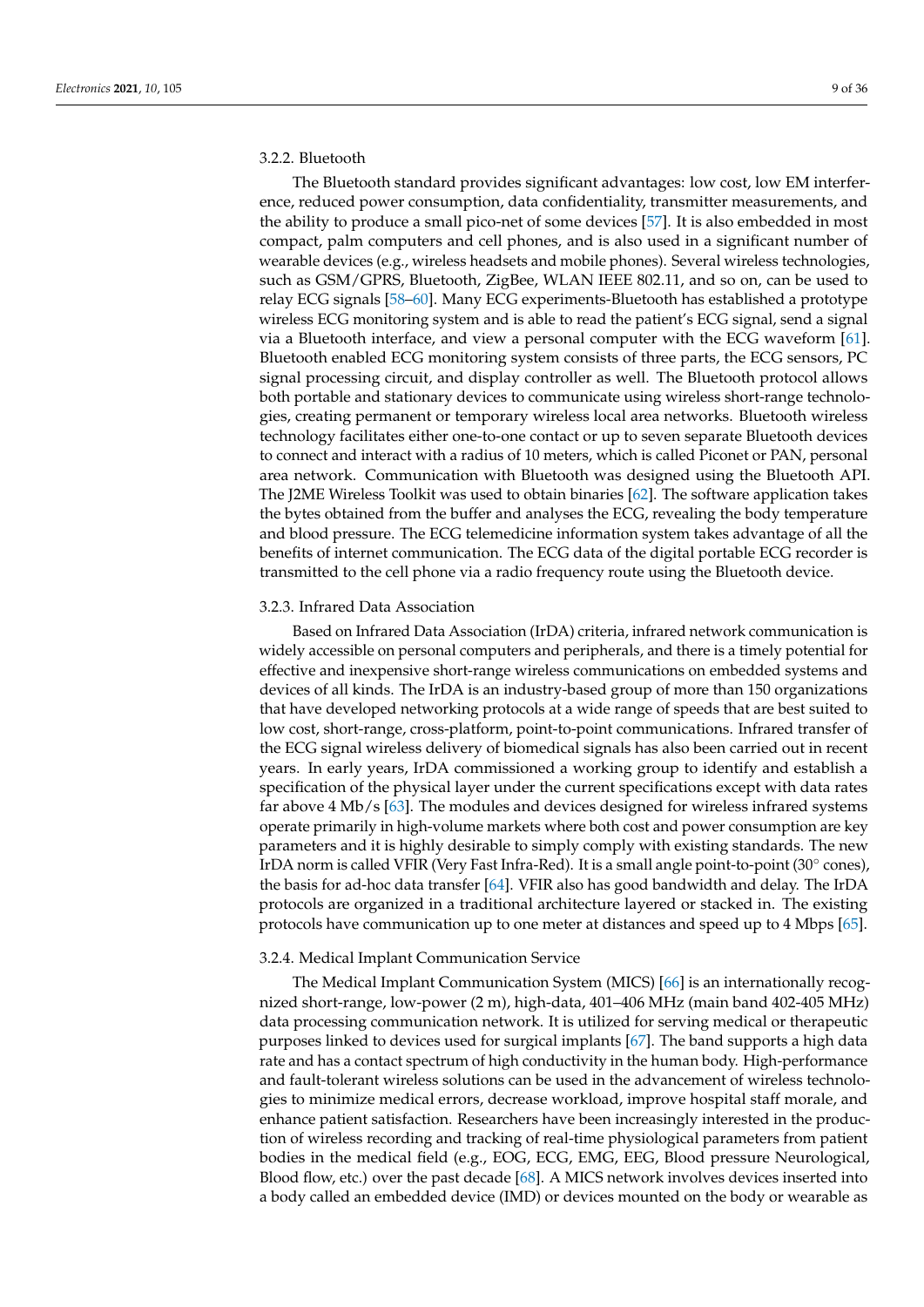#### 3.2.2. Bluetooth

The Bluetooth standard provides significant advantages: low cost, low EM interference, reduced power consumption, data confidentiality, transmitter measurements, and the ability to produce a small pico-net of some devices [57]. It is also embedded in most compact, palm computers and cell phones, and is also used in a significant number of wearable devices (e.g., wireless headsets and mobile phones). Several wireless technologies, such as GSM/GPRS, Bluetooth, ZigBee, WLAN IEEE 802.11, and so on, can be used to relay ECG signals [58–60]. Many ECG experiments-Bluetooth has established a prototype wireless ECG monitoring system and is able to read the patient's ECG signal, send a signal via a Bluetooth interface, and view a personal computer with the ECG waveform [61]. Bluetooth enabled ECG monitoring system consists of three parts, the ECG sensors, PC signal processing circuit, and display controller as well. The Bluetooth protocol allows both portable and stationary devices to communicate using wireless short-range technologies, creating permanent or temporary wireless local area networks. Bluetooth wireless technology facilitates either one-to-one contact or up to seven separate Bluetooth devices to connect and interact with a radius of 10 meters, which is called Piconet or PAN, personal area network. Communication with Bluetooth was designed using the Bluetooth API. The J2ME Wireless Toolkit was used to obtain binaries [62]. The software application takes the bytes obtained from the buffer and analyses the ECG, revealing the body temperature and blood pressure. The ECG telemedicine information system takes advantage of all the benefits of internet communication. The ECG data of the digital portable ECG recorder is transmitted to the cell phone via a radio frequency route using the Bluetooth device.

#### 3.2.3. Infrared Data Association

Based on Infrared Data Association (IrDA) criteria, infrared network communication is widely accessible on personal computers and peripherals, and there is a timely potential for effective and inexpensive short-range wireless communications on embedded systems and devices of all kinds. The IrDA is an industry-based group of more than 150 organizations that have developed networking protocols at a wide range of speeds that are best suited to low cost, short-range, cross-platform, point-to-point communications. Infrared transfer of the ECG signal wireless delivery of biomedical signals has also been carried out in recent years. In early years, IrDA commissioned a working group to identify and establish a specification of the physical layer under the current specifications except with data rates far above 4 Mb/s [63]. The modules and devices designed for wireless infrared systems operate primarily in high-volume markets where both cost and power consumption are key parameters and it is highly desirable to simply comply with existing standards. The new IrDA norm is called VFIR (Very Fast Infra-Red). It is a small angle point-to-point (30° cones), the basis for ad-hoc data transfer [64]. VFIR also has good bandwidth and delay. The IrDA protocols are organized in a traditional architecture layered or stacked in. The existing protocols have communication up to one meter at distances and speed up to 4 Mbps [65].

#### 3.2.4. Medical Implant Communication Service

The Medical Implant Communication System (MICS) [66] is an internationally recognized short-range, low-power (2 m), high-data, 401–406 MHz (main band 402-405 MHz) data processing communication network. It is utilized for serving medical or therapeutic purposes linked to devices used for surgical implants [67]. The band supports a high data rate and has a contact spectrum of high conductivity in the human body. High-performance and fault-tolerant wireless solutions can be used in the advancement of wireless technologies to minimize medical errors, decrease workload, improve hospital staff morale, and enhance patient satisfaction. Researchers have been increasingly interested in the production of wireless recording and tracking of real-time physiological parameters from patient bodies in the medical field (e.g., EOG, ECG, EMG, EEG, Blood pressure Neurological, Blood flow, etc.) over the past decade [68]. A MICS network involves devices inserted into a body called an embedded device (IMD) or devices mounted on the body or wearable as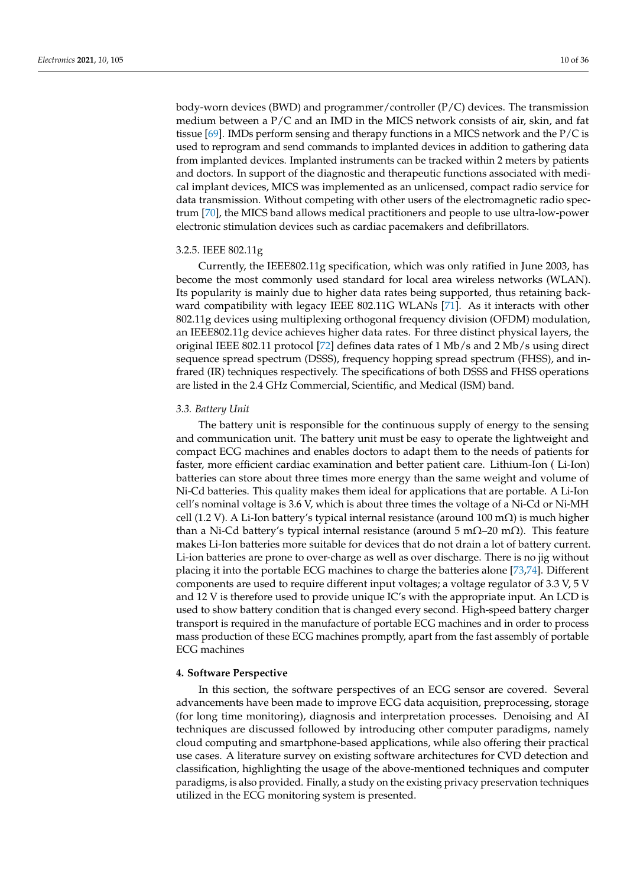body-worn devices (BWD) and programmer/controller (P/C) devices. The transmission medium between a P/C and an IMD in the MICS network consists of air, skin, and fat tissue [69]. IMDs perform sensing and therapy functions in a MICS network and the P/C is used to reprogram and send commands to implanted devices in addition to gathering data from implanted devices. Implanted instruments can be tracked within 2 meters by patients and doctors. In support of the diagnostic and therapeutic functions associated with medical implant devices, MICS was implemented as an unlicensed, compact radio service for data transmission. Without competing with other users of the electromagnetic radio spectrum [70], the MICS band allows medical practitioners and people to use ultra-low-power electronic stimulation devices such as cardiac pacemakers and defibrillators.

### 3.2.5. IEEE 802.11g

Currently, the IEEE802.11g specification, which was only ratified in June 2003, has become the most commonly used standard for local area wireless networks (WLAN). Its popularity is mainly due to higher data rates being supported, thus retaining backward compatibility with legacy IEEE 802.11G WLANs [71]. As it interacts with other 802.11g devices using multiplexing orthogonal frequency division (OFDM) modulation, an IEEE802.11g device achieves higher data rates. For three distinct physical layers, the original IEEE 802.11 protocol [72] defines data rates of 1 Mb/s and 2 Mb/s using direct sequence spread spectrum (DSSS), frequency hopping spread spectrum (FHSS), and infrared (IR) techniques respectively. The specifications of both DSSS and FHSS operations are listed in the 2.4 GHz Commercial, Scientific, and Medical (ISM) band.

## *3.3. Battery Unit*

The battery unit is responsible for the continuous supply of energy to the sensing and communication unit. The battery unit must be easy to operate the lightweight and compact ECG machines and enables doctors to adapt them to the needs of patients for faster, more efficient cardiac examination and better patient care. Lithium-Ion ( Li-Ion) batteries can store about three times more energy than the same weight and volume of Ni-Cd batteries. This quality makes them ideal for applications that are portable. A Li-Ion cell's nominal voltage is 3.6 V, which is about three times the voltage of a Ni-Cd or Ni-MH cell (1.2 V). A Li-Ion battery's typical internal resistance (around 100 mΩ) is much higher than a Ni-Cd battery's typical internal resistance (around 5 mΩ–20 mΩ). This feature makes Li-Ion batteries more suitable for devices that do not drain a lot of battery current. Li-ion batteries are prone to over-charge as well as over discharge. There is no jig without placing it into the portable ECG machines to charge the batteries alone [73,74]. Different components are used to require different input voltages; a voltage regulator of 3.3 V, 5 V and 12 V is therefore used to provide unique IC's with the appropriate input. An LCD is used to show battery condition that is changed every second. High-speed battery charger transport is required in the manufacture of portable ECG machines and in order to process mass production of these ECG machines promptly, apart from the fast assembly of portable ECG machines

# 4. Software Perspective

In this section, the software perspectives of an ECG sensor are covered. Several advancements have been made to improve ECG data acquisition, preprocessing, storage (for long time monitoring), diagnosis and interpretation processes. Denoising and AI techniques are discussed followed by introducing other computer paradigms, namely cloud computing and smartphone-based applications, while also offering their practical use cases. A literature survey on existing software architectures for CVD detection and classification, highlighting the usage of the above-mentioned techniques and computer paradigms, is also provided. Finally, a study on the existing privacy preservation techniques utilized in the ECG monitoring system is presented.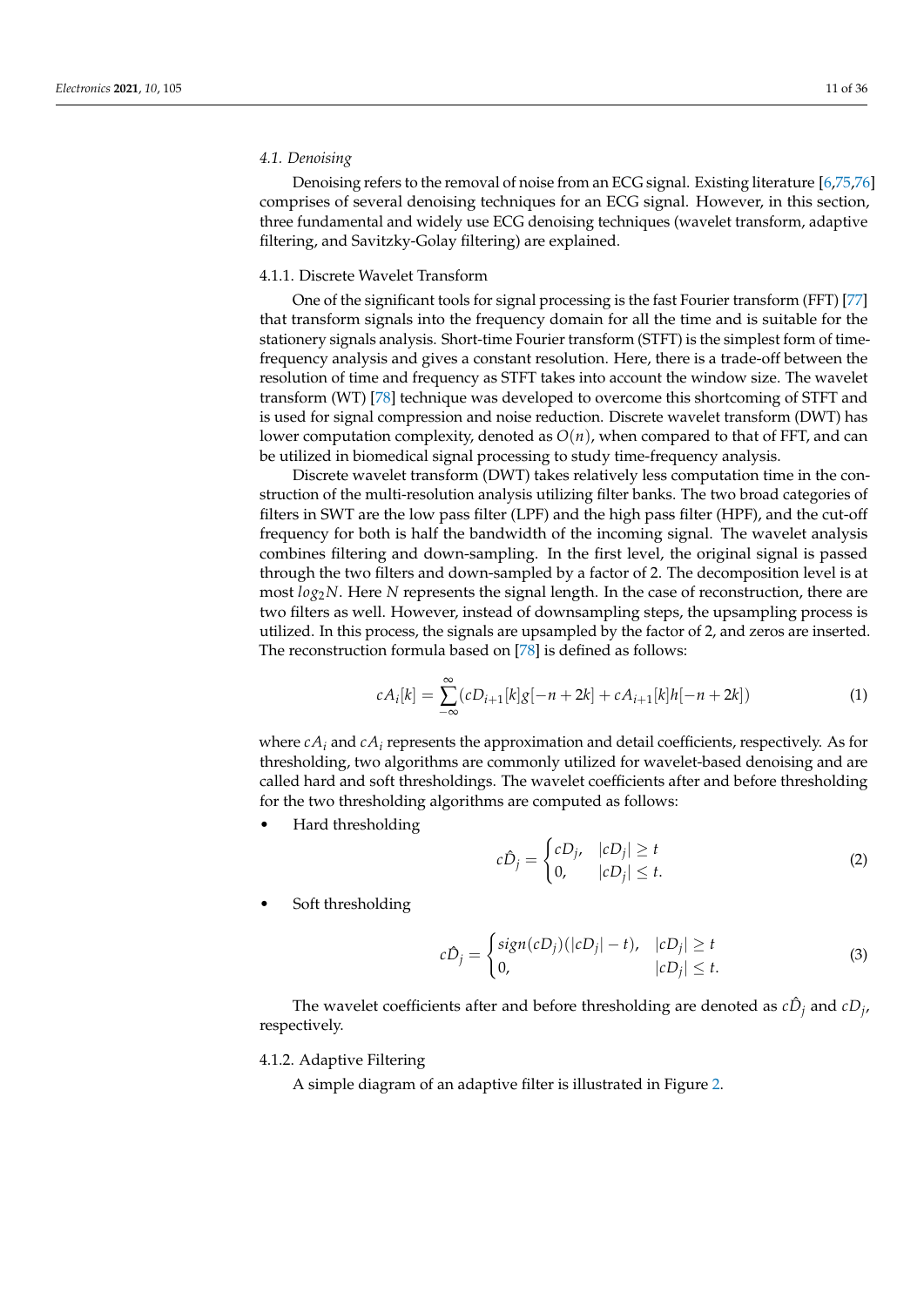### 4.1. Denoising

Denoising refers to the removal of noise from an ECG signal. Existing literature [6,75,76] comprises of several denoising techniques for an ECG signal. However, in this section, three fundamental and widely use ECG denoising techniques (wavelet transform, adaptive filtering, and Savitzky-Golay filtering) are explained.

#### 4.1.1. Discrete Wavelet Transform

One of the significant tools for signal processing is the fast Fourier transform (FFT) [77] that transform signals into the frequency domain for all the time and is suitable for the stationery signals analysis. Short-time Fourier transform (STFT) is the simplest form of time-frequency analysis and gives a constant resolution. Here, there is a trade-off between the resolution of time and frequency as STFT takes into account the window size. The wavelet transform (WT) [78] technique was developed to overcome this shortcoming of STFT and is used for signal compression and noise reduction. Discrete wavelet transform (DWT) has lower computation complexity, denoted as $O(n)$, when compared to that of FFT, and can be utilized in biomedical signal processing to study time-frequency analysis.

Discrete wavelet transform (DWT) takes relatively less computation time in the construction of the multi-resolution analysis utilizing filter banks. The two broad categories of filters in SWT are the low pass filter (LPF) and the high pass filter (HPF), and the cut-off frequency for both is half the bandwidth of the incoming signal. The wavelet analysis combines filtering and down-sampling. In the first level, the original signal is passed through the two filters and down-sampled by a factor of 2. The decomposition level is at most $log_2 N$. Here $N$ represents the signal length. In the case of reconstruction, there are two filters as well. However, instead of downsampling steps, the upsampling process is utilized. In this process, the signals are upsampled by the factor of 2, and zeros are inserted. The reconstruction formula based on [78] is defined as follows:

$$cA_i[k] = \sum_{-\infty}^{\infty} (cD_{i+1}[k]g[-n+2k] + cA_{i+1}[k]h[-n+2k]) \tag{1}$$

where $cA_i$ and $cA_i$ represents the approximation and detail coefficients, respectively. As for thresholding, two algorithms are commonly utilized for wavelet-based denoising and are called hard and soft thresholdings. The wavelet coefficients after and before thresholding for the two thresholding algorithms are computed as follows:

- Hard thresholding

$$c\hat{D}_j = \begin{cases} cD_j, & |cD_j| \geq t \\ 0, & |cD_j| \leq t. \end{cases} \tag{2}$$

- Soft thresholding

$$c\hat{D}_j = \begin{cases} sign(cD_j)(|cD_j| - t), & |cD_j| \geq t \\ 0, & |cD_j| \leq t. \end{cases} \tag{3}$$

The wavelet coefficients after and before thresholding are denoted as $c\hat{D}_j$ and $cD_j$, respectively.

#### 4.1.2. Adaptive Filtering

A simple diagram of an adaptive filter is illustrated in Figure 2.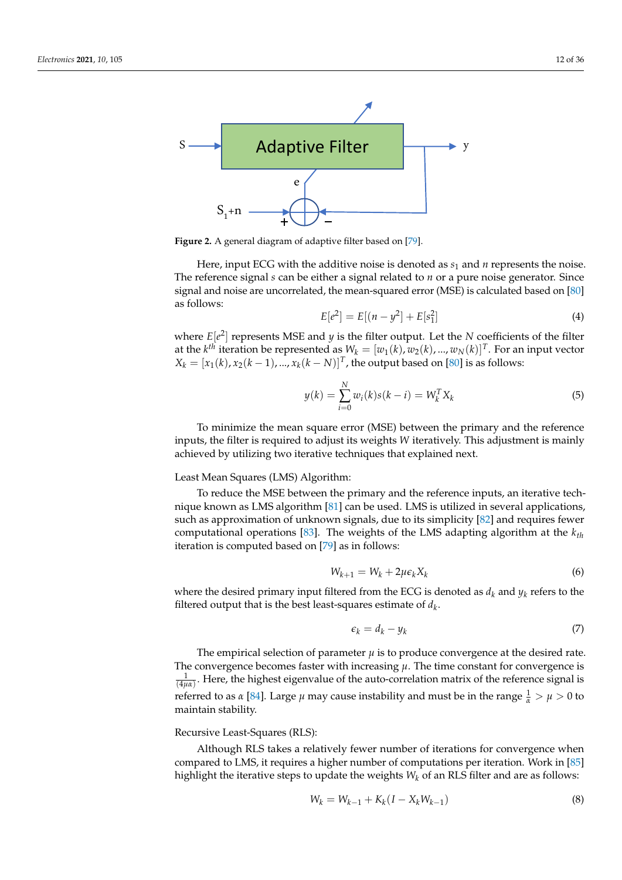**Figure 2.** A general diagram of adaptive filter based on [79].

Here, input ECG with the additive noise is denoted as $s_1$ and $n$ represents the noise. The reference signal $s$ can be either a signal related to $n$ or a pure noise generator. Since signal and noise are uncorrelated, the mean-squared error (MSE) is calculated based on [80] as follows:

$$E[e^2] = E[(n - y^2] + E[s_1^2] \tag{4}$$

where $E[e^2]$ represents MSE and $y$ is the filter output. Let the $N$ coefficients of the filter at the $k^{th}$ iteration be represented as $W_k = [w_1(k), w_2(k), ..., w_N(k)]^T$. For an input vector $X_k = [x_1(k), x_2(k-1), ..., x_k(k-N)]^T$, the output based on [80] is as follows:

$$y(k) = \sum_{i=0}^{N} w_i(k)s(k-i) = W_k^T X_k \tag{5}$$

To minimize the mean square error (MSE) between the primary and the reference inputs, the filter is required to adjust its weights $W$ iteratively. This adjustment is mainly achieved by utilizing two iterative techniques that explained next.

Least Mean Squares (LMS) Algorithm:

To reduce the MSE between the primary and the reference inputs, an iterative technique known as LMS algorithm [81] can be used. LMS is utilized in several applications, such as approximation of unknown signals, due to its simplicity [82] and requires fewer computational operations [83]. The weights of the LMS adapting algorithm at the $k_{th}$ iteration is computed based on [79] as in follows:

$$W_{k+1} = W_k + 2\mu\epsilon_k X_k \tag{6}$$

where the desired primary input filtered from the ECG is denoted as $d_k$ and $y_k$ refers to the filtered output that is the best least-squares estimate of $d_k$.

$$\epsilon_k = d_k - y_k \tag{7}$$

The empirical selection of parameter $\mu$ is to produce convergence at the desired rate. The convergence becomes faster with increasing $\mu$. The time constant for convergence is $\frac{1}{(4\mu\alpha)}$. Here, the highest eigenvalue of the auto-correlation matrix of the reference signal is referred to as $\alpha$ [84]. Large $\mu$ may cause instability and must be in the range $\frac{1}{\alpha} > \mu > 0$ to maintain stability.

Recursive Least-Squares (RLS):

Although RLS takes a relatively fewer number of iterations for convergence when compared to LMS, it requires a higher number of computations per iteration. Work in [85] highlight the iterative steps to update the weights $W_k$ of an RLS filter and are as follows:

$$W_k = W_{k-1} + K_k(I - X_k W_{k-1}) \tag{8}$$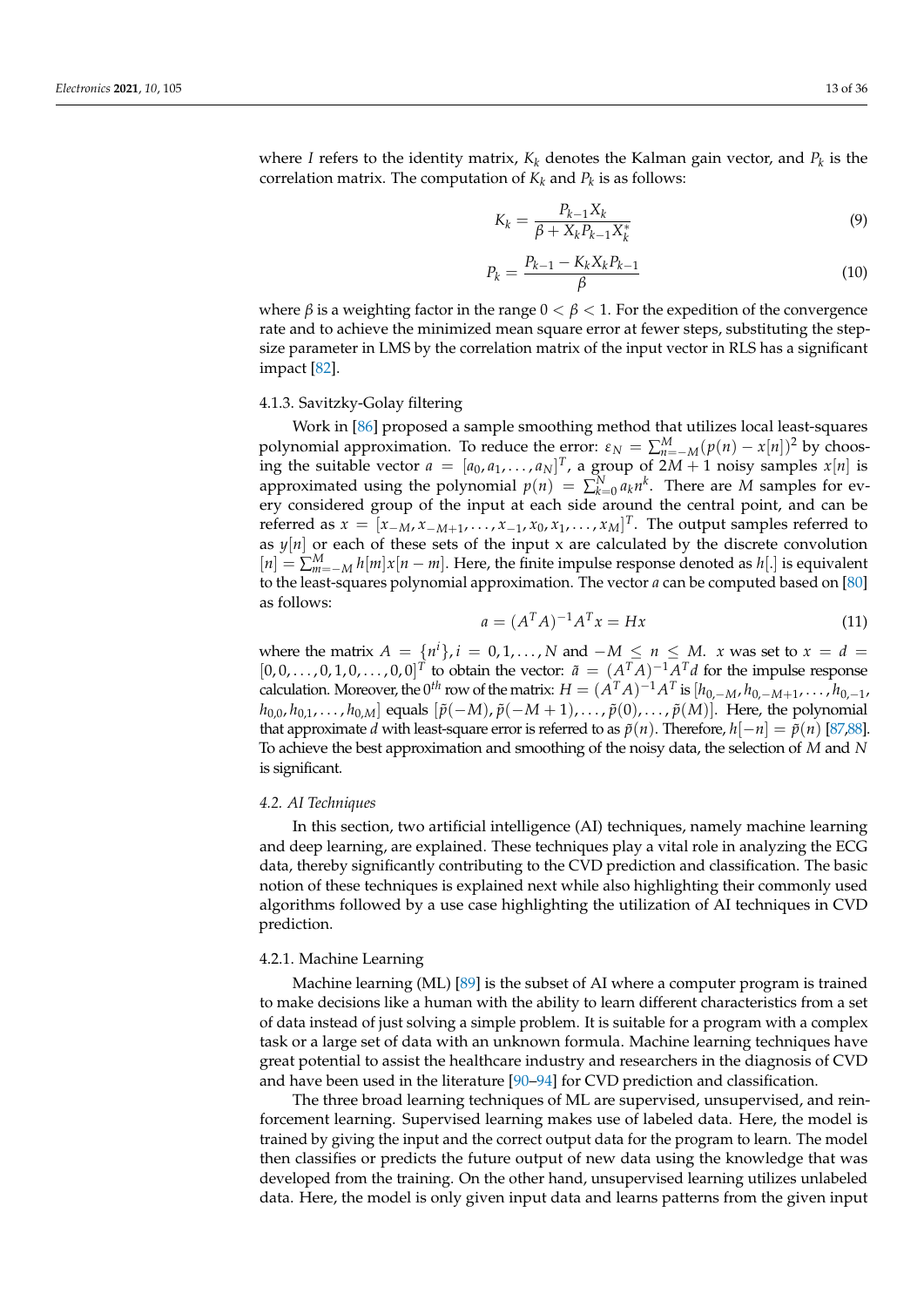where $I$ refers to the identity matrix, $K_k$ denotes the Kalman gain vector, and $P_k$ is the correlation matrix. The computation of $K_k$ and $P_k$ is as follows:

$$K_k = \frac{P_{k-1}X_k}{\beta + X_k P_{k-1} X_k^*} \tag{9}$$

$$P_k = \frac{P_{k-1} - K_k X_k P_{k-1}}{\beta} \tag{10}$$

where $\beta$ is a weighting factor in the range $0 < \beta < 1$. For the expedition of the convergence rate and to achieve the minimized mean square error at fewer steps, substituting the step-size parameter in LMS by the correlation matrix of the input vector in RLS has a significant impact [82].

#### 4.1.3. Savitzky-Golay filtering

Work in [86] proposed a sample smoothing method that utilizes local least-squares polynomial approximation. To reduce the error: $\varepsilon_N = \sum_{n=-M}^{M} (p(n) - x[n])^2$ by choosing the suitable vector $a = [a_0, a_1, \ldots, a_N]^T$, a group of $2M + 1$ noisy samples $x[n]$ is approximated using the polynomial $p(n) = \sum_{k=0}^{N} a_k n^k$. There are $M$ samples for every considered group of the input at each side around the central point, and can be referred as $x = [x_{-M}, x_{-M+1}, \ldots, x_{-1}, x_0, x_1, \ldots, x_M]^T$. The output samples referred to as $y[n]$ or each of these sets of the input x are calculated by the discrete convolution $[n] = \sum_{m=-M}^{M} h[m]x[n-m]$. Here, the finite impulse response denoted as $h[.]$ is equivalent to the least-squares polynomial approximation. The vector $a$ can be computed based on [80] as follows:

$$a = (A^T A)^{-1} A^T x = Hx \tag{11}$$

where the matrix $A = \{n^i\}, i = 0, 1, \ldots, N$ and $-M \leq n \leq M$. $x$ was set to $x = d = [0, 0, \ldots, 0, 1, 0, \ldots, 0, 0]^T$ to obtain the vector: $\tilde{a} = (A^T A)^{-1} A^T d$ for the impulse response calculation. Moreover, the $0^{th}$ row of the matrix: $H = (A^T A)^{-1} A^T$ is $[h_{0,-M}, h_{0,-M+1}, \ldots, h_{0,-1}, h_{0,0}, h_{0,1}, \ldots, h_{0,M}]$ equals $[\tilde{p}(-M), \tilde{p}(-M+1), \ldots, \tilde{p}(0), \ldots, \tilde{p}(M)]$. Here, the polynomial that approximate $d$ with least-square error is referred to as $\tilde{p}(n)$. Therefore, $h[-n] = \tilde{p}(n)$ [87,88]. To achieve the best approximation and smoothing of the noisy data, the selection of $M$ and $N$ is significant.

### *4.2. AI Techniques*

In this section, two artificial intelligence (AI) techniques, namely machine learning and deep learning, are explained. These techniques play a vital role in analyzing the ECG data, thereby significantly contributing to the CVD prediction and classification. The basic notion of these techniques is explained next while also highlighting their commonly used algorithms followed by a use case highlighting the utilization of AI techniques in CVD prediction.

#### 4.2.1. Machine Learning

Machine learning (ML) [89] is the subset of AI where a computer program is trained to make decisions like a human with the ability to learn different characteristics from a set of data instead of just solving a simple problem. It is suitable for a program with a complex task or a large set of data with an unknown formula. Machine learning techniques have great potential to assist the healthcare industry and researchers in the diagnosis of CVD and have been used in the literature [90–94] for CVD prediction and classification.

The three broad learning techniques of ML are supervised, unsupervised, and reinforcement learning. Supervised learning makes use of labeled data. Here, the model is trained by giving the input and the correct output data for the program to learn. The model then classifies or predicts the future output of new data using the knowledge that was developed from the training. On the other hand, unsupervised learning utilizes unlabeled data. Here, the model is only given input data and learns patterns from the given input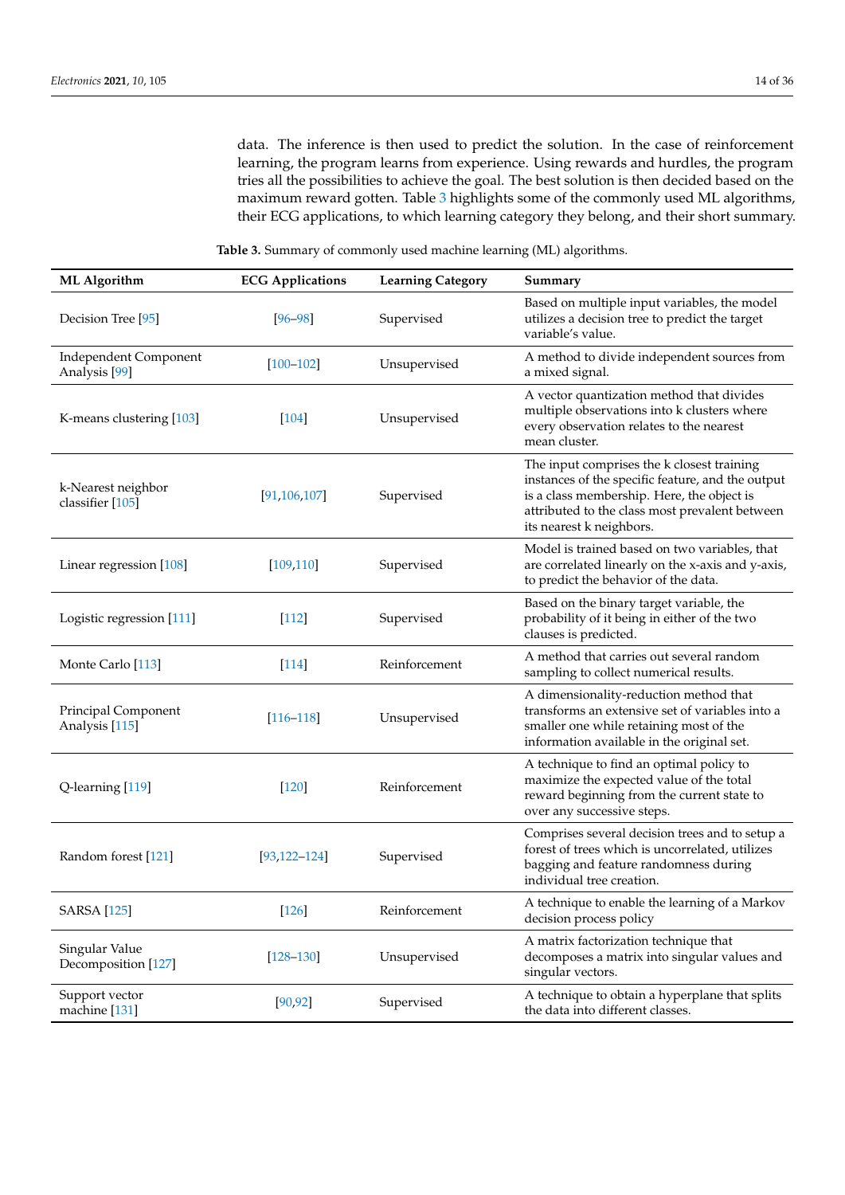data. The inference is then used to predict the solution. In the case of reinforcement learning, the program learns from experience. Using rewards and hurdles, the program tries all the possibilities to achieve the goal. The best solution is then decided based on the maximum reward gotten. Table 3 highlights some of the commonly used ML algorithms, their ECG applications, to which learning category they belong, and their short summary.

**Table 3.** Summary of commonly used machine learning (ML) algorithms.

| ML Algorithm | ECG Applications | Learning Category | Summary |
|---|---|---|---|
| Decision Tree [95] | [96–98] | Supervised | Based on multiple input variables, the model utilizes a decision tree to predict the target variable's value. |
| Independent Component Analysis [99] | [100–102] | Unsupervised | A method to divide independent sources from a mixed signal. |
| K-means clustering [103] | [104] | Unsupervised | A vector quantization method that divides multiple observations into k clusters where every observation relates to the nearest mean cluster. |
| k-Nearest neighbor classifier [105] | [91,106,107] | Supervised | The input comprises the k closest training instances of the specific feature, and the output is a class membership. Here, the object is attributed to the class most prevalent between its nearest k neighbors. |
| Linear regression [108] | [109,110] | Supervised | Model is trained based on two variables, that are correlated linearly on the x-axis and y-axis, to predict the behavior of the data. |
| Logistic regression [111] | [112] | Supervised | Based on the binary target variable, the probability of it being in either of the two clauses is predicted. |
| Monte Carlo [113] | [114] | Reinforcement | A method that carries out several random sampling to collect numerical results. |
| Principal Component Analysis [115] | [116–118] | Unsupervised | A dimensionality-reduction method that transforms an extensive set of variables into a smaller one while retaining most of the information available in the original set. |
| Q-learning [119] | [120] | Reinforcement | A technique to find an optimal policy to maximize the expected value of the total reward beginning from the current state to over any successive steps. |
| Random forest [121] | [93,122–124] | Supervised | Comprises several decision trees and to setup a forest of trees which is uncorrelated, utilizes bagging and feature randomness during individual tree creation. |
| SARSA [125] | [126] | Reinforcement | A technique to enable the learning of a Markov decision process policy |
| Singular Value Decomposition [127] | [128–130] | Unsupervised | A matrix factorization technique that decomposes a matrix into singular values and singular vectors. |
| Support vector machine [131] | [90,92] | Supervised | A technique to obtain a hyperplane that splits the data into different classes. |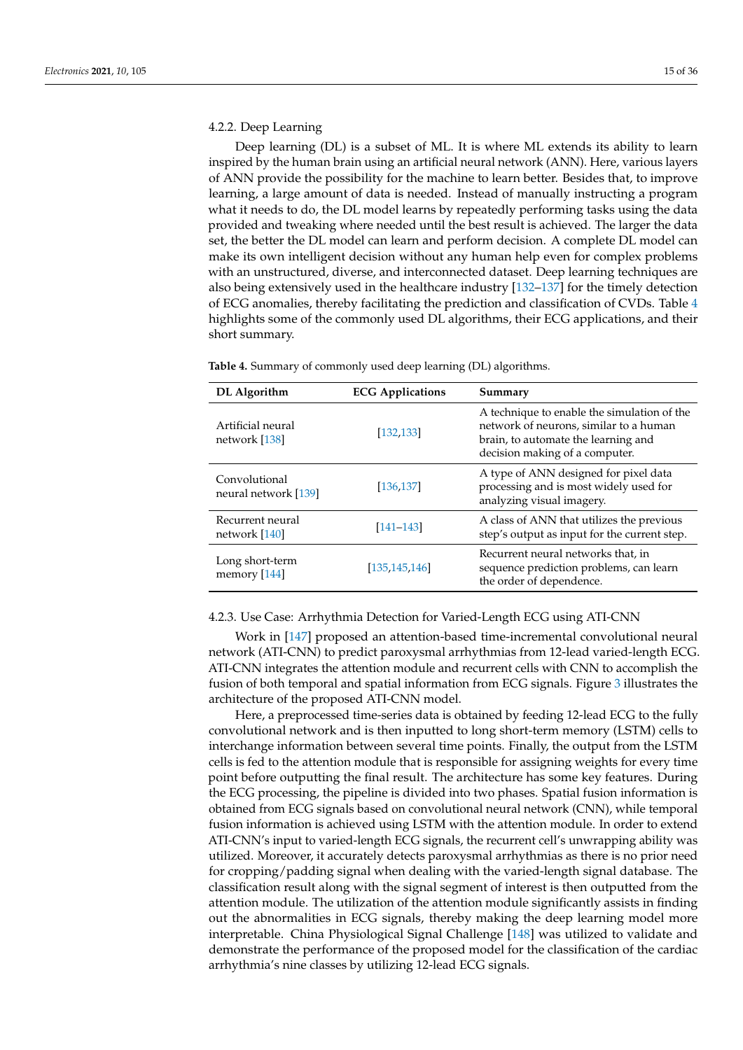#### 4.2.2. Deep Learning

Deep learning (DL) is a subset of ML. It is where ML extends its ability to learn inspired by the human brain using an artificial neural network (ANN). Here, various layers of ANN provide the possibility for the machine to learn better. Besides that, to improve learning, a large amount of data is needed. Instead of manually instructing a program what it needs to do, the DL model learns by repeatedly performing tasks using the data provided and tweaking where needed until the best result is achieved. The larger the data set, the better the DL model can learn and perform decision. A complete DL model can make its own intelligent decision without any human help even for complex problems with an unstructured, diverse, and interconnected dataset. Deep learning techniques are also being extensively used in the healthcare industry [132–137] for the timely detection of ECG anomalies, thereby facilitating the prediction and classification of CVDs. Table 4 highlights some of the commonly used DL algorithms, their ECG applications, and their short summary.

**Table 4.** Summary of commonly used deep learning (DL) algorithms.

| DL Algorithm | ECG Applications | Summary |
| --- | --- | --- |
| Artificial neural network [138] | [132,133] | A technique to enable the simulation of the network of neurons, similar to a human brain, to automate the learning and decision making of a computer. |
| Convolutional neural network [139] | [136,137] | A type of ANN designed for pixel data processing and is most widely used for analyzing visual imagery. |
| Recurrent neural network [140] | [141–143] | A class of ANN that utilizes the previous step's output as input for the current step. |
| Long short-term memory [144] | [135,145,146] | Recurrent neural networks that, in sequence prediction problems, can learn the order of dependence. |

#### 4.2.3. Use Case: Arrhythmia Detection for Varied-Length ECG using ATI-CNN

Work in [147] proposed an attention-based time-incremental convolutional neural network (ATI-CNN) to predict paroxysmal arrhythmias from 12-lead varied-length ECG. ATI-CNN integrates the attention module and recurrent cells with CNN to accomplish the fusion of both temporal and spatial information from ECG signals. Figure 3 illustrates the architecture of the proposed ATI-CNN model.

Here, a preprocessed time-series data is obtained by feeding 12-lead ECG to the fully convolutional network and is then inputted to long short-term memory (LSTM) cells to interchange information between several time points. Finally, the output from the LSTM cells is fed to the attention module that is responsible for assigning weights for every time point before outputting the final result. The architecture has some key features. During the ECG processing, the pipeline is divided into two phases. Spatial fusion information is obtained from ECG signals based on convolutional neural network (CNN), while temporal fusion information is achieved using LSTM with the attention module. In order to extend ATI-CNN's input to varied-length ECG signals, the recurrent cell's unwrapping ability was utilized. Moreover, it accurately detects paroxysmal arrhythmias as there is no prior need for cropping/padding signal when dealing with the varied-length signal database. The classification result along with the signal segment of interest is then outputted from the attention module. The utilization of the attention module significantly assists in finding out the abnormalities in ECG signals, thereby making the deep learning model more interpretable. China Physiological Signal Challenge [148] was utilized to validate and demonstrate the performance of the proposed model for the classification of the cardiac arrhythmia's nine classes by utilizing 12-lead ECG signals.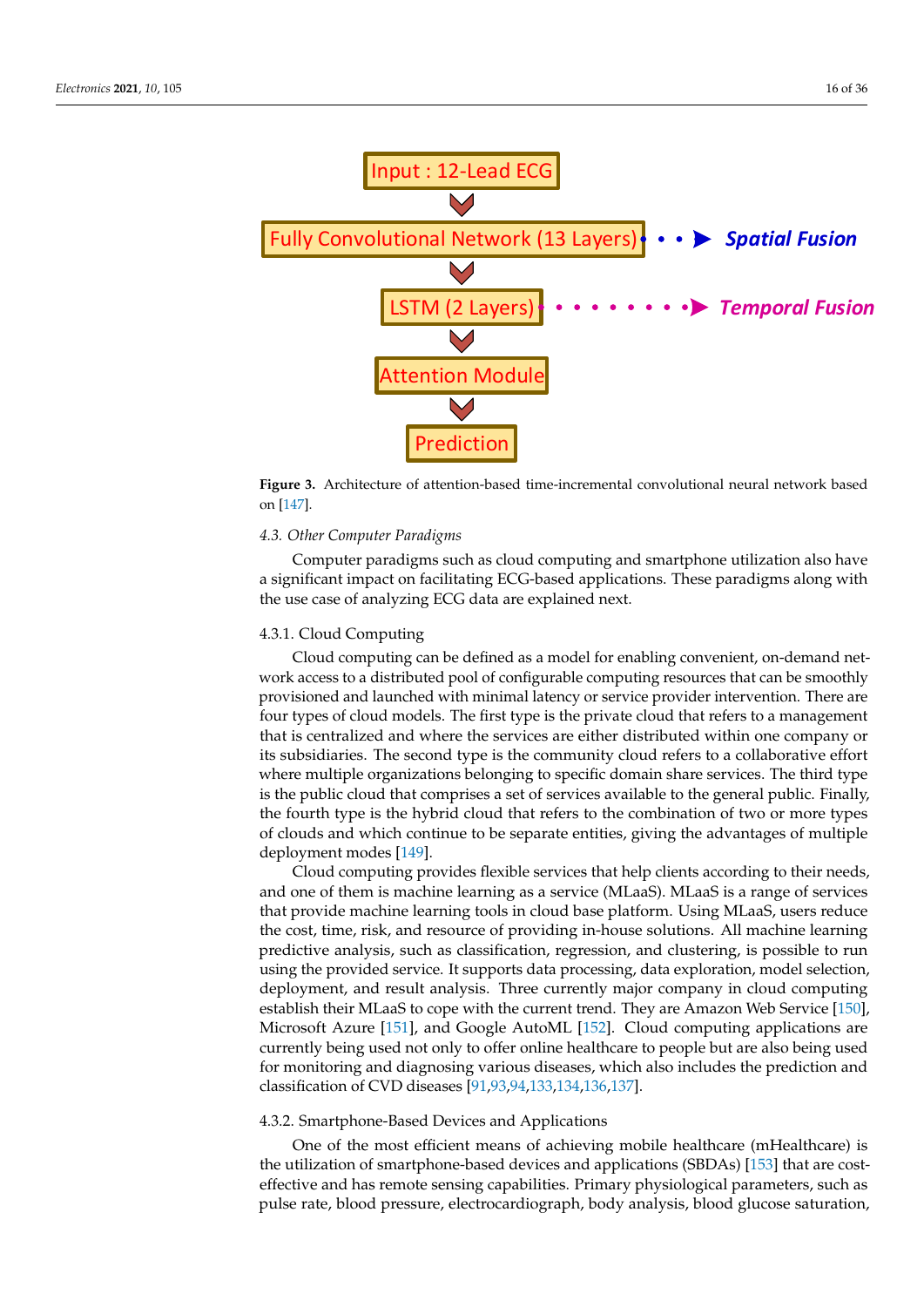Input : 12-Lead ECG

Fully Convolutional Network (13 Layers) → Spatial Fusion

LSTM (2 Layers) → Temporal Fusion

Attention Module

Prediction

**Figure 3.** Architecture of attention-based time-incremental convolutional neural network based on [147].

### 4.3. Other Computer Paradigms

Computer paradigms such as cloud computing and smartphone utilization also have a significant impact on facilitating ECG-based applications. These paradigms along with the use case of analyzing ECG data are explained next.

#### 4.3.1. Cloud Computing

Cloud computing can be defined as a model for enabling convenient, on-demand network access to a distributed pool of configurable computing resources that can be smoothly provisioned and launched with minimal latency or service provider intervention. There are four types of cloud models. The first type is the private cloud that refers to a management that is centralized and where the services are either distributed within one company or its subsidiaries. The second type is the community cloud refers to a collaborative effort where multiple organizations belonging to specific domain share services. The third type is the public cloud that comprises a set of services available to the general public. Finally, the fourth type is the hybrid cloud that refers to the combination of two or more types of clouds and which continue to be separate entities, giving the advantages of multiple deployment modes [149].

Cloud computing provides flexible services that help clients according to their needs, and one of them is machine learning as a service (MLaaS). MLaaS is a range of services that provide machine learning tools in cloud base platform. Using MLaaS, users reduce the cost, time, risk, and resource of providing in-house solutions. All machine learning predictive analysis, such as classification, regression, and clustering, is possible to run using the provided service. It supports data processing, data exploration, model selection, deployment, and result analysis. Three currently major company in cloud computing establish their MLaaS to cope with the current trend. They are Amazon Web Service [150], Microsoft Azure [151], and Google AutoML [152]. Cloud computing applications are currently being used not only to offer online healthcare to people but are also being used for monitoring and diagnosing various diseases, which also includes the prediction and classification of CVD diseases [91,93,94,133,134,136,137].

#### 4.3.2. Smartphone-Based Devices and Applications

One of the most efficient means of achieving mobile healthcare (mHealthcare) is the utilization of smartphone-based devices and applications (SBDAs) [153] that are cost-effective and has remote sensing capabilities. Primary physiological parameters, such as pulse rate, blood pressure, electrocardiograph, body analysis, blood glucose saturation,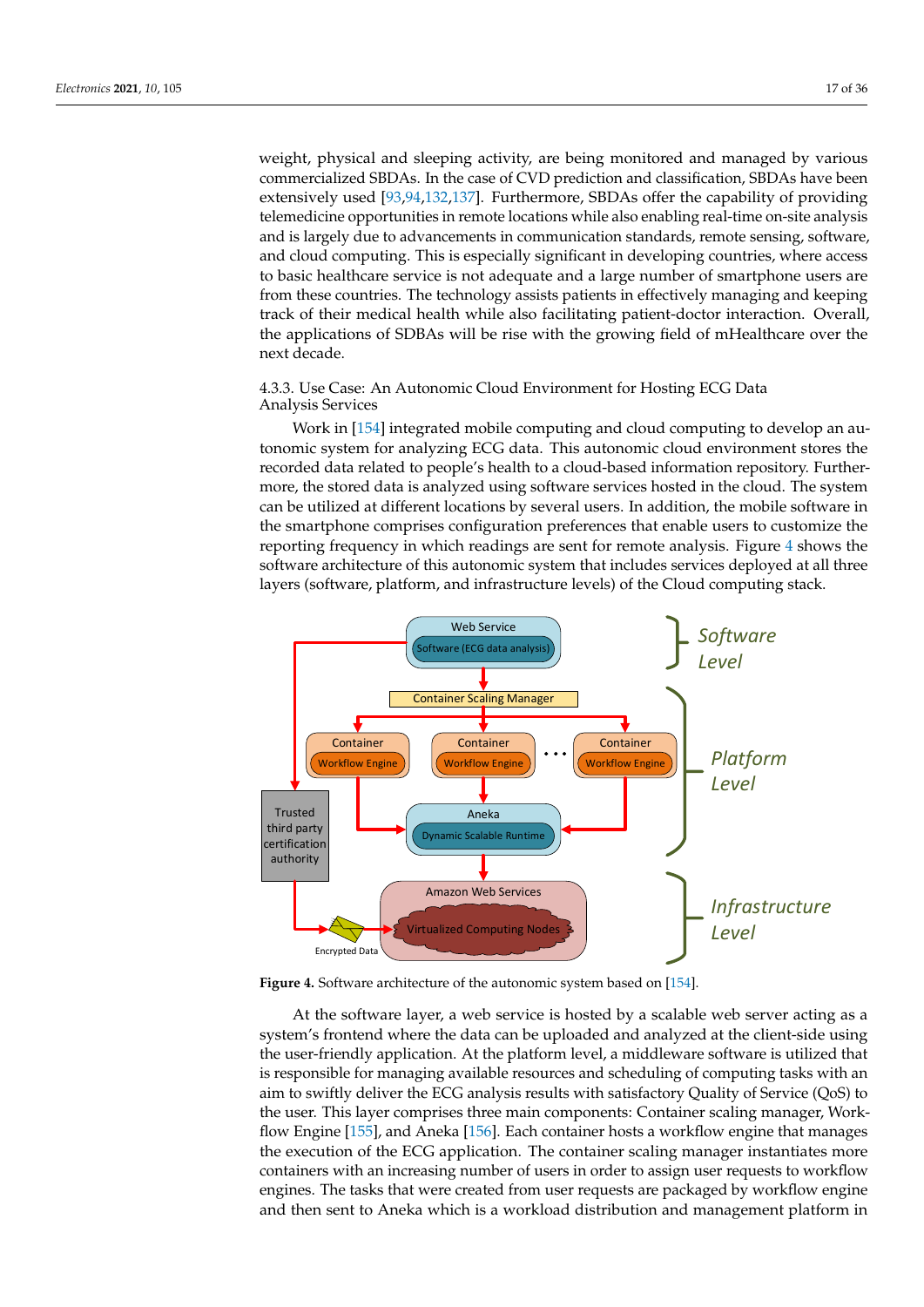weight, physical and sleeping activity, are being monitored and managed by various commercialized SBDAs. In the case of CVD prediction and classification, SBDAs have been extensively used [93,94,132,137]. Furthermore, SBDAs offer the capability of providing telemedicine opportunities in remote locations while also enabling real-time on-site analysis and is largely due to advancements in communication standards, remote sensing, software, and cloud computing. This is especially significant in developing countries, where access to basic healthcare service is not adequate and a large number of smartphone users are from these countries. The technology assists patients in effectively managing and keeping track of their medical health while also facilitating patient-doctor interaction. Overall, the applications of SDBAs will be rise with the growing field of mHealthcare over the next decade.

#### 4.3.3. Use Case: An Autonomic Cloud Environment for Hosting ECG Data Analysis Services

Work in [154] integrated mobile computing and cloud computing to develop an autonomic system for analyzing ECG data. This autonomic cloud environment stores the recorded data related to people's health to a cloud-based information repository. Furthermore, the stored data is analyzed using software services hosted in the cloud. The system can be utilized at different locations by several users. In addition, the mobile software in the smartphone comprises configuration preferences that enable users to customize the reporting frequency in which readings are sent for remote analysis. Figure 4 shows the software architecture of this autonomic system that includes services deployed at all three layers (software, platform, and infrastructure levels) of the Cloud computing stack.

**Figure 4.** Software architecture of the autonomic system based on [154].

At the software layer, a web service is hosted by a scalable web server acting as a system's frontend where the data can be uploaded and analyzed at the client-side using the user-friendly application. At the platform level, a middleware software is utilized that is responsible for managing available resources and scheduling of computing tasks with an aim to swiftly deliver the ECG analysis results with satisfactory Quality of Service (QoS) to the user. This layer comprises three main components: Container scaling manager, Workflow Engine [155], and Aneka [156]. Each container hosts a workflow engine that manages the execution of the ECG application. The container scaling manager instantiates more containers with an increasing number of users in order to assign user requests to workflow engines. The tasks that were created from user requests are packaged by workflow engine and then sent to Aneka which is a workload distribution and management platform in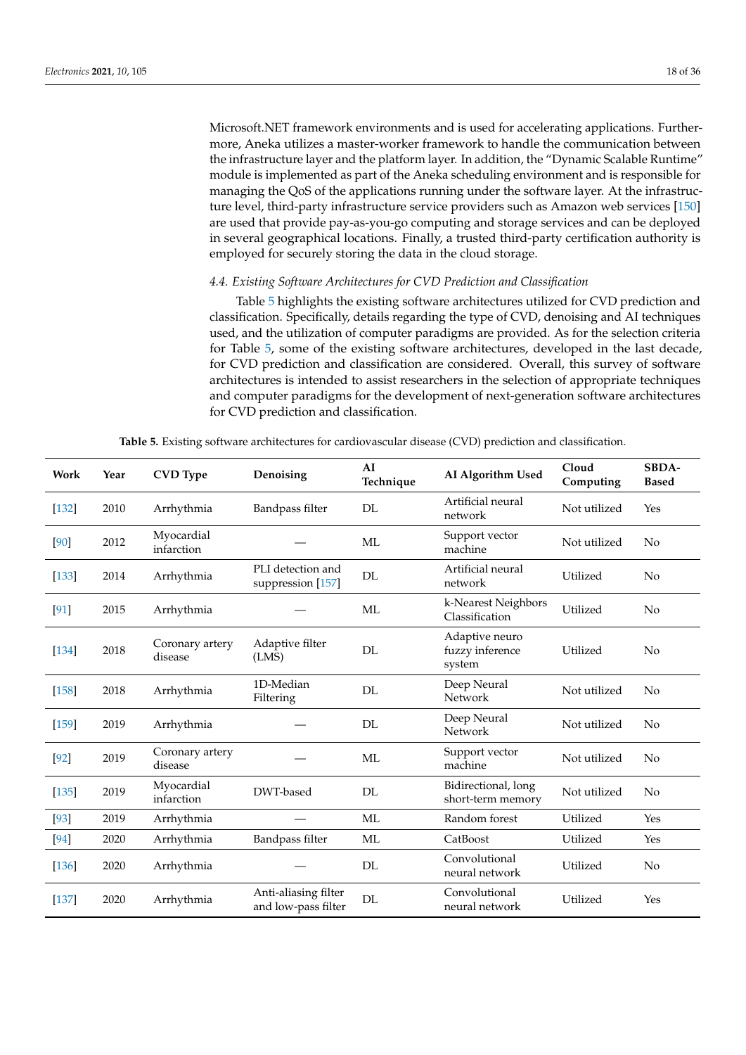Microsoft.NET framework environments and is used for accelerating applications. Furthermore, Aneka utilizes a master-worker framework to handle the communication between the infrastructure layer and the platform layer. In addition, the "Dynamic Scalable Runtime" module is implemented as part of the Aneka scheduling environment and is responsible for managing the QoS of the applications running under the software layer. At the infrastructure level, third-party infrastructure service providers such as Amazon web services [150] are used that provide pay-as-you-go computing and storage services and can be deployed in several geographical locations. Finally, a trusted third-party certification authority is employed for securely storing the data in the cloud storage.

### 4.4. Existing Software Architectures for CVD Prediction and Classification

Table 5 highlights the existing software architectures utilized for CVD prediction and classification. Specifically, details regarding the type of CVD, denoising and AI techniques used, and the utilization of computer paradigms are provided. As for the selection criteria for Table 5, some of the existing software architectures, developed in the last decade, for CVD prediction and classification are considered. Overall, this survey of software architectures is intended to assist researchers in the selection of appropriate techniques and computer paradigms for the development of next-generation software architectures for CVD prediction and classification.

**Table 5.** Existing software architectures for cardiovascular disease (CVD) prediction and classification.

| Work | Year | CVD Type | Denoising | AI Technique | AI Algorithm Used | Cloud Computing | SBDA-Based |
|---|---|---|---|---|---|---|---|
| [132] | 2010 | Arrhythmia | Bandpass filter | DL | Artificial neural network | Not utilized | Yes |
| [90] | 2012 | Myocardial infarction | — | ML | Support vector machine | Not utilized | No |
| [133] | 2014 | Arrhythmia | PLI detection and suppression [157] | DL | Artificial neural network | Utilized | No |
| [91] | 2015 | Arrhythmia | — | ML | k-Nearest Neighbors Classification | Utilized | No |
| [134] | 2018 | Coronary artery disease | Adaptive filter (LMS) | DL | Adaptive neuro fuzzy inference system | Utilized | No |
| [158] | 2018 | Arrhythmia | 1D-Median Filtering | DL | Deep Neural Network | Not utilized | No |
| [159] | 2019 | Arrhythmia | — | DL | Deep Neural Network | Not utilized | No |
| [92] | 2019 | Coronary artery disease | — | ML | Support vector machine | Not utilized | No |
| [135] | 2019 | Myocardial infarction | DWT-based | DL | Bidirectional, long short-term memory | Not utilized | No |
| [93] | 2019 | Arrhythmia | — | ML | Random forest | Utilized | Yes |
| [94] | 2020 | Arrhythmia | Bandpass filter | ML | CatBoost | Utilized | Yes |
| [136] | 2020 | Arrhythmia | — | DL | Convolutional neural network | Utilized | No |
| [137] | 2020 | Arrhythmia | Anti-aliasing filter and low-pass filter | DL | Convolutional neural network | Utilized | Yes |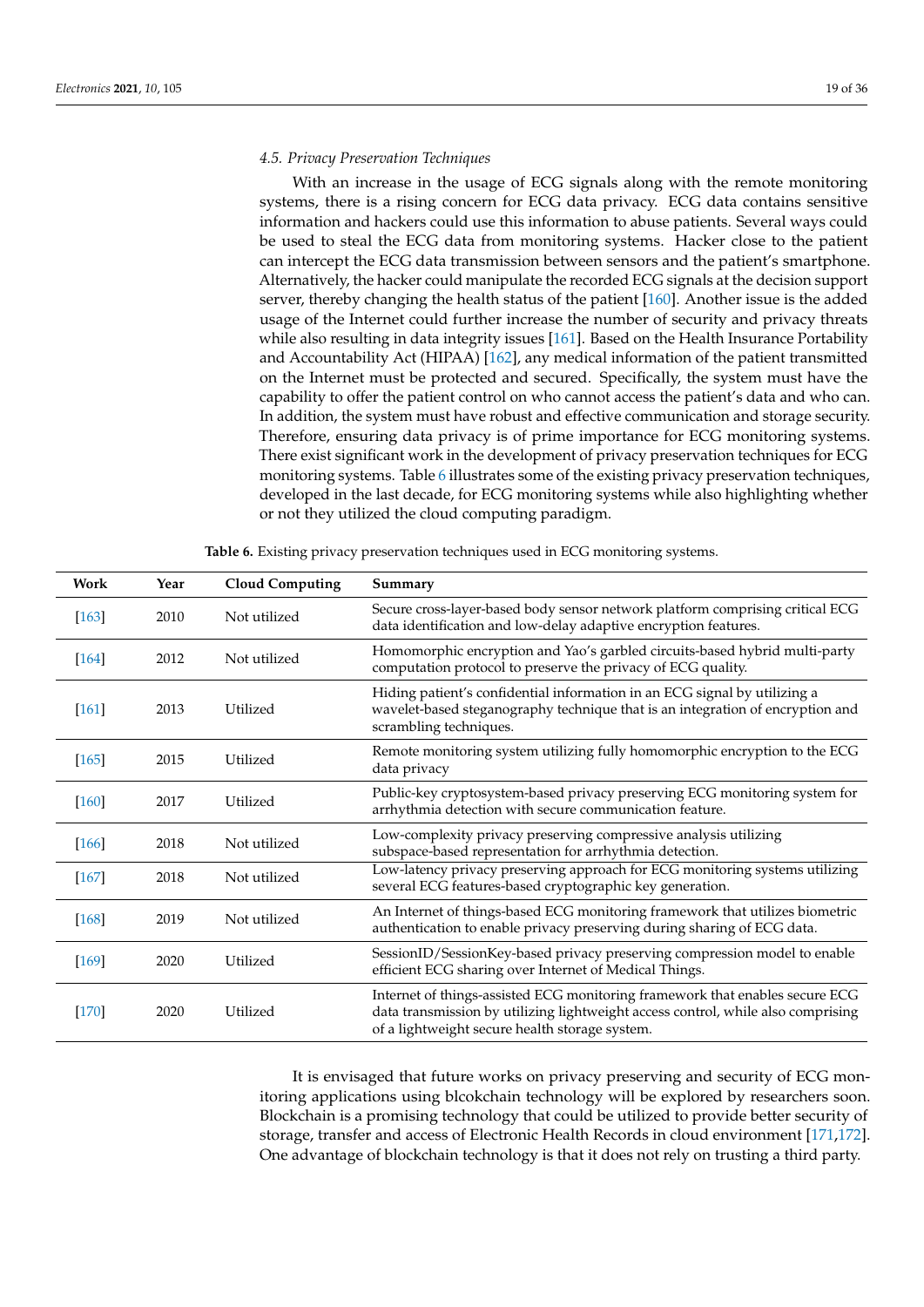### 4.5. Privacy Preservation Techniques

With an increase in the usage of ECG signals along with the remote monitoring systems, there is a rising concern for ECG data privacy. ECG data contains sensitive information and hackers could use this information to abuse patients. Several ways could be used to steal the ECG data from monitoring systems. Hacker close to the patient can intercept the ECG data transmission between sensors and the patient's smartphone. Alternatively, the hacker could manipulate the recorded ECG signals at the decision support server, thereby changing the health status of the patient [160]. Another issue is the added usage of the Internet could further increase the number of security and privacy threats while also resulting in data integrity issues [161]. Based on the Health Insurance Portability and Accountability Act (HIPAA) [162], any medical information of the patient transmitted on the Internet must be protected and secured. Specifically, the system must have the capability to offer the patient control on who cannot access the patient's data and who can. In addition, the system must have robust and effective communication and storage security. Therefore, ensuring data privacy is of prime importance for ECG monitoring systems. There exist significant work in the development of privacy preservation techniques for ECG monitoring systems. Table 6 illustrates some of the existing privacy preservation techniques, developed in the last decade, for ECG monitoring systems while also highlighting whether or not they utilized the cloud computing paradigm.

**Table 6.** Existing privacy preservation techniques used in ECG monitoring systems.

| Work | Year | Cloud Computing | Summary |
|---|---|---|---|
| [163] | 2010 | Not utilized | Secure cross-layer-based body sensor network platform comprising critical ECG data identification and low-delay adaptive encryption features. |
| [164] | 2012 | Not utilized | Homomorphic encryption and Yao's garbled circuits-based hybrid multi-party computation protocol to preserve the privacy of ECG quality. |
| [161] | 2013 | Utilized | Hiding patient's confidential information in an ECG signal by utilizing a wavelet-based steganography technique that is an integration of encryption and scrambling techniques. |
| [165] | 2015 | Utilized | Remote monitoring system utilizing fully homomorphic encryption to the ECG data privacy |
| [160] | 2017 | Utilized | Public-key cryptosystem-based privacy preserving ECG monitoring system for arrhythmia detection with secure communication feature. |
| [166] | 2018 | Not utilized | Low-complexity privacy preserving compressive analysis utilizing subspace-based representation for arrhythmia detection. |
| [167] | 2018 | Not utilized | Low-latency privacy preserving approach for ECG monitoring systems utilizing several ECG features-based cryptographic key generation. |
| [168] | 2019 | Not utilized | An Internet of things-based ECG monitoring framework that utilizes biometric authentication to enable privacy preserving during sharing of ECG data. |
| [169] | 2020 | Utilized | SessionID/SessionKey-based privacy preserving compression model to enable efficient ECG sharing over Internet of Medical Things. |
| [170] | 2020 | Utilized | Internet of things-assisted ECG monitoring framework that enables secure ECG data transmission by utilizing lightweight access control, while also comprising of a lightweight secure health storage system. |

It is envisaged that future works on privacy preserving and security of ECG monitoring applications using blcokchain technology will be explored by researchers soon. Blockchain is a promising technology that could be utilized to provide better security of storage, transfer and access of Electronic Health Records in cloud environment [171,172]. One advantage of blockchain technology is that it does not rely on trusting a third party.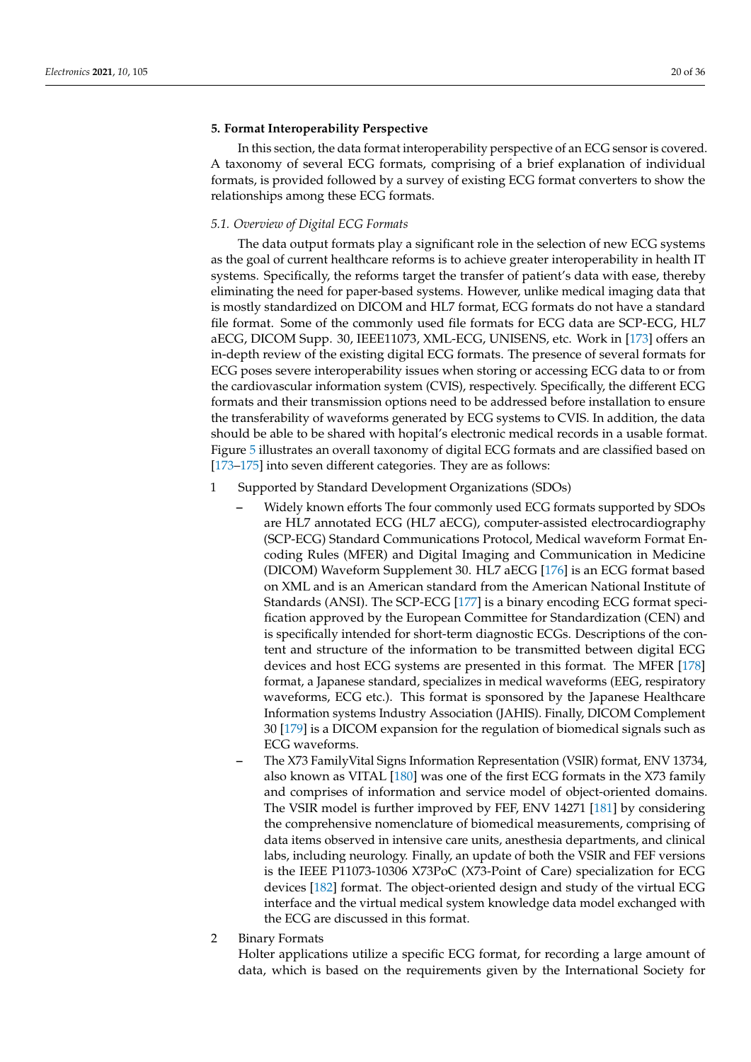## 5. Format Interoperability Perspective

In this section, the data format interoperability perspective of an ECG sensor is covered. A taxonomy of several ECG formats, comprising of a brief explanation of individual formats, is provided followed by a survey of existing ECG format converters to show the relationships among these ECG formats.

### *5.1. Overview of Digital ECG Formats*

The data output formats play a significant role in the selection of new ECG systems as the goal of current healthcare reforms is to achieve greater interoperability in health IT systems. Specifically, the reforms target the transfer of patient's data with ease, thereby eliminating the need for paper-based systems. However, unlike medical imaging data that is mostly standardized on DICOM and HL7 format, ECG formats do not have a standard file format. Some of the commonly used file formats for ECG data are SCP-ECG, HL7 aECG, DICOM Supp. 30, IEEE11073, XML-ECG, UNISENS, etc. Work in [173] offers an in-depth review of the existing digital ECG formats. The presence of several formats for ECG poses severe interoperability issues when storing or accessing ECG data to or from the cardiovascular information system (CVIS), respectively. Specifically, the different ECG formats and their transmission options need to be addressed before installation to ensure the transferability of waveforms generated by ECG systems to CVIS. In addition, the data should be able to be shared with hopital's electronic medical records in a usable format. Figure 5 illustrates an overall taxonomy of digital ECG formats and are classified based on [173–175] into seven different categories. They are as follows:

1. Supported by Standard Development Organizations (SDOs)
   - Widely known efforts The four commonly used ECG formats supported by SDOs are HL7 annotated ECG (HL7 aECG), computer-assisted electrocardiography (SCP-ECG) Standard Communications Protocol, Medical waveform Format Encoding Rules (MFER) and Digital Imaging and Communication in Medicine (DICOM) Waveform Supplement 30. HL7 aECG [176] is an ECG format based on XML and is an American standard from the American National Institute of Standards (ANSI). The SCP-ECG [177] is a binary encoding ECG format specification approved by the European Committee for Standardization (CEN) and is specifically intended for short-term diagnostic ECGs. Descriptions of the content and structure of the information to be transmitted between digital ECG devices and host ECG systems are presented in this format. The MFER [178] format, a Japanese standard, specializes in medical waveforms (EEG, respiratory waveforms, ECG etc.). This format is sponsored by the Japanese Healthcare Information systems Industry Association (JAHIS). Finally, DICOM Complement 30 [179] is a DICOM expansion for the regulation of biomedical signals such as ECG waveforms.
   - The X73 FamilyVital Signs Information Representation (VSIR) format, ENV 13734, also known as VITAL [180] was one of the first ECG formats in the X73 family and comprises of information and service model of object-oriented domains. The VSIR model is further improved by FEF, ENV 14271 [181] by considering the comprehensive nomenclature of biomedical measurements, comprising of data items observed in intensive care units, anesthesia departments, and clinical labs, including neurology. Finally, an update of both the VSIR and FEF versions is the IEEE P11073-10306 X73PoC (X73-Point of Care) specialization for ECG devices [182] format. The object-oriented design and study of the virtual ECG interface and the virtual medical system knowledge data model exchanged with the ECG are discussed in this format.
2. Binary Formats

   Holter applications utilize a specific ECG format, for recording a large amount of data, which is based on the requirements given by the International Society for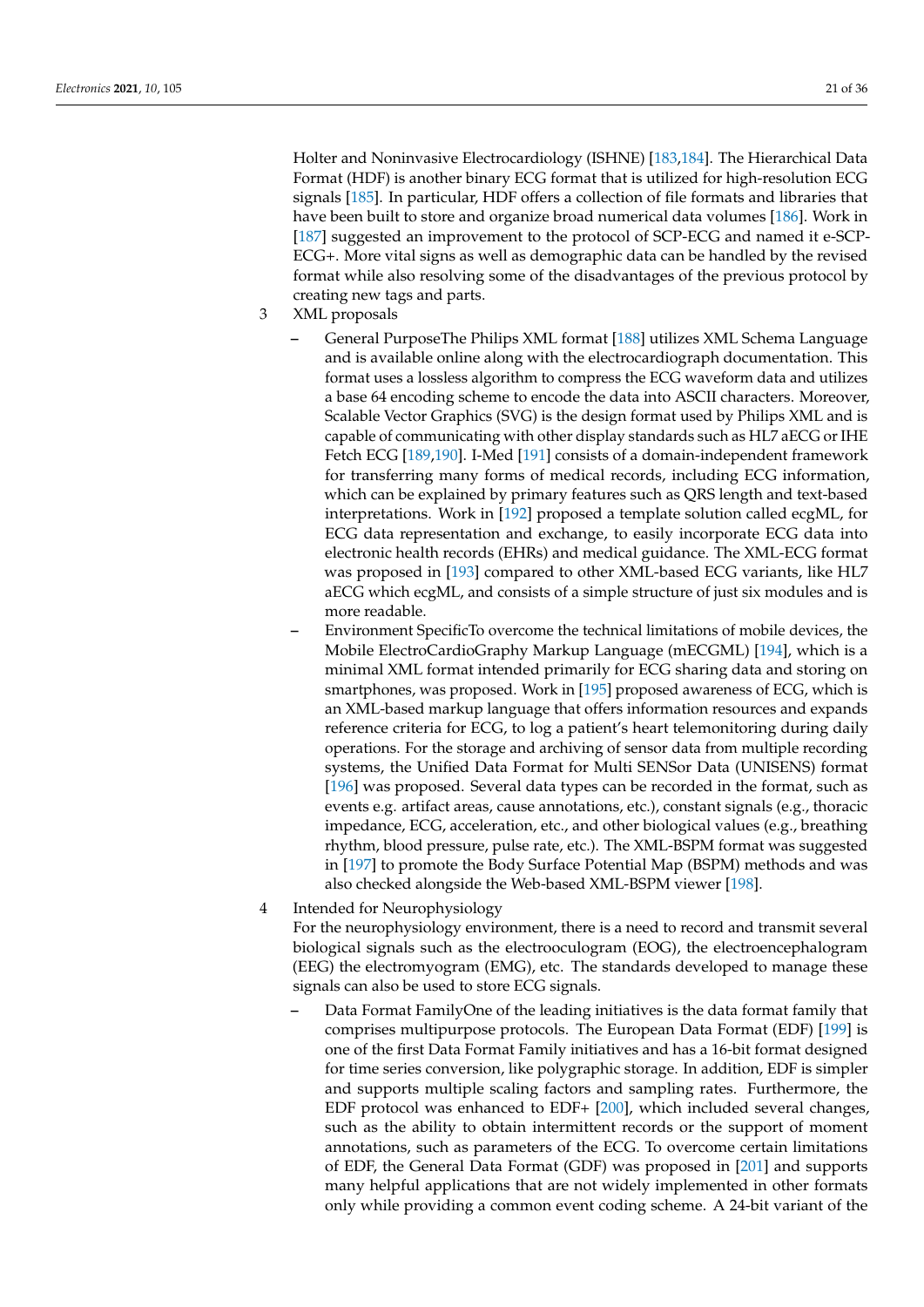Holter and Noninvasive Electrocardiology (ISHNE) [183,184]. The Hierarchical Data Format (HDF) is another binary ECG format that is utilized for high-resolution ECG signals [185]. In particular, HDF offers a collection of file formats and libraries that have been built to store and organize broad numerical data volumes [186]. Work in [187] suggested an improvement to the protocol of SCP-ECG and named it e-SCP-ECG+. More vital signs as well as demographic data can be handled by the revised format while also resolving some of the disadvantages of the previous protocol by creating new tags and parts.

3 XML proposals

- General PurposeThe Philips XML format [188] utilizes XML Schema Language and is available online along with the electrocardiograph documentation. This format uses a lossless algorithm to compress the ECG waveform data and utilizes a base 64 encoding scheme to encode the data into ASCII characters. Moreover, Scalable Vector Graphics (SVG) is the design format used by Philips XML and is capable of communicating with other display standards such as HL7 aECG or IHE Fetch ECG [189,190]. I-Med [191] consists of a domain-independent framework for transferring many forms of medical records, including ECG information, which can be explained by primary features such as QRS length and text-based interpretations. Work in [192] proposed a template solution called ecgML, for ECG data representation and exchange, to easily incorporate ECG data into electronic health records (EHRs) and medical guidance. The XML-ECG format was proposed in [193] compared to other XML-based ECG variants, like HL7 aECG which ecgML, and consists of a simple structure of just six modules and is more readable.
- Environment SpecificTo overcome the technical limitations of mobile devices, the Mobile ElectroCardioGraphy Markup Language (mECGML) [194], which is a minimal XML format intended primarily for ECG sharing data and storing on smartphones, was proposed. Work in [195] proposed awareness of ECG, which is an XML-based markup language that offers information resources and expands reference criteria for ECG, to log a patient's heart telemonitoring during daily operations. For the storage and archiving of sensor data from multiple recording systems, the Unified Data Format for Multi SENSor Data (UNISENS) format [196] was proposed. Several data types can be recorded in the format, such as events e.g. artifact areas, cause annotations, etc.), constant signals (e.g., thoracic impedance, ECG, acceleration, etc., and other biological values (e.g., breathing rhythm, blood pressure, pulse rate, etc.). The XML-BSPM format was suggested in [197] to promote the Body Surface Potential Map (BSPM) methods and was also checked alongside the Web-based XML-BSPM viewer [198].

4 Intended for Neurophysiology

For the neurophysiology environment, there is a need to record and transmit several biological signals such as the electrooculogram (EOG), the electroencephalogram (EEG) the electromyogram (EMG), etc. The standards developed to manage these signals can also be used to store ECG signals.

- Data Format FamilyOne of the leading initiatives is the data format family that comprises multipurpose protocols. The European Data Format (EDF) [199] is one of the first Data Format Family initiatives and has a 16-bit format designed for time series conversion, like polygraphic storage. In addition, EDF is simpler and supports multiple scaling factors and sampling rates. Furthermore, the EDF protocol was enhanced to EDF+ [200], which included several changes, such as the ability to obtain intermittent records or the support of moment annotations, such as parameters of the ECG. To overcome certain limitations of EDF, the General Data Format (GDF) was proposed in [201] and supports many helpful applications that are not widely implemented in other formats only while providing a common event coding scheme. A 24-bit variant of the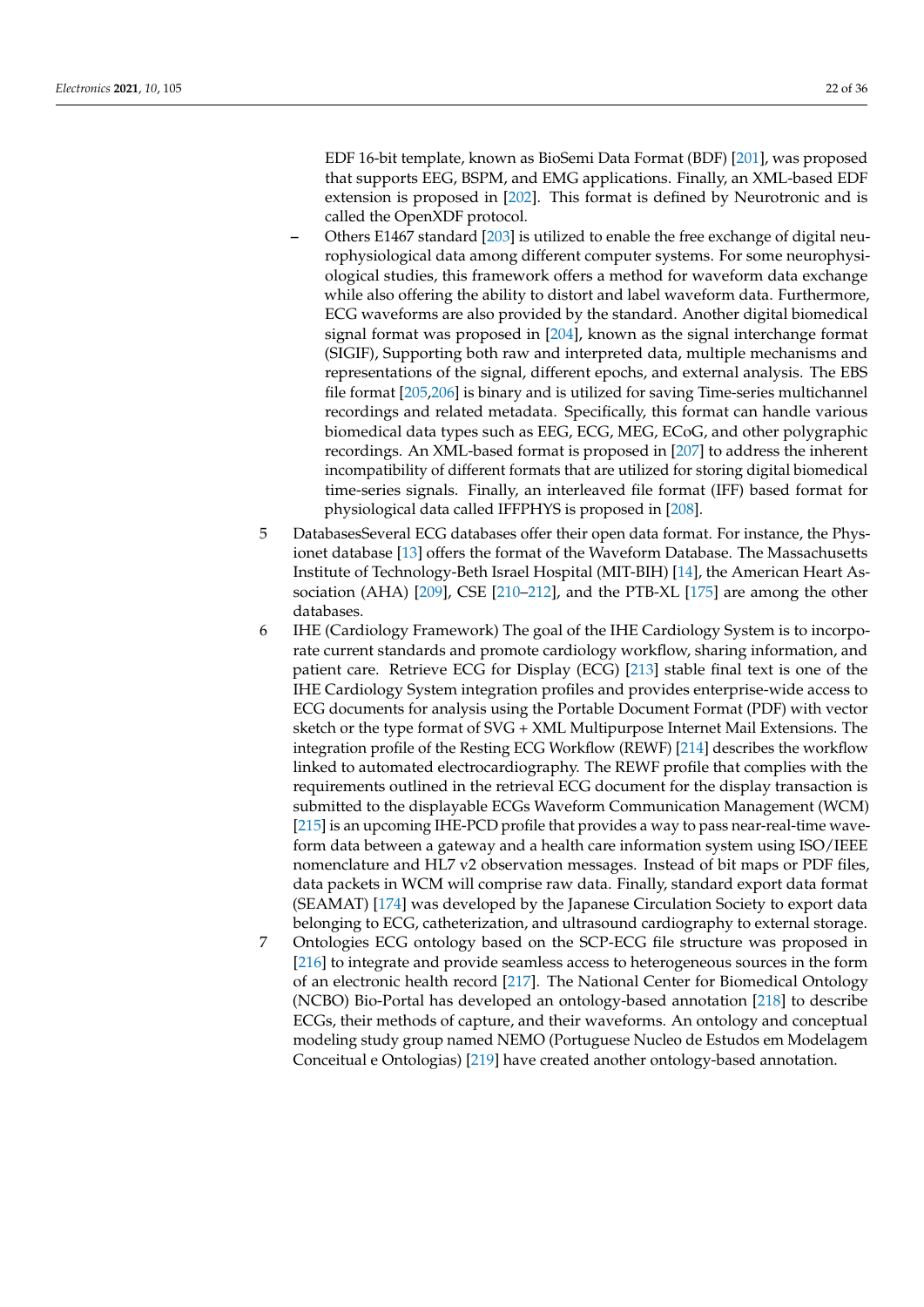EDF 16-bit template, known as BioSemi Data Format (BDF) [201], was proposed that supports EEG, BSPM, and EMG applications. Finally, an XML-based EDF extension is proposed in [202]. This format is defined by Neurotronic and is called the OpenXDF protocol.

   – Others E1467 standard [203] is utilized to enable the free exchange of digital neurophysiological data among different computer systems. For some neurophysiological studies, this framework offers a method for waveform data exchange while also offering the ability to distort and label waveform data. Furthermore, ECG waveforms are also provided by the standard. Another digital biomedical signal format was proposed in [204], known as the signal interchange format (SIGIF), Supporting both raw and interpreted data, multiple mechanisms and representations of the signal, different epochs, and external analysis. The EBS file format [205,206] is binary and is utilized for saving Time-series multichannel recordings and related metadata. Specifically, this format can handle various biomedical data types such as EEG, ECG, MEG, ECoG, and other polygraphic recordings. An XML-based format is proposed in [207] to address the inherent incompatibility of different formats that are utilized for storing digital biomedical time-series signals. Finally, an interleaved file format (IFF) based format for physiological data called IFFPHYS is proposed in [208].

5 DatabasesSeveral ECG databases offer their open data format. For instance, the Physionet database [13] offers the format of the Waveform Database. The Massachusetts Institute of Technology-Beth Israel Hospital (MIT-BIH) [14], the American Heart Association (AHA) [209], CSE [210–212], and the PTB-XL [175] are among the other databases.

6 IHE (Cardiology Framework) The goal of the IHE Cardiology System is to incorporate current standards and promote cardiology workflow, sharing information, and patient care. Retrieve ECG for Display (ECG) [213] stable final text is one of the IHE Cardiology System integration profiles and provides enterprise-wide access to ECG documents for analysis using the Portable Document Format (PDF) with vector sketch or the type format of SVG + XML Multipurpose Internet Mail Extensions. The integration profile of the Resting ECG Workflow (REWF) [214] describes the workflow linked to automated electrocardiography. The REWF profile that complies with the requirements outlined in the retrieval ECG document for the display transaction is submitted to the displayable ECGs Waveform Communication Management (WCM) [215] is an upcoming IHE-PCD profile that provides a way to pass near-real-time waveform data between a gateway and a health care information system using ISO/IEEE nomenclature and HL7 v2 observation messages. Instead of bit maps or PDF files, data packets in WCM will comprise raw data. Finally, standard export data format (SEAMAT) [174] was developed by the Japanese Circulation Society to export data belonging to ECG, catheterization, and ultrasound cardiography to external storage.

7 Ontologies ECG ontology based on the SCP-ECG file structure was proposed in [216] to integrate and provide seamless access to heterogeneous sources in the form of an electronic health record [217]. The National Center for Biomedical Ontology (NCBO) Bio-Portal has developed an ontology-based annotation [218] to describe ECGs, their methods of capture, and their waveforms. An ontology and conceptual modeling study group named NEMO (Portuguese Nucleo de Estudos em Modelagem Conceitual e Ontologias) [219] have created another ontology-based annotation.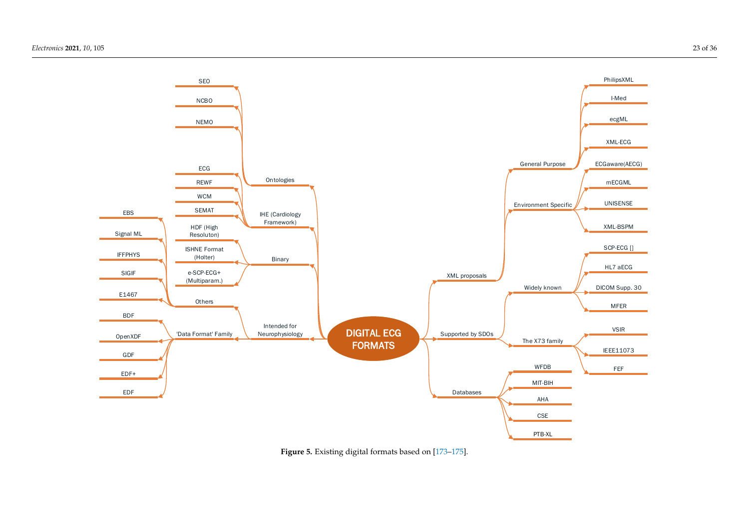**Figure 5.** Existing digital formats based on [173–175].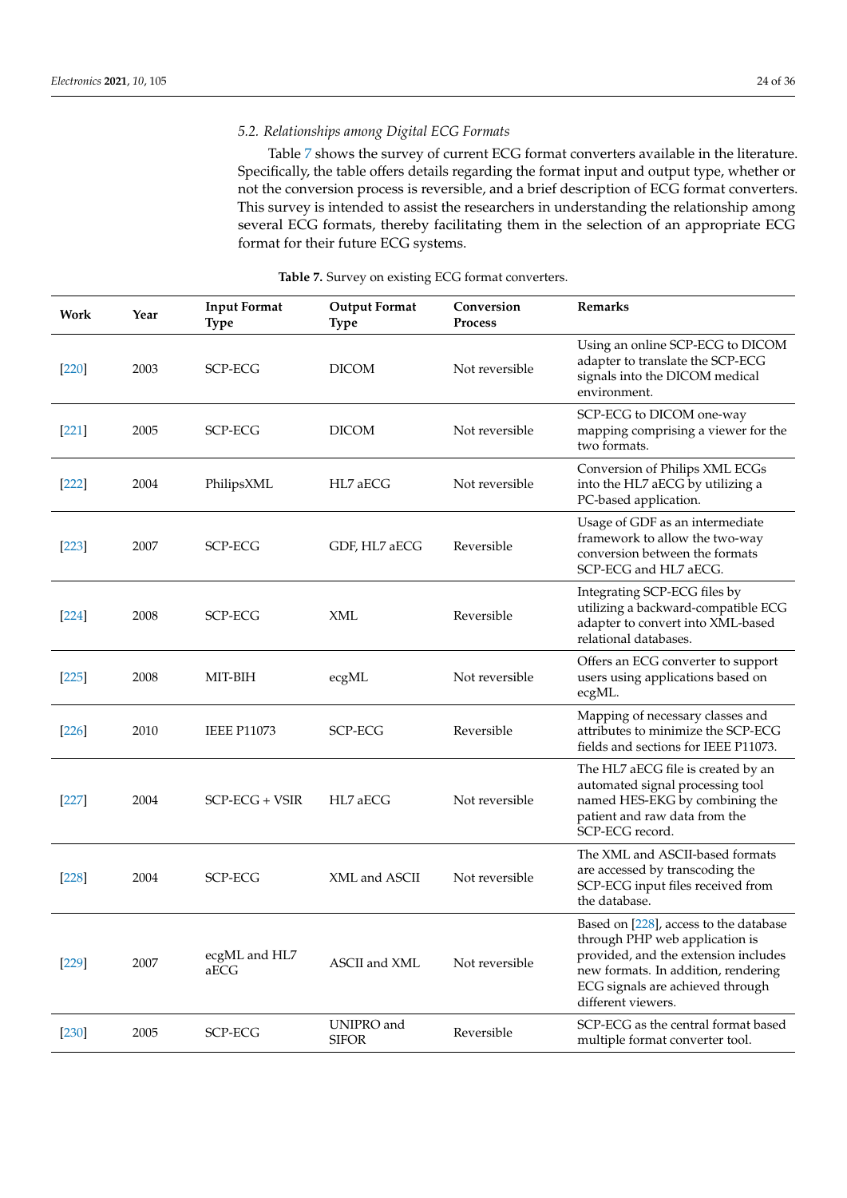### 5.2. Relationships among Digital ECG Formats

Table 7 shows the survey of current ECG format converters available in the literature. Specifically, the table offers details regarding the format input and output type, whether or not the conversion process is reversible, and a brief description of ECG format converters. This survey is intended to assist the researchers in understanding the relationship among several ECG formats, thereby facilitating them in the selection of an appropriate ECG format for their future ECG systems.

**Table 7.** Survey on existing ECG format converters.

| Work | Year | Input Format Type | Output Format Type | Conversion Process | Remarks |
|---|---|---|---|---|---|
| [220] | 2003 | SCP-ECG | DICOM | Not reversible | Using an online SCP-ECG to DICOM adapter to translate the SCP-ECG signals into the DICOM medical environment. |
| [221] | 2005 | SCP-ECG | DICOM | Not reversible | SCP-ECG to DICOM one-way mapping comprising a viewer for the two formats. |
| [222] | 2004 | PhilipsXML | HL7 aECG | Not reversible | Conversion of Philips XML ECGs into the HL7 aECG by utilizing a PC-based application. |
| [223] | 2007 | SCP-ECG | GDF, HL7 aECG | Reversible | Usage of GDF as an intermediate framework to allow the two-way conversion between the formats SCP-ECG and HL7 aECG. |
| [224] | 2008 | SCP-ECG | XML | Reversible | Integrating SCP-ECG files by utilizing a backward-compatible ECG adapter to convert into XML-based relational databases. |
| [225] | 2008 | MIT-BIH | ecgML | Not reversible | Offers an ECG converter to support users using applications based on ecgML. |
| [226] | 2010 | IEEE P11073 | SCP-ECG | Reversible | Mapping of necessary classes and attributes to minimize the SCP-ECG fields and sections for IEEE P11073. |
| [227] | 2004 | SCP-ECG + VSIR | HL7 aECG | Not reversible | The HL7 aECG file is created by an automated signal processing tool named HES-EKG by combining the patient and raw data from the SCP-ECG record. |
| [228] | 2004 | SCP-ECG | XML and ASCII | Not reversible | The XML and ASCII-based formats are accessed by transcoding the SCP-ECG input files received from the database. |
| [229] | 2007 | ecgML and HL7 aECG | ASCII and XML | Not reversible | Based on [228], access to the database through PHP web application is provided, and the extension includes new formats. In addition, rendering ECG signals are achieved through different viewers. |
| [230] | 2005 | SCP-ECG | UNIPRO and SIFOR | Reversible | SCP-ECG as the central format based multiple format converter tool. |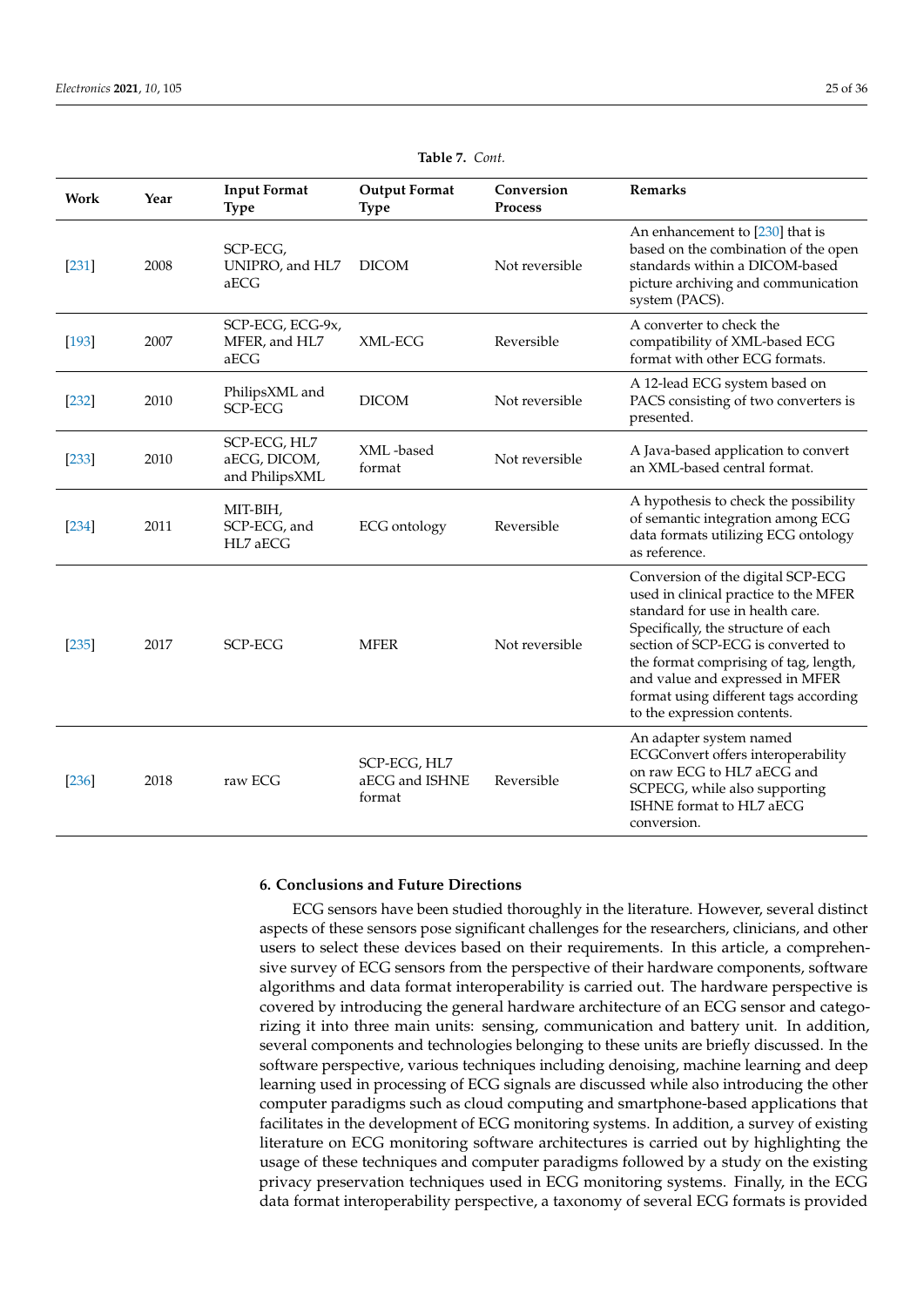**Table 7.** *Cont.*

| Work | Year | Input Format Type | Output Format Type | Conversion Process | Remarks |
|---|---|---|---|---|---|
| [231] | 2008 | SCP-ECG, UNIPRO, and HL7 aECG | DICOM | Not reversible | An enhancement to [230] that is based on the combination of the open standards within a DICOM-based picture archiving and communication system (PACS). |
| [193] | 2007 | SCP-ECG, ECG-9x, MFER, and HL7 aECG | XML-ECG | Reversible | A converter to check the compatibility of XML-based ECG format with other ECG formats. |
| [232] | 2010 | PhilipsXML and SCP-ECG | DICOM | Not reversible | A 12-lead ECG system based on PACS consisting of two converters is presented. |
| [233] | 2010 | SCP-ECG, HL7 aECG, DICOM, and PhilipsXML | XML -based format | Not reversible | A Java-based application to convert an XML-based central format. |
| [234] | 2011 | MIT-BIH, SCP-ECG, and HL7 aECG | ECG ontology | Reversible | A hypothesis to check the possibility of semantic integration among ECG data formats utilizing ECG ontology as reference. |
| [235] | 2017 | SCP-ECG | MFER | Not reversible | Conversion of the digital SCP-ECG used in clinical practice to the MFER standard for use in health care. Specifically, the structure of each section of SCP-ECG is converted to the format comprising of tag, length, and value and expressed in MFER format using different tags according to the expression contents. |
| [236] | 2018 | raw ECG | SCP-ECG, HL7 aECG and ISHNE format | Reversible | An adapter system named ECGConvert offers interoperability on raw ECG to HL7 aECG and SCPECG, while also supporting ISHNE format to HL7 aECG conversion. |

## 6. Conclusions and Future Directions

ECG sensors have been studied thoroughly in the literature. However, several distinct aspects of these sensors pose significant challenges for the researchers, clinicians, and other users to select these devices based on their requirements. In this article, a comprehensive survey of ECG sensors from the perspective of their hardware components, software algorithms and data format interoperability is carried out. The hardware perspective is covered by introducing the general hardware architecture of an ECG sensor and categorizing it into three main units: sensing, communication and battery unit. In addition, several components and technologies belonging to these units are briefly discussed. In the software perspective, various techniques including denoising, machine learning and deep learning used in processing of ECG signals are discussed while also introducing the other computer paradigms such as cloud computing and smartphone-based applications that facilitates in the development of ECG monitoring systems. In addition, a survey of existing literature on ECG monitoring software architectures is carried out by highlighting the usage of these techniques and computer paradigms followed by a study on the existing privacy preservation techniques used in ECG monitoring systems. Finally, in the ECG data format interoperability perspective, a taxonomy of several ECG formats is provided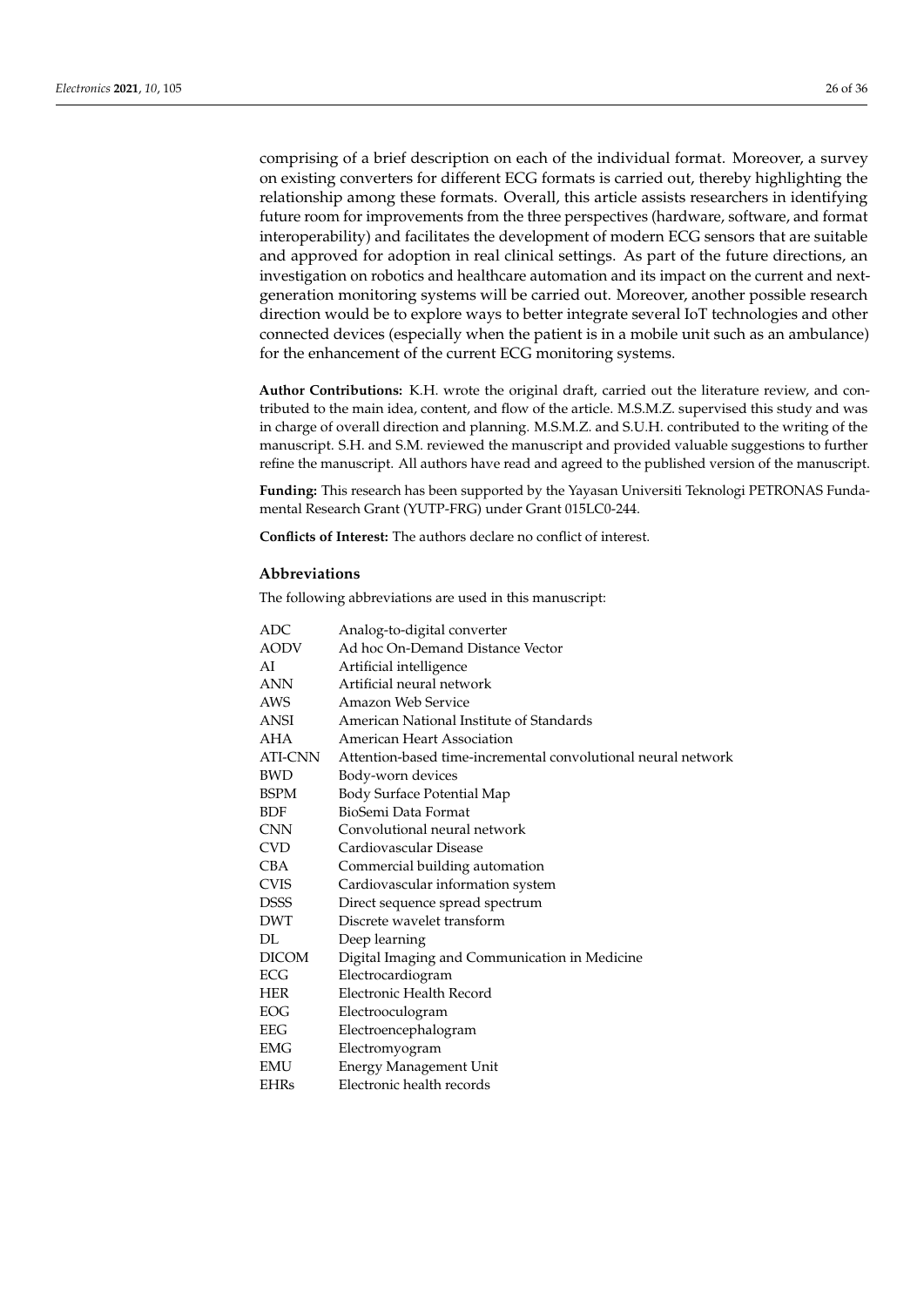comprising of a brief description on each of the individual format. Moreover, a survey on existing converters for different ECG formats is carried out, thereby highlighting the relationship among these formats. Overall, this article assists researchers in identifying future room for improvements from the three perspectives (hardware, software, and format interoperability) and facilitates the development of modern ECG sensors that are suitable and approved for adoption in real clinical settings. As part of the future directions, an investigation on robotics and healthcare automation and its impact on the current and next-generation monitoring systems will be carried out. Moreover, another possible research direction would be to explore ways to better integrate several IoT technologies and other connected devices (especially when the patient is in a mobile unit such as an ambulance) for the enhancement of the current ECG monitoring systems.

**Author Contributions:** K.H. wrote the original draft, carried out the literature review, and contributed to the main idea, content, and flow of the article. M.S.M.Z. supervised this study and was in charge of overall direction and planning. M.S.M.Z. and S.U.H. contributed to the writing of the manuscript. S.H. and S.M. reviewed the manuscript and provided valuable suggestions to further refine the manuscript. All authors have read and agreed to the published version of the manuscript.

**Funding:** This research has been supported by the Yayasan Universiti Teknologi PETRONAS Fundamental Research Grant (YUTP-FRG) under Grant 015LC0-244.

**Conflicts of Interest:** The authors declare no conflict of interest.

## Abbreviations

The following abbreviations are used in this manuscript:

| | |
|---|---|
| ADC | Analog-to-digital converter |
| AODV | Ad hoc On-Demand Distance Vector |
| AI | Artificial intelligence |
| ANN | Artificial neural network |
| AWS | Amazon Web Service |
| ANSI | American National Institute of Standards |
| AHA | American Heart Association |
| ATI-CNN | Attention-based time-incremental convolutional neural network |
| BWD | Body-worn devices |
| BSPM | Body Surface Potential Map |
| BDF | BioSemi Data Format |
| CNN | Convolutional neural network |
| CVD | Cardiovascular Disease |
| CBA | Commercial building automation |
| CVIS | Cardiovascular information system |
| DSSS | Direct sequence spread spectrum |
| DWT | Discrete wavelet transform |
| DL | Deep learning |
| DICOM | Digital Imaging and Communication in Medicine |
| ECG | Electrocardiogram |
| HER | Electronic Health Record |
| EOG | Electrooculogram |
| EEG | Electroencephalogram |
| EMG | Electromyogram |
| EMU | Energy Management Unit |
| EHRs | Electronic health records |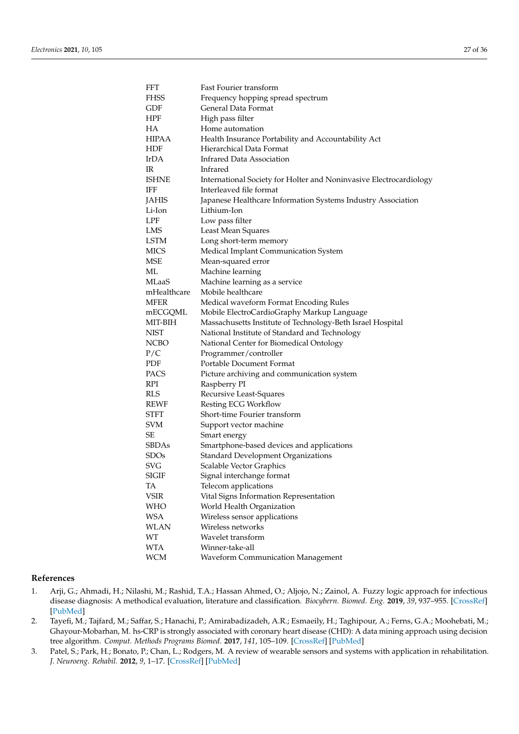| | |
|---|---|
| FFT | Fast Fourier transform |
| FHSS | Frequency hopping spread spectrum |
| GDF | General Data Format |
| HPF | High pass filter |
| HA | Home automation |
| HIPAA | Health Insurance Portability and Accountability Act |
| HDF | Hierarchical Data Format |
| IrDA | Infrared Data Association |
| IR | Infrared |
| ISHNE | International Society for Holter and Noninvasive Electrocardiology |
| IFF | Interleaved file format |
| JAHIS | Japanese Healthcare Information Systems Industry Association |
| Li-Ion | Lithium-Ion |
| LPF | Low pass filter |
| LMS | Least Mean Squares |
| LSTM | Long short-term memory |
| MICS | Medical Implant Communication System |
| MSE | Mean-squared error |
| ML | Machine learning |
| MLaaS | Machine learning as a service |
| mHealthcare | Mobile healthcare |
| MFER | Medical waveform Format Encoding Rules |
| mECGQML | Mobile ElectroCardioGraphy Markup Language |
| MIT-BIH | Massachusetts Institute of Technology-Beth Israel Hospital |
| NIST | National Institute of Standard and Technology |
| NCBO | National Center for Biomedical Ontology |
| P/C | Programmer/controller |
| PDF | Portable Document Format |
| PACS | Picture archiving and communication system |
| RPI | Raspberry PI |
| RLS | Recursive Least-Squares |
| REWF | Resting ECG Workflow |
| STFT | Short-time Fourier transform |
| SVM | Support vector machine |
| SE | Smart energy |
| SBDAs | Smartphone-based devices and applications |
| SDOs | Standard Development Organizations |
| SVG | Scalable Vector Graphics |
| SIGIF | Signal interchange format |
| TA | Telecom applications |
| VSIR | Vital Signs Information Representation |
| WHO | World Health Organization |
| WSA | Wireless sensor applications |
| WLAN | Wireless networks |
| WT | Wavelet transform |
| WTA | Winner-take-all |
| WCM | Waveform Communication Management |

## References

1. Arji, G.; Ahmadi, H.; Nilashi, M.; Rashid, T.A.; Hassan Ahmed, O.; Aljojo, N.; Zainol, A. Fuzzy logic approach for infectious disease diagnosis: A methodical evaluation, literature and classification. *Biocybern. Biomed. Eng.* **2019**, *39*, 937–955. [CrossRef] [PubMed]
2. Tayefi, M.; Tajfard, M.; Saffar, S.; Hanachi, P.; Amirabadizadeh, A.R.; Esmaeily, H.; Taghipour, A.; Ferns, G.A.; Moohebati, M.; Ghayour-Mobarhan, M. hs-CRP is strongly associated with coronary heart disease (CHD): A data mining approach using decision tree algorithm. *Comput. Methods Programs Biomed.* **2017**, *141*, 105–109. [CrossRef] [PubMed]
3. Patel, S.; Park, H.; Bonato, P.; Chan, L.; Rodgers, M. A review of wearable sensors and systems with application in rehabilitation. *J. Neuroeng. Rehabil.* **2012**, *9*, 1–17. [CrossRef] [PubMed]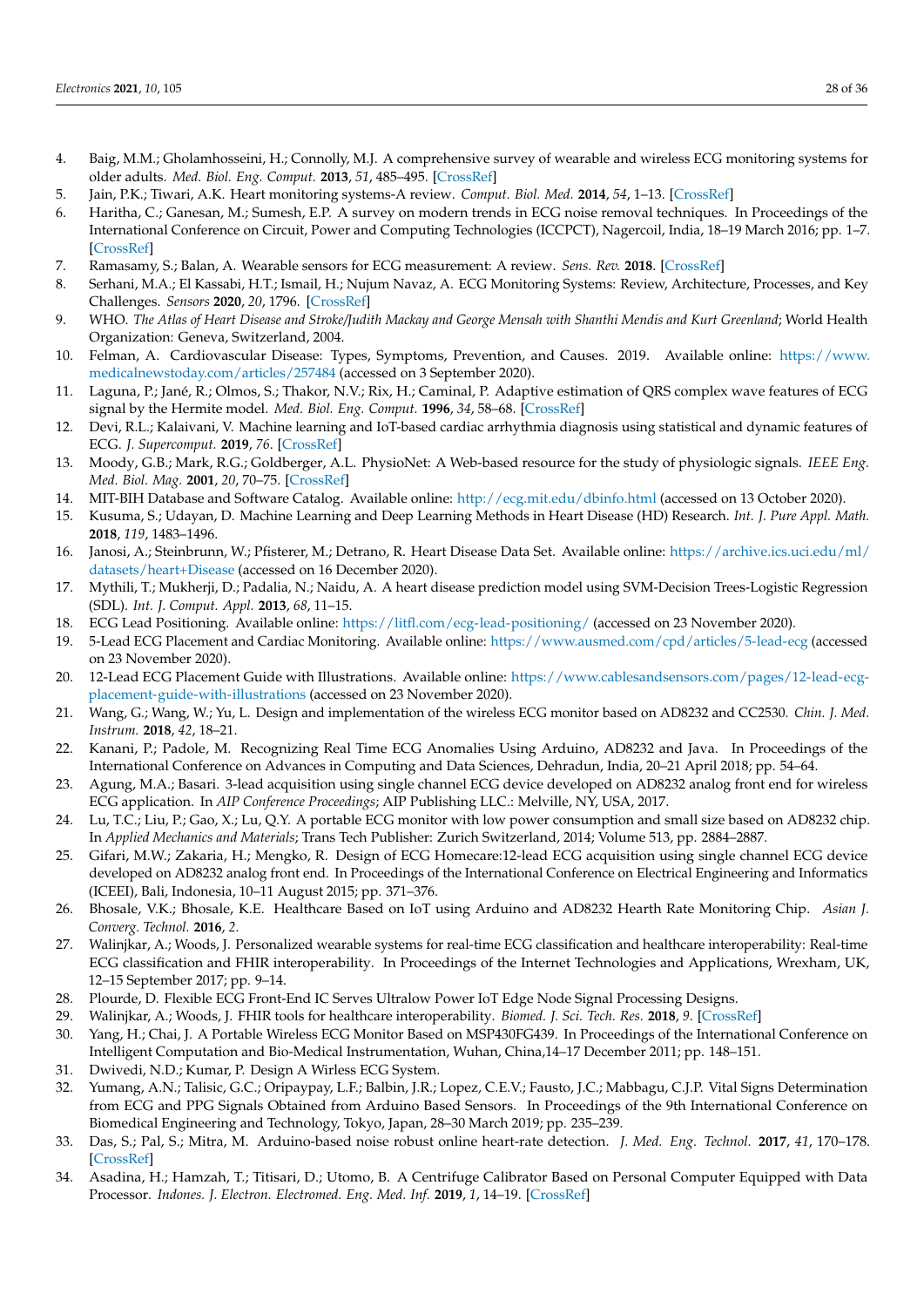4. Baig, M.M.; Gholamhosseini, H.; Connolly, M.J. A comprehensive survey of wearable and wireless ECG monitoring systems for older adults. *Med. Biol. Eng. Comput.* **2013**, *51*, 485–495. [CrossRef]
5. Jain, P.K.; Tiwari, A.K. Heart monitoring systems-A review. *Comput. Biol. Med.* **2014**, *54*, 1–13. [CrossRef]
6. Haritha, C.; Ganesan, M.; Sumesh, E.P. A survey on modern trends in ECG noise removal techniques. In Proceedings of the International Conference on Circuit, Power and Computing Technologies (ICCPCT), Nagercoil, India, 18–19 March 2016; pp. 1–7. [CrossRef]
7. Ramasamy, S.; Balan, A. Wearable sensors for ECG measurement: A review. *Sens. Rev.* **2018**. [CrossRef]
8. Serhani, M.A.; El Kassabi, H.T.; Ismail, H.; Nujum Navaz, A. ECG Monitoring Systems: Review, Architecture, Processes, and Key Challenges. *Sensors* **2020**, *20*, 1796. [CrossRef]
9. WHO. *The Atlas of Heart Disease and Stroke/Judith Mackay and George Mensah with Shanthi Mendis and Kurt Greenland*; World Health Organization: Geneva, Switzerland, 2004.
10. Felman, A. Cardiovascular Disease: Types, Symptoms, Prevention, and Causes. 2019. Available online: https://www.medicalnewstoday.com/articles/257484 (accessed on 3 September 2020).
11. Laguna, P.; Jané, R.; Olmos, S.; Thakor, N.V.; Rix, H.; Caminal, P. Adaptive estimation of QRS complex wave features of ECG signal by the Hermite model. *Med. Biol. Eng. Comput.* **1996**, *34*, 58–68. [CrossRef]
12. Devi, R.L.; Kalaivani, V. Machine learning and IoT-based cardiac arrhythmia diagnosis using statistical and dynamic features of ECG. *J. Supercomput.* **2019**, *76*. [CrossRef]
13. Moody, G.B.; Mark, R.G.; Goldberger, A.L. PhysioNet: A Web-based resource for the study of physiologic signals. *IEEE Eng. Med. Biol. Mag.* **2001**, *20*, 70–75. [CrossRef]
14. MIT-BIH Database and Software Catalog. Available online: http://ecg.mit.edu/dbinfo.html (accessed on 13 October 2020).
15. Kusuma, S.; Udayan, D. Machine Learning and Deep Learning Methods in Heart Disease (HD) Research. *Int. J. Pure Appl. Math.* **2018**, *119*, 1483–1496.
16. Janosi, A.; Steinbrunn, W.; Pfisterer, M.; Detrano, R. Heart Disease Data Set. Available online: https://archive.ics.uci.edu/ml/datasets/heart+Disease (accessed on 16 December 2020).
17. Mythili, T.; Mukherji, D.; Padalia, N.; Naidu, A. A heart disease prediction model using SVM-Decision Trees-Logistic Regression (SDL). *Int. J. Comput. Appl.* **2013**, *68*, 11–15.
18. ECG Lead Positioning. Available online: https://litfl.com/ecg-lead-positioning/ (accessed on 23 November 2020).
19. 5-Lead ECG Placement and Cardiac Monitoring. Available online: https://www.ausmed.com/cpd/articles/5-lead-ecg (accessed on 23 November 2020).
20. 12-Lead ECG Placement Guide with Illustrations. Available online: https://www.cablesandsensors.com/pages/12-lead-ecg-placement-guide-with-illustrations (accessed on 23 November 2020).
21. Wang, G.; Wang, W.; Yu, L. Design and implementation of the wireless ECG monitor based on AD8232 and CC2530. *Chin. J. Med. Instrum.* **2018**, *42*, 18–21.
22. Kanani, P.; Padole, M. Recognizing Real Time ECG Anomalies Using Arduino, AD8232 and Java. In Proceedings of the International Conference on Advances in Computing and Data Sciences, Dehradun, India, 20–21 April 2018; pp. 54–64.
23. Agung, M.A.; Basari. 3-lead acquisition using single channel ECG device developed on AD8232 analog front end for wireless ECG application. In *AIP Conference Proceedings*; AIP Publishing LLC.: Melville, NY, USA, 2017.
24. Lu, T.C.; Liu, P.; Gao, X.; Lu, Q.Y. A portable ECG monitor with low power consumption and small size based on AD8232 chip. In *Applied Mechanics and Materials*; Trans Tech Publisher: Zurich Switzerland, 2014; Volume 513, pp. 2884–2887.
25. Gifari, M.W.; Zakaria, H.; Mengko, R. Design of ECG Homecare:12-lead ECG acquisition using single channel ECG device developed on AD8232 analog front end. In Proceedings of the International Conference on Electrical Engineering and Informatics (ICEEI), Bali, Indonesia, 10–11 August 2015; pp. 371–376.
26. Bhosale, V.K.; Bhosale, K.E. Healthcare Based on IoT using Arduino and AD8232 Hearth Rate Monitoring Chip. *Asian J. Converg. Technol.* **2016**, *2*.
27. Walinjkar, A.; Woods, J. Personalized wearable systems for real-time ECG classification and healthcare interoperability: Real-time ECG classification and FHIR interoperability. In Proceedings of the Internet Technologies and Applications, Wrexham, UK, 12–15 September 2017; pp. 9–14.
28. Plourde, D. Flexible ECG Front-End IC Serves Ultralow Power IoT Edge Node Signal Processing Designs.
29. Walinjkar, A.; Woods, J. FHIR tools for healthcare interoperability. *Biomed. J. Sci. Tech. Res.* **2018**, *9*. [CrossRef]
30. Yang, H.; Chai, J. A Portable Wireless ECG Monitor Based on MSP430FG439. In Proceedings of the International Conference on Intelligent Computation and Bio-Medical Instrumentation, Wuhan, China,14–17 December 2011; pp. 148–151.
31. Dwivedi, N.D.; Kumar, P. Design A Wirless ECG System.
32. Yumang, A.N.; Talisic, G.C.; Oripaypay, L.F.; Balbin, J.R.; Lopez, C.E.V.; Fausto, J.C.; Mabbagu, C.J.P. Vital Signs Determination from ECG and PPG Signals Obtained from Arduino Based Sensors. In Proceedings of the 9th International Conference on Biomedical Engineering and Technology, Tokyo, Japan, 28–30 March 2019; pp. 235–239.
33. Das, S.; Pal, S.; Mitra, M. Arduino-based noise robust online heart-rate detection. *J. Med. Eng. Technol.* **2017**, *41*, 170–178. [CrossRef]
34. Asadina, H.; Hamzah, T.; Titisari, D.; Utomo, B. A Centrifuge Calibrator Based on Personal Computer Equipped with Data Processor. *Indones. J. Electron. Electromed. Eng. Med. Inf.* **2019**, *1*, 14–19. [CrossRef]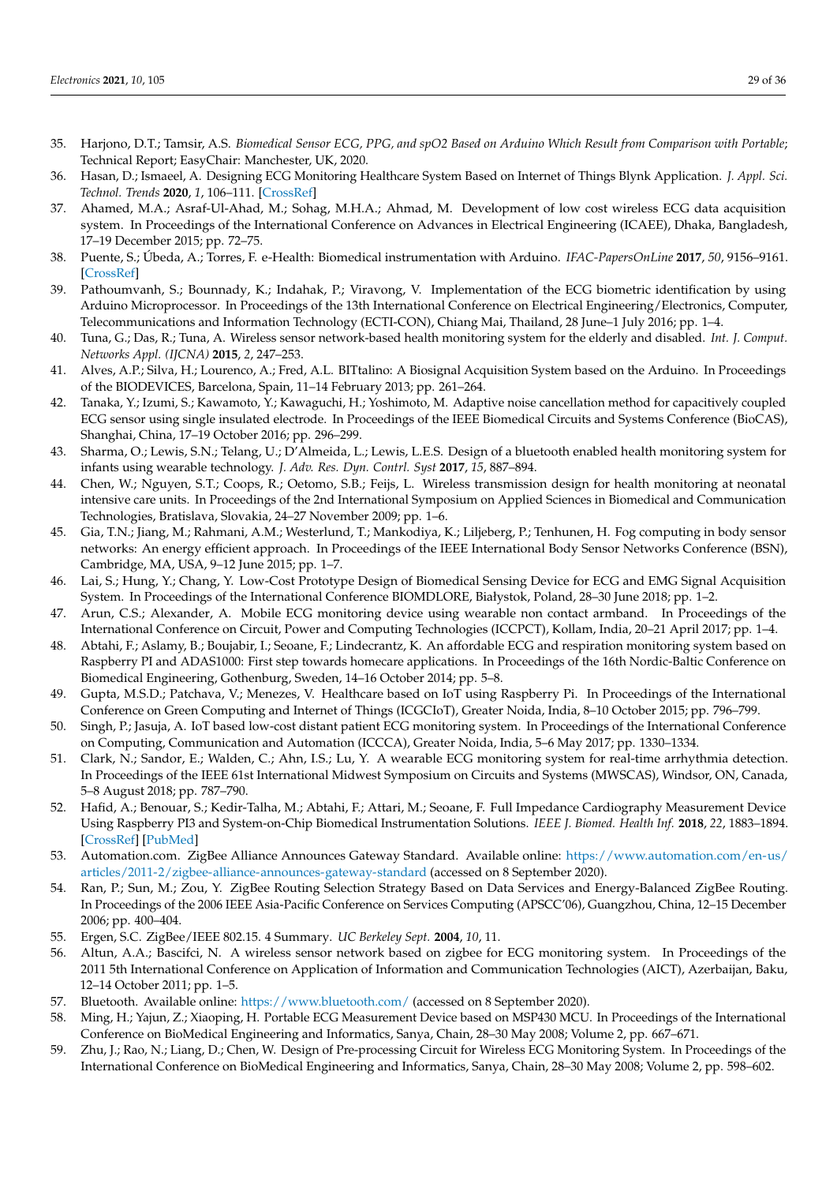35. Harjono, D.T.; Tamsir, A.S. *Biomedical Sensor ECG, PPG, and spO2 Based on Arduino Which Result from Comparison with Portable*; Technical Report; EasyChair: Manchester, UK, 2020.
36. Hasan, D.; Ismaeel, A. Designing ECG Monitoring Healthcare System Based on Internet of Things Blynk Application. *J. Appl. Sci. Technol. Trends* **2020**, *1*, 106–111. [CrossRef]
37. Ahamed, M.A.; Asraf-Ul-Ahad, M.; Sohag, M.H.A.; Ahmad, M. Development of low cost wireless ECG data acquisition system. In Proceedings of the International Conference on Advances in Electrical Engineering (ICAEE), Dhaka, Bangladesh, 17–19 December 2015; pp. 72–75.
38. Puente, S.; Úbeda, A.; Torres, F. e-Health: Biomedical instrumentation with Arduino. *IFAC-PapersOnLine* **2017**, *50*, 9156–9161. [CrossRef]
39. Pathoumvanh, S.; Bounnady, K.; Indahak, P.; Viravong, V. Implementation of the ECG biometric identification by using Arduino Microprocessor. In Proceedings of the 13th International Conference on Electrical Engineering/Electronics, Computer, Telecommunications and Information Technology (ECTI-CON), Chiang Mai, Thailand, 28 June–1 July 2016; pp. 1–4.
40. Tuna, G.; Das, R.; Tuna, A. Wireless sensor network-based health monitoring system for the elderly and disabled. *Int. J. Comput. Networks Appl. (IJCNA)* **2015**, *2*, 247–253.
41. Alves, A.P.; Silva, H.; Lourenco, A.; Fred, A.L. BITtalino: A Biosignal Acquisition System based on the Arduino. In Proceedings of the BIODEVICES, Barcelona, Spain, 11–14 February 2013; pp. 261–264.
42. Tanaka, Y.; Izumi, S.; Kawamoto, Y.; Kawaguchi, H.; Yoshimoto, M. Adaptive noise cancellation method for capacitively coupled ECG sensor using single insulated electrode. In Proceedings of the IEEE Biomedical Circuits and Systems Conference (BioCAS), Shanghai, China, 17–19 October 2016; pp. 296–299.
43. Sharma, O.; Lewis, S.N.; Telang, U.; D'Almeida, L.; Lewis, L.E.S. Design of a bluetooth enabled health monitoring system for infants using wearable technology. *J. Adv. Res. Dyn. Contrl. Syst* **2017**, *15*, 887–894.
44. Chen, W.; Nguyen, S.T.; Coops, R.; Oetomo, S.B.; Feijs, L. Wireless transmission design for health monitoring at neonatal intensive care units. In Proceedings of the 2nd International Symposium on Applied Sciences in Biomedical and Communication Technologies, Bratislava, Slovakia, 24–27 November 2009; pp. 1–6.
45. Gia, T.N.; Jiang, M.; Rahmani, A.M.; Westerlund, T.; Mankodiya, K.; Liljeberg, P.; Tenhunen, H. Fog computing in body sensor networks: An energy efficient approach. In Proceedings of the IEEE International Body Sensor Networks Conference (BSN), Cambridge, MA, USA, 9–12 June 2015; pp. 1–7.
46. Lai, S.; Hung, Y.; Chang, Y. Low-Cost Prototype Design of Biomedical Sensing Device for ECG and EMG Signal Acquisition System. In Proceedings of the International Conference BIOMDLORE, Białystok, Poland, 28–30 June 2018; pp. 1–2.
47. Arun, C.S.; Alexander, A. Mobile ECG monitoring device using wearable non contact armband. In Proceedings of the International Conference on Circuit, Power and Computing Technologies (ICCPCT), Kollam, India, 20–21 April 2017; pp. 1–4.
48. Abtahi, F.; Aslamy, B.; Boujabir, I.; Seoane, F.; Lindecrantz, K. An affordable ECG and respiration monitoring system based on Raspberry PI and ADAS1000: First step towards homecare applications. In Proceedings of the 16th Nordic-Baltic Conference on Biomedical Engineering, Gothenburg, Sweden, 14–16 October 2014; pp. 5–8.
49. Gupta, M.S.D.; Patchava, V.; Menezes, V. Healthcare based on IoT using Raspberry Pi. In Proceedings of the International Conference on Green Computing and Internet of Things (ICGCIoT), Greater Noida, India, 8–10 October 2015; pp. 796–799.
50. Singh, P.; Jasuja, A. IoT based low-cost distant patient ECG monitoring system. In Proceedings of the International Conference on Computing, Communication and Automation (ICCCA), Greater Noida, India, 5–6 May 2017; pp. 1330–1334.
51. Clark, N.; Sandor, E.; Walden, C.; Ahn, I.S.; Lu, Y. A wearable ECG monitoring system for real-time arrhythmia detection. In Proceedings of the IEEE 61st International Midwest Symposium on Circuits and Systems (MWSCAS), Windsor, ON, Canada, 5–8 August 2018; pp. 787–790.
52. Hafid, A.; Benouar, S.; Kedir-Talha, M.; Abtahi, F.; Attari, M.; Seoane, F. Full Impedance Cardiography Measurement Device Using Raspberry PI3 and System-on-Chip Biomedical Instrumentation Solutions. *IEEE J. Biomed. Health Inf.* **2018**, *22*, 1883–1894. [CrossRef] [PubMed]
53. Automation.com. ZigBee Alliance Announces Gateway Standard. Available online: https://www.automation.com/en-us/articles/2011-2/zigbee-alliance-announces-gateway-standard (accessed on 8 September 2020).
54. Ran, P.; Sun, M.; Zou, Y. ZigBee Routing Selection Strategy Based on Data Services and Energy-Balanced ZigBee Routing. In Proceedings of the 2006 IEEE Asia-Pacific Conference on Services Computing (APSCC'06), Guangzhou, China, 12–15 December 2006; pp. 400–404.
55. Ergen, S.C. ZigBee/IEEE 802.15. 4 Summary. *UC Berkeley Sept.* **2004**, *10*, 11.
56. Altun, A.A.; Bascifci, N. A wireless sensor network based on zigbee for ECG monitoring system. In Proceedings of the 2011 5th International Conference on Application of Information and Communication Technologies (AICT), Azerbaijan, Baku, 12–14 October 2011; pp. 1–5.
57. Bluetooth. Available online: https://www.bluetooth.com/ (accessed on 8 September 2020).
58. Ming, H.; Yajun, Z.; Xiaoping, H. Portable ECG Measurement Device based on MSP430 MCU. In Proceedings of the International Conference on BioMedical Engineering and Informatics, Sanya, Chain, 28–30 May 2008; Volume 2, pp. 667–671.
59. Zhu, J.; Rao, N.; Liang, D.; Chen, W. Design of Pre-processing Circuit for Wireless ECG Monitoring System. In Proceedings of the International Conference on BioMedical Engineering and Informatics, Sanya, Chain, 28–30 May 2008; Volume 2, pp. 598–602.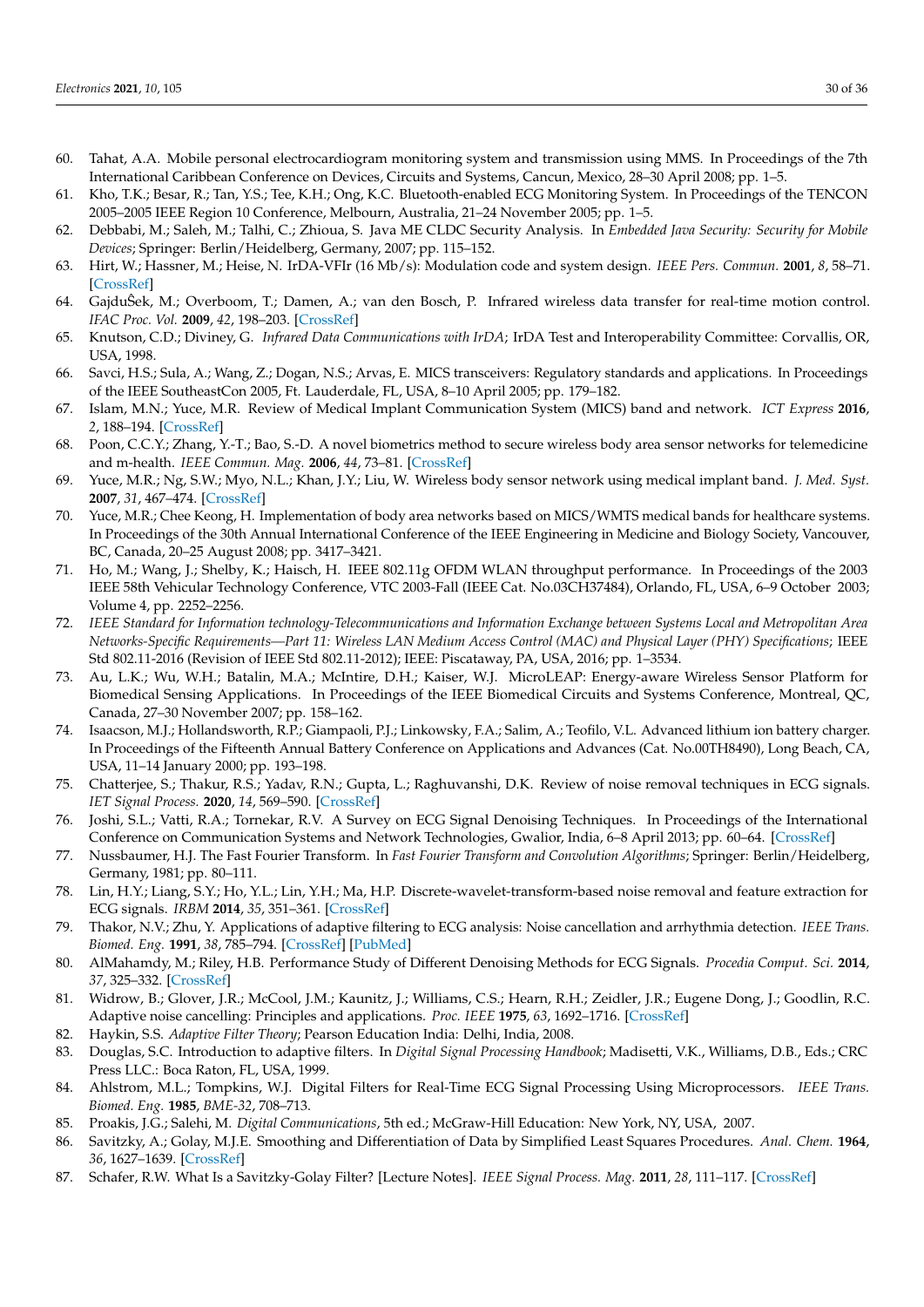60. Tahat, A.A. Mobile personal electrocardiogram monitoring system and transmission using MMS. In Proceedings of the 7th International Caribbean Conference on Devices, Circuits and Systems, Cancun, Mexico, 28–30 April 2008; pp. 1–5.
61. Kho, T.K.; Besar, R.; Tan, Y.S.; Tee, K.H.; Ong, K.C. Bluetooth-enabled ECG Monitoring System. In Proceedings of the TENCON 2005–2005 IEEE Region 10 Conference, Melbourn, Australia, 21–24 November 2005; pp. 1–5.
62. Debbabi, M.; Saleh, M.; Talhi, C.; Zhioua, S. Java ME CLDC Security Analysis. In *Embedded Java Security: Security for Mobile Devices*; Springer: Berlin/Heidelberg, Germany, 2007; pp. 115–152.
63. Hirt, W.; Hassner, M.; Heise, N. IrDA-VFIr (16 Mb/s): Modulation code and system design. *IEEE Pers. Commun.* **2001**, *8*, 58–71. [CrossRef]
64. GajduŠek, M.; Overboom, T.; Damen, A.; van den Bosch, P. Infrared wireless data transfer for real-time motion control. *IFAC Proc. Vol.* **2009**, *42*, 198–203. [CrossRef]
65. Knutson, C.D.; Diviney, G. *Infrared Data Communications with IrDA*; IrDA Test and Interoperability Committee: Corvallis, OR, USA, 1998.
66. Savci, H.S.; Sula, A.; Wang, Z.; Dogan, N.S.; Arvas, E. MICS transceivers: Regulatory standards and applications. In Proceedings of the IEEE SoutheastCon 2005, Ft. Lauderdale, FL, USA, 8–10 April 2005; pp. 179–182.
67. Islam, M.N.; Yuce, M.R. Review of Medical Implant Communication System (MICS) band and network. *ICT Express* **2016**, *2*, 188–194. [CrossRef]
68. Poon, C.C.Y.; Zhang, Y.-T.; Bao, S.-D. A novel biometrics method to secure wireless body area sensor networks for telemedicine and m-health. *IEEE Commun. Mag.* **2006**, *44*, 73–81. [CrossRef]
69. Yuce, M.R.; Ng, S.W.; Myo, N.L.; Khan, J.Y.; Liu, W. Wireless body sensor network using medical implant band. *J. Med. Syst.* **2007**, *31*, 467–474. [CrossRef]
70. Yuce, M.R.; Chee Keong, H. Implementation of body area networks based on MICS/WMTS medical bands for healthcare systems. In Proceedings of the 30th Annual International Conference of the IEEE Engineering in Medicine and Biology Society, Vancouver, BC, Canada, 20–25 August 2008; pp. 3417–3421.
71. Ho, M.; Wang, J.; Shelby, K.; Haisch, H. IEEE 802.11g OFDM WLAN throughput performance. In Proceedings of the 2003 IEEE 58th Vehicular Technology Conference, VTC 2003-Fall (IEEE Cat. No.03CH37484), Orlando, FL, USA, 6–9 October 2003; Volume 4, pp. 2252–2256.
72. *IEEE Standard for Information technology-Telecommunications and Information Exchange between Systems Local and Metropolitan Area Networks-Specific Requirements—Part 11: Wireless LAN Medium Access Control (MAC) and Physical Layer (PHY) Specifications*; IEEE Std 802.11-2016 (Revision of IEEE Std 802.11-2012); IEEE: Piscataway, PA, USA, 2016; pp. 1–3534.
73. Au, L.K.; Wu, W.H.; Batalin, M.A.; McIntire, D.H.; Kaiser, W.J. MicroLEAP: Energy-aware Wireless Sensor Platform for Biomedical Sensing Applications. In Proceedings of the IEEE Biomedical Circuits and Systems Conference, Montreal, QC, Canada, 27–30 November 2007; pp. 158–162.
74. Isaacson, M.J.; Hollandsworth, R.P.; Giampaoli, P.J.; Linkowsky, F.A.; Salim, A.; Teofilo, V.L. Advanced lithium ion battery charger. In Proceedings of the Fifteenth Annual Battery Conference on Applications and Advances (Cat. No.00TH8490), Long Beach, CA, USA, 11–14 January 2000; pp. 193–198.
75. Chatterjee, S.; Thakur, R.S.; Yadav, R.N.; Gupta, L.; Raghuvanshi, D.K. Review of noise removal techniques in ECG signals. *IET Signal Process.* **2020**, *14*, 569–590. [CrossRef]
76. Joshi, S.L.; Vatti, R.A.; Tornekar, R.V. A Survey on ECG Signal Denoising Techniques. In Proceedings of the International Conference on Communication Systems and Network Technologies, Gwalior, India, 6–8 April 2013; pp. 60–64. [CrossRef]
77. Nussbaumer, H.J. The Fast Fourier Transform. In *Fast Fourier Transform and Convolution Algorithms*; Springer: Berlin/Heidelberg, Germany, 1981; pp. 80–111.
78. Lin, H.Y.; Liang, S.Y.; Ho, Y.L.; Lin, Y.H.; Ma, H.P. Discrete-wavelet-transform-based noise removal and feature extraction for ECG signals. *IRBM* **2014**, *35*, 351–361. [CrossRef]
79. Thakor, N.V.; Zhu, Y. Applications of adaptive filtering to ECG analysis: Noise cancellation and arrhythmia detection. *IEEE Trans. Biomed. Eng.* **1991**, *38*, 785–794. [CrossRef] [PubMed]
80. AlMahamdy, M.; Riley, H.B. Performance Study of Different Denoising Methods for ECG Signals. *Procedia Comput. Sci.* **2014**, *37*, 325–332. [CrossRef]
81. Widrow, B.; Glover, J.R.; McCool, J.M.; Kaunitz, J.; Williams, C.S.; Hearn, R.H.; Zeidler, J.R.; Eugene Dong, J.; Goodlin, R.C. Adaptive noise cancelling: Principles and applications. *Proc. IEEE* **1975**, *63*, 1692–1716. [CrossRef]
82. Haykin, S.S. *Adaptive Filter Theory*; Pearson Education India: Delhi, India, 2008.
83. Douglas, S.C. Introduction to adaptive filters. In *Digital Signal Processing Handbook*; Madisetti, V.K., Williams, D.B., Eds.; CRC Press LLC.: Boca Raton, FL, USA, 1999.
84. Ahlstrom, M.L.; Tompkins, W.J. Digital Filters for Real-Time ECG Signal Processing Using Microprocessors. *IEEE Trans. Biomed. Eng.* **1985**, *BME-32*, 708–713.
85. Proakis, J.G.; Salehi, M. *Digital Communications*, 5th ed.; McGraw-Hill Education: New York, NY, USA, 2007.
86. Savitzky, A.; Golay, M.J.E. Smoothing and Differentiation of Data by Simplified Least Squares Procedures. *Anal. Chem.* **1964**, *36*, 1627–1639. [CrossRef]
87. Schafer, R.W. What Is a Savitzky-Golay Filter? [Lecture Notes]. *IEEE Signal Process. Mag.* **2011**, *28*, 111–117. [CrossRef]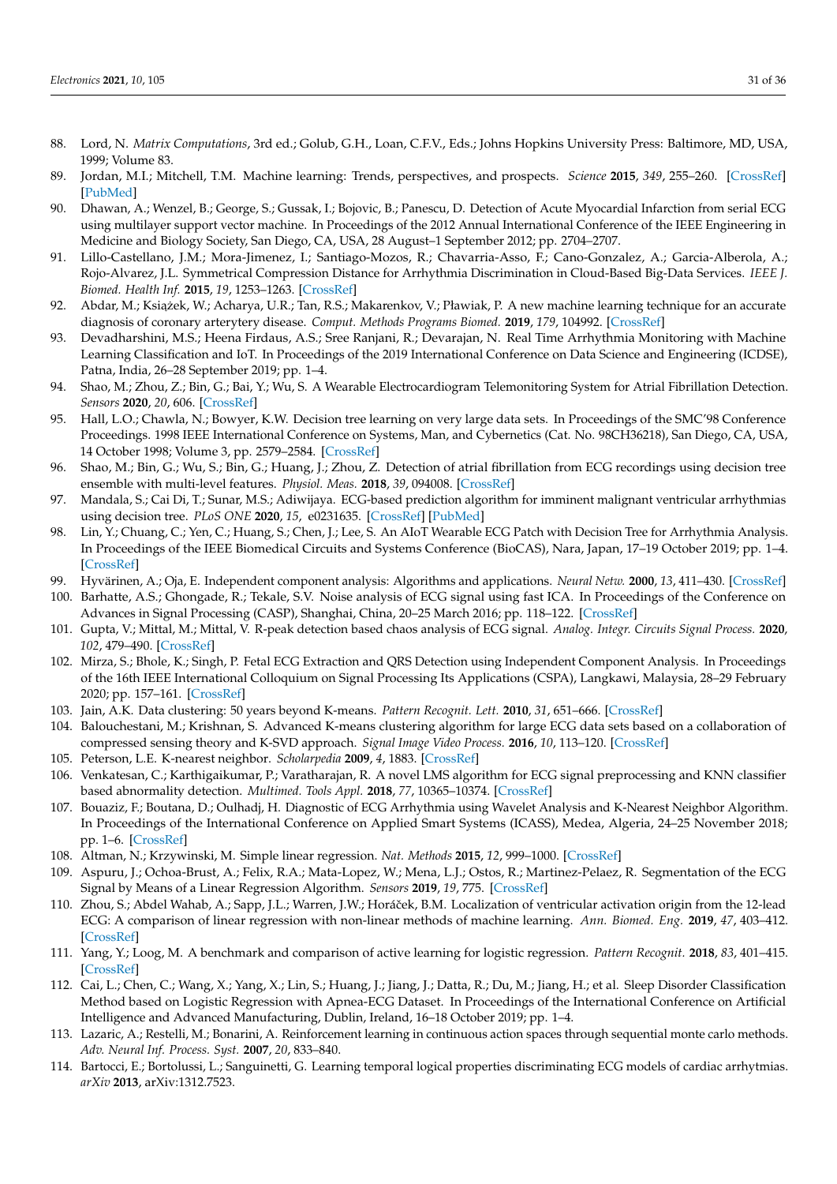88. Lord, N. *Matrix Computations*, 3rd ed.; Golub, G.H., Loan, C.F.V., Eds.; Johns Hopkins University Press: Baltimore, MD, USA, 1999; Volume 83.
89. Jordan, M.I.; Mitchell, T.M. Machine learning: Trends, perspectives, and prospects. *Science* **2015**, *349*, 255–260. [CrossRef] [PubMed]
90. Dhawan, A.; Wenzel, B.; George, S.; Gussak, I.; Bojovic, B.; Panescu, D. Detection of Acute Myocardial Infarction from serial ECG using multilayer support vector machine. In Proceedings of the 2012 Annual International Conference of the IEEE Engineering in Medicine and Biology Society, San Diego, CA, USA, 28 August–1 September 2012; pp. 2704–2707.
91. Lillo-Castellano, J.M.; Mora-Jimenez, I.; Santiago-Mozos, R.; Chavarria-Asso, F.; Cano-Gonzalez, A.; Garcia-Alberola, A.; Rojo-Alvarez, J.L. Symmetrical Compression Distance for Arrhythmia Discrimination in Cloud-Based Big-Data Services. *IEEE J. Biomed. Health Inf.* **2015**, *19*, 1253–1263. [CrossRef]
92. Abdar, M.; Książek, W.; Acharya, U.R.; Tan, R.S.; Makarenkov, V.; Pławiak, P. A new machine learning technique for an accurate diagnosis of coronary arterytery disease. *Comput. Methods Programs Biomed.* **2019**, *179*, 104992. [CrossRef]
93. Devadharshini, M.S.; Heena Firdaus, A.S.; Sree Ranjani, R.; Devarajan, N. Real Time Arrhythmia Monitoring with Machine Learning Classification and IoT. In Proceedings of the 2019 International Conference on Data Science and Engineering (ICDSE), Patna, India, 26–28 September 2019; pp. 1–4.
94. Shao, M.; Zhou, Z.; Bin, G.; Bai, Y.; Wu, S. A Wearable Electrocardiogram Telemonitoring System for Atrial Fibrillation Detection. *Sensors* **2020**, *20*, 606. [CrossRef]
95. Hall, L.O.; Chawla, N.; Bowyer, K.W. Decision tree learning on very large data sets. In Proceedings of the SMC'98 Conference Proceedings. 1998 IEEE International Conference on Systems, Man, and Cybernetics (Cat. No. 98CH36218), San Diego, CA, USA, 14 October 1998; Volume 3, pp. 2579–2584. [CrossRef]
96. Shao, M.; Bin, G.; Wu, S.; Bin, G.; Huang, J.; Zhou, Z. Detection of atrial fibrillation from ECG recordings using decision tree ensemble with multi-level features. *Physiol. Meas.* **2018**, *39*, 094008. [CrossRef]
97. Mandala, S.; Cai Di, T.; Sunar, M.S.; Adiwijaya. ECG-based prediction algorithm for imminent malignant ventricular arrhythmias using decision tree. *PLoS ONE* **2020**, *15*, e0231635. [CrossRef] [PubMed]
98. Lin, Y.; Chuang, C.; Yen, C.; Huang, S.; Chen, J.; Lee, S. An AIoT Wearable ECG Patch with Decision Tree for Arrhythmia Analysis. In Proceedings of the IEEE Biomedical Circuits and Systems Conference (BioCAS), Nara, Japan, 17–19 October 2019; pp. 1–4. [CrossRef]
99. Hyvärinen, A.; Oja, E. Independent component analysis: Algorithms and applications. *Neural Netw.* **2000**, *13*, 411–430. [CrossRef]
100. Barhatte, A.S.; Ghongade, R.; Tekale, S.V. Noise analysis of ECG signal using fast ICA. In Proceedings of the Conference on Advances in Signal Processing (CASP), Shanghai, China, 20–25 March 2016; pp. 118–122. [CrossRef]
101. Gupta, V.; Mittal, M.; Mittal, V. R-peak detection based chaos analysis of ECG signal. *Analog. Integr. Circuits Signal Process.* **2020**, *102*, 479–490. [CrossRef]
102. Mirza, S.; Bhole, K.; Singh, P. Fetal ECG Extraction and QRS Detection using Independent Component Analysis. In Proceedings of the 16th IEEE International Colloquium on Signal Processing Its Applications (CSPA), Langkawi, Malaysia, 28–29 February 2020; pp. 157–161. [CrossRef]
103. Jain, A.K. Data clustering: 50 years beyond K-means. *Pattern Recognit. Lett.* **2010**, *31*, 651–666. [CrossRef]
104. Balouchestani, M.; Krishnan, S. Advanced K-means clustering algorithm for large ECG data sets based on a collaboration of compressed sensing theory and K-SVD approach. *Signal Image Video Process.* **2016**, *10*, 113–120. [CrossRef]
105. Peterson, L.E. K-nearest neighbor. *Scholarpedia* **2009**, *4*, 1883. [CrossRef]
106. Venkatesan, C.; Karthigaikumar, P.; Varatharajan, R. A novel LMS algorithm for ECG signal preprocessing and KNN classifier based abnormality detection. *Multimed. Tools Appl.* **2018**, *77*, 10365–10374. [CrossRef]
107. Bouaziz, F.; Boutana, D.; Oulhadj, H. Diagnostic of ECG Arrhythmia using Wavelet Analysis and K-Nearest Neighbor Algorithm. In Proceedings of the International Conference on Applied Smart Systems (ICASS), Medea, Algeria, 24–25 November 2018; pp. 1–6. [CrossRef]
108. Altman, N.; Krzywinski, M. Simple linear regression. *Nat. Methods* **2015**, *12*, 999–1000. [CrossRef]
109. Aspuru, J.; Ochoa-Brust, A.; Felix, R.A.; Mata-Lopez, W.; Mena, L.J.; Ostos, R.; Martinez-Pelaez, R. Segmentation of the ECG Signal by Means of a Linear Regression Algorithm. *Sensors* **2019**, *19*, 775. [CrossRef]
110. Zhou, S.; Abdel Wahab, A.; Sapp, J.L.; Warren, J.W.; Horáček, B.M. Localization of ventricular activation origin from the 12-lead ECG: A comparison of linear regression with non-linear methods of machine learning. *Ann. Biomed. Eng.* **2019**, *47*, 403–412. [CrossRef]
111. Yang, Y.; Loog, M. A benchmark and comparison of active learning for logistic regression. *Pattern Recognit.* **2018**, *83*, 401–415. [CrossRef]
112. Cai, L.; Chen, C.; Wang, X.; Yang, X.; Lin, S.; Huang, J.; Jiang, J.; Datta, R.; Du, M.; Jiang, H.; et al. Sleep Disorder Classification Method based on Logistic Regression with Apnea-ECG Dataset. In Proceedings of the International Conference on Artificial Intelligence and Advanced Manufacturing, Dublin, Ireland, 16–18 October 2019; pp. 1–4.
113. Lazaric, A.; Restelli, M.; Bonarini, A. Reinforcement learning in continuous action spaces through sequential monte carlo methods. *Adv. Neural Inf. Process. Syst.* **2007**, *20*, 833–840.
114. Bartocci, E.; Bortolussi, L.; Sanguinetti, G. Learning temporal logical properties discriminating ECG models of cardiac arrhytmias. *arXiv* **2013**, arXiv:1312.7523.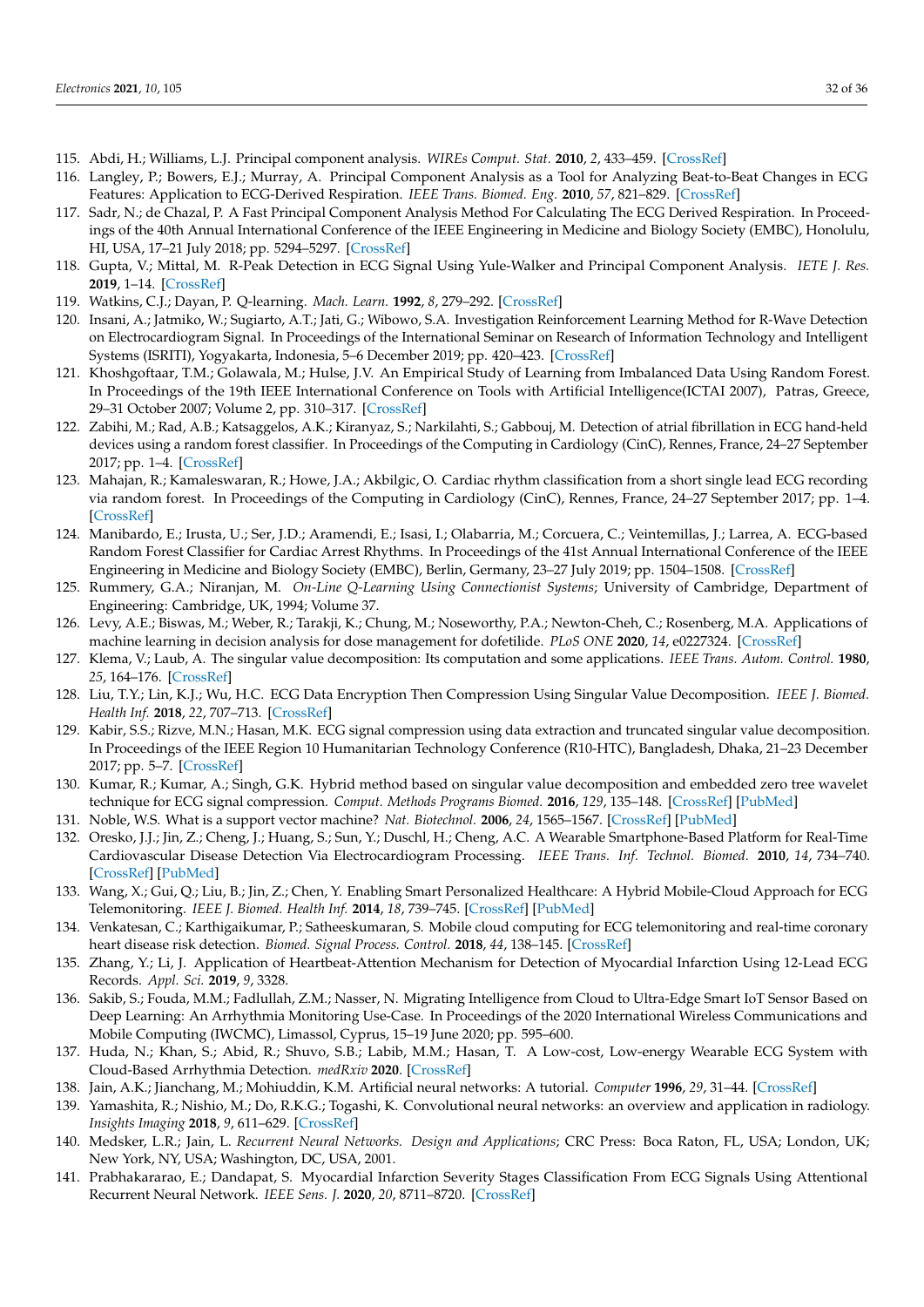115. Abdi, H.; Williams, L.J. Principal component analysis. *WIREs Comput. Stat.* **2010**, *2*, 433–459. [CrossRef]
116. Langley, P.; Bowers, E.J.; Murray, A. Principal Component Analysis as a Tool for Analyzing Beat-to-Beat Changes in ECG Features: Application to ECG-Derived Respiration. *IEEE Trans. Biomed. Eng.* **2010**, *57*, 821–829. [CrossRef]
117. Sadr, N.; de Chazal, P. A Fast Principal Component Analysis Method For Calculating The ECG Derived Respiration. In Proceedings of the 40th Annual International Conference of the IEEE Engineering in Medicine and Biology Society (EMBC), Honolulu, HI, USA, 17–21 July 2018; pp. 5294–5297. [CrossRef]
118. Gupta, V.; Mittal, M. R-Peak Detection in ECG Signal Using Yule-Walker and Principal Component Analysis. *IETE J. Res.* **2019**, 1–14. [CrossRef]
119. Watkins, C.J.; Dayan, P. Q-learning. *Mach. Learn.* **1992**, *8*, 279–292. [CrossRef]
120. Insani, A.; Jatmiko, W.; Sugiarto, A.T.; Jati, G.; Wibowo, S.A. Investigation Reinforcement Learning Method for R-Wave Detection on Electrocardiogram Signal. In Proceedings of the International Seminar on Research of Information Technology and Intelligent Systems (ISRITI), Yogyakarta, Indonesia, 5–6 December 2019; pp. 420–423. [CrossRef]
121. Khoshgoftaar, T.M.; Golawala, M.; Hulse, J.V. An Empirical Study of Learning from Imbalanced Data Using Random Forest. In Proceedings of the 19th IEEE International Conference on Tools with Artificial Intelligence(ICTAI 2007), Patras, Greece, 29–31 October 2007; Volume 2, pp. 310–317. [CrossRef]
122. Zabihi, M.; Rad, A.B.; Katsaggelos, A.K.; Kiranyaz, S.; Narkilahti, S.; Gabbouj, M. Detection of atrial fibrillation in ECG hand-held devices using a random forest classifier. In Proceedings of the Computing in Cardiology (CinC), Rennes, France, 24–27 September 2017; pp. 1–4. [CrossRef]
123. Mahajan, R.; Kamaleswaran, R.; Howe, J.A.; Akbilgic, O. Cardiac rhythm classification from a short single lead ECG recording via random forest. In Proceedings of the Computing in Cardiology (CinC), Rennes, France, 24–27 September 2017; pp. 1–4. [CrossRef]
124. Manibardo, E.; Irusta, U.; Ser, J.D.; Aramendi, E.; Isasi, I.; Olabarria, M.; Corcuera, C.; Veintemillas, J.; Larrea, A. ECG-based Random Forest Classifier for Cardiac Arrest Rhythms. In Proceedings of the 41st Annual International Conference of the IEEE Engineering in Medicine and Biology Society (EMBC), Berlin, Germany, 23–27 July 2019; pp. 1504–1508. [CrossRef]
125. Rummery, G.A.; Niranjan, M. *On-Line Q-Learning Using Connectionist Systems*; University of Cambridge, Department of Engineering: Cambridge, UK, 1994; Volume 37.
126. Levy, A.E.; Biswas, M.; Weber, R.; Tarakji, K.; Chung, M.; Noseworthy, P.A.; Newton-Cheh, C.; Rosenberg, M.A. Applications of machine learning in decision analysis for dose management for dofetilide. *PLoS ONE* **2020**, *14*, e0227324. [CrossRef]
127. Klema, V.; Laub, A. The singular value decomposition: Its computation and some applications. *IEEE Trans. Autom. Control.* **1980**, *25*, 164–176. [CrossRef]
128. Liu, T.Y.; Lin, K.J.; Wu, H.C. ECG Data Encryption Then Compression Using Singular Value Decomposition. *IEEE J. Biomed. Health Inf.* **2018**, *22*, 707–713. [CrossRef]
129. Kabir, S.S.; Rizve, M.N.; Hasan, M.K. ECG signal compression using data extraction and truncated singular value decomposition. In Proceedings of the IEEE Region 10 Humanitarian Technology Conference (R10-HTC), Bangladesh, Dhaka, 21–23 December 2017; pp. 5–7. [CrossRef]
130. Kumar, R.; Kumar, A.; Singh, G.K. Hybrid method based on singular value decomposition and embedded zero tree wavelet technique for ECG signal compression. *Comput. Methods Programs Biomed.* **2016**, *129*, 135–148. [CrossRef] [PubMed]
131. Noble, W.S. What is a support vector machine? *Nat. Biotechnol.* **2006**, *24*, 1565–1567. [CrossRef] [PubMed]
132. Oresko, J.J.; Jin, Z.; Cheng, J.; Huang, S.; Sun, Y.; Duschl, H.; Cheng, A.C. A Wearable Smartphone-Based Platform for Real-Time Cardiovascular Disease Detection Via Electrocardiogram Processing. *IEEE Trans. Inf. Technol. Biomed.* **2010**, *14*, 734–740. [CrossRef] [PubMed]
133. Wang, X.; Gui, Q.; Liu, B.; Jin, Z.; Chen, Y. Enabling Smart Personalized Healthcare: A Hybrid Mobile-Cloud Approach for ECG Telemonitoring. *IEEE J. Biomed. Health Inf.* **2014**, *18*, 739–745. [CrossRef] [PubMed]
134. Venkatesan, C.; Karthigaikumar, P.; Satheeskumaran, S. Mobile cloud computing for ECG telemonitoring and real-time coronary heart disease risk detection. *Biomed. Signal Process. Control.* **2018**, *44*, 138–145. [CrossRef]
135. Zhang, Y.; Li, J. Application of Heartbeat-Attention Mechanism for Detection of Myocardial Infarction Using 12-Lead ECG Records. *Appl. Sci.* **2019**, *9*, 3328.
136. Sakib, S.; Fouda, M.M.; Fadlullah, Z.M.; Nasser, N. Migrating Intelligence from Cloud to Ultra-Edge Smart IoT Sensor Based on Deep Learning: An Arrhythmia Monitoring Use-Case. In Proceedings of the 2020 International Wireless Communications and Mobile Computing (IWCMC), Limassol, Cyprus, 15–19 June 2020; pp. 595–600.
137. Huda, N.; Khan, S.; Abid, R.; Shuvo, S.B.; Labib, M.M.; Hasan, T. A Low-cost, Low-energy Wearable ECG System with Cloud-Based Arrhythmia Detection. *medRxiv* **2020**. [CrossRef]
138. Jain, A.K.; Jianchang, M.; Mohiuddin, K.M. Artificial neural networks: A tutorial. *Computer* **1996**, *29*, 31–44. [CrossRef]
139. Yamashita, R.; Nishio, M.; Do, R.K.G.; Togashi, K. Convolutional neural networks: an overview and application in radiology. *Insights Imaging* **2018**, *9*, 611–629. [CrossRef]
140. Medsker, L.R.; Jain, L. *Recurrent Neural Networks. Design and Applications*; CRC Press: Boca Raton, FL, USA; London, UK; New York, NY, USA; Washington, DC, USA, 2001.
141. Prabhakararao, E.; Dandapat, S. Myocardial Infarction Severity Stages Classification From ECG Signals Using Attentional Recurrent Neural Network. *IEEE Sens. J.* **2020**, *20*, 8711–8720. [CrossRef]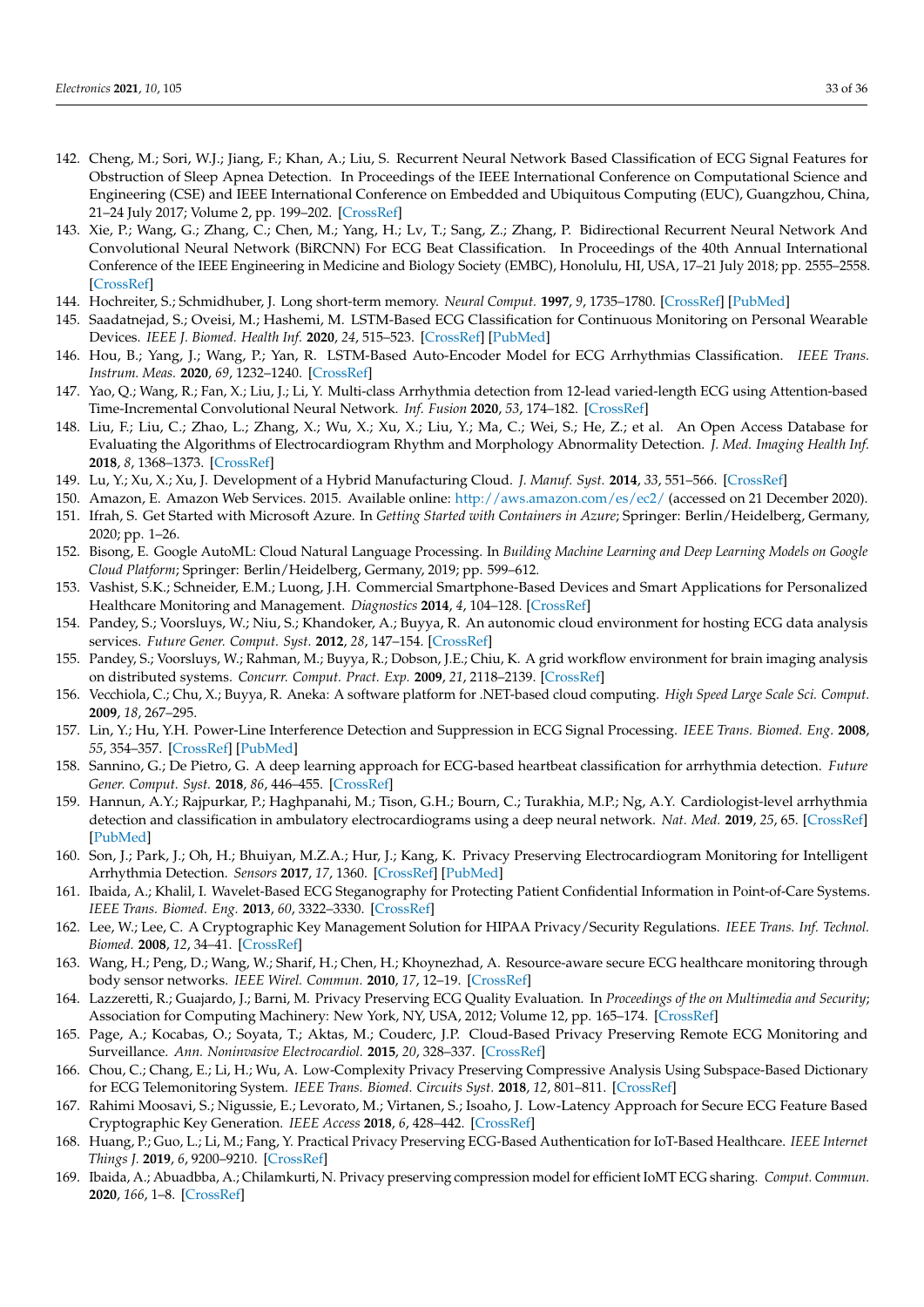142. Cheng, M.; Sori, W.J.; Jiang, F.; Khan, A.; Liu, S. Recurrent Neural Network Based Classification of ECG Signal Features for Obstruction of Sleep Apnea Detection. In Proceedings of the IEEE International Conference on Computational Science and Engineering (CSE) and IEEE International Conference on Embedded and Ubiquitous Computing (EUC), Guangzhou, China, 21–24 July 2017; Volume 2, pp. 199–202. [CrossRef]
143. Xie, P.; Wang, G.; Zhang, C.; Chen, M.; Yang, H.; Lv, T.; Sang, Z.; Zhang, P. Bidirectional Recurrent Neural Network And Convolutional Neural Network (BiRCNN) For ECG Beat Classification. In Proceedings of the 40th Annual International Conference of the IEEE Engineering in Medicine and Biology Society (EMBC), Honolulu, HI, USA, 17–21 July 2018; pp. 2555–2558. [CrossRef]
144. Hochreiter, S.; Schmidhuber, J. Long short-term memory. *Neural Comput.* **1997**, *9*, 1735–1780. [CrossRef] [PubMed]
145. Saadatnejad, S.; Oveisi, M.; Hashemi, M. LSTM-Based ECG Classification for Continuous Monitoring on Personal Wearable Devices. *IEEE J. Biomed. Health Inf.* **2020**, *24*, 515–523. [CrossRef] [PubMed]
146. Hou, B.; Yang, J.; Wang, P.; Yan, R. LSTM-Based Auto-Encoder Model for ECG Arrhythmias Classification. *IEEE Trans. Instrum. Meas.* **2020**, *69*, 1232–1240. [CrossRef]
147. Yao, Q.; Wang, R.; Fan, X.; Liu, J.; Li, Y. Multi-class Arrhythmia detection from 12-lead varied-length ECG using Attention-based Time-Incremental Convolutional Neural Network. *Inf. Fusion* **2020**, *53*, 174–182. [CrossRef]
148. Liu, F.; Liu, C.; Zhao, L.; Zhang, X.; Wu, X.; Xu, X.; Liu, Y.; Ma, C.; Wei, S.; He, Z.; et al. An Open Access Database for Evaluating the Algorithms of Electrocardiogram Rhythm and Morphology Abnormality Detection. *J. Med. Imaging Health Inf.* **2018**, *8*, 1368–1373. [CrossRef]
149. Lu, Y.; Xu, X.; Xu, J. Development of a Hybrid Manufacturing Cloud. *J. Manuf. Syst.* **2014**, *33*, 551–566. [CrossRef]
150. Amazon, E. Amazon Web Services. 2015. Available online: http://aws.amazon.com/es/ec2/ (accessed on 21 December 2020).
151. Ifrah, S. Get Started with Microsoft Azure. In *Getting Started with Containers in Azure*; Springer: Berlin/Heidelberg, Germany, 2020; pp. 1–26.
152. Bisong, E. Google AutoML: Cloud Natural Language Processing. In *Building Machine Learning and Deep Learning Models on Google Cloud Platform*; Springer: Berlin/Heidelberg, Germany, 2019; pp. 599–612.
153. Vashist, S.K.; Schneider, E.M.; Luong, J.H. Commercial Smartphone-Based Devices and Smart Applications for Personalized Healthcare Monitoring and Management. *Diagnostics* **2014**, *4*, 104–128. [CrossRef]
154. Pandey, S.; Voorsluys, W.; Niu, S.; Khandoker, A.; Buyya, R. An autonomic cloud environment for hosting ECG data analysis services. *Future Gener. Comput. Syst.* **2012**, *28*, 147–154. [CrossRef]
155. Pandey, S.; Voorsluys, W.; Rahman, M.; Buyya, R.; Dobson, J.E.; Chiu, K. A grid workflow environment for brain imaging analysis on distributed systems. *Concurr. Comput. Pract. Exp.* **2009**, *21*, 2118–2139. [CrossRef]
156. Vecchiola, C.; Chu, X.; Buyya, R. Aneka: A software platform for .NET-based cloud computing. *High Speed Large Scale Sci. Comput.* **2009**, *18*, 267–295.
157. Lin, Y.; Hu, Y.H. Power-Line Interference Detection and Suppression in ECG Signal Processing. *IEEE Trans. Biomed. Eng.* **2008**, *55*, 354–357. [CrossRef] [PubMed]
158. Sannino, G.; De Pietro, G. A deep learning approach for ECG-based heartbeat classification for arrhythmia detection. *Future Gener. Comput. Syst.* **2018**, *86*, 446–455. [CrossRef]
159. Hannun, A.Y.; Rajpurkar, P.; Haghpanahi, M.; Tison, G.H.; Bourn, C.; Turakhia, M.P.; Ng, A.Y. Cardiologist-level arrhythmia detection and classification in ambulatory electrocardiograms using a deep neural network. *Nat. Med.* **2019**, *25*, 65. [CrossRef] [PubMed]
160. Son, J.; Park, J.; Oh, H.; Bhuiyan, M.Z.A.; Hur, J.; Kang, K. Privacy Preserving Electrocardiogram Monitoring for Intelligent Arrhythmia Detection. *Sensors* **2017**, *17*, 1360. [CrossRef] [PubMed]
161. Ibaida, A.; Khalil, I. Wavelet-Based ECG Steganography for Protecting Patient Confidential Information in Point-of-Care Systems. *IEEE Trans. Biomed. Eng.* **2013**, *60*, 3322–3330. [CrossRef]
162. Lee, W.; Lee, C. A Cryptographic Key Management Solution for HIPAA Privacy/Security Regulations. *IEEE Trans. Inf. Technol. Biomed.* **2008**, *12*, 34–41. [CrossRef]
163. Wang, H.; Peng, D.; Wang, W.; Sharif, H.; Chen, H.; Khoynezhad, A. Resource-aware secure ECG healthcare monitoring through body sensor networks. *IEEE Wirel. Commun.* **2010**, *17*, 12–19. [CrossRef]
164. Lazzeretti, R.; Guajardo, J.; Barni, M. Privacy Preserving ECG Quality Evaluation. In *Proceedings of the on Multimedia and Security*; Association for Computing Machinery: New York, NY, USA, 2012; Volume 12, pp. 165–174. [CrossRef]
165. Page, A.; Kocabas, O.; Soyata, T.; Aktas, M.; Couderc, J.P. Cloud-Based Privacy Preserving Remote ECG Monitoring and Surveillance. *Ann. Noninvasive Electrocardiol.* **2015**, *20*, 328–337. [CrossRef]
166. Chou, C.; Chang, E.; Li, H.; Wu, A. Low-Complexity Privacy Preserving Compressive Analysis Using Subspace-Based Dictionary for ECG Telemonitoring System. *IEEE Trans. Biomed. Circuits Syst.* **2018**, *12*, 801–811. [CrossRef]
167. Rahimi Moosavi, S.; Nigussie, E.; Levorato, M.; Virtanen, S.; Isoaho, J. Low-Latency Approach for Secure ECG Feature Based Cryptographic Key Generation. *IEEE Access* **2018**, *6*, 428–442. [CrossRef]
168. Huang, P.; Guo, L.; Li, M.; Fang, Y. Practical Privacy Preserving ECG-Based Authentication for IoT-Based Healthcare. *IEEE Internet Things J.* **2019**, *6*, 9200–9210. [CrossRef]
169. Ibaida, A.; Abuadbba, A.; Chilamkurti, N. Privacy preserving compression model for efficient IoMT ECG sharing. *Comput. Commun.* **2020**, *166*, 1–8. [CrossRef]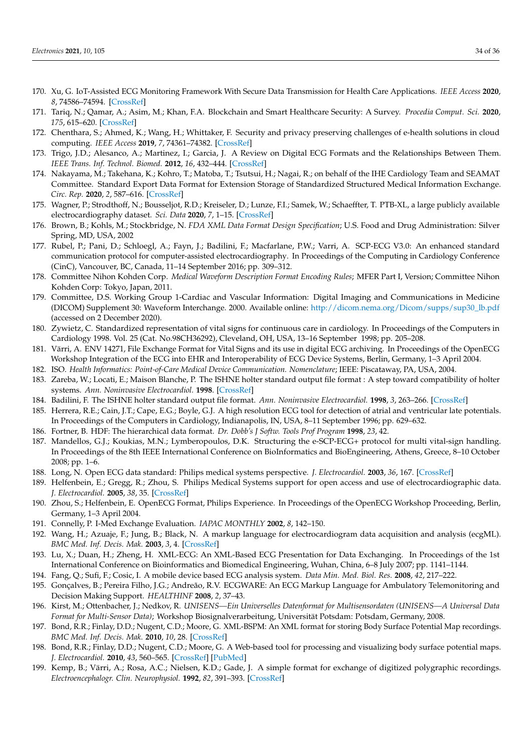170. Xu, G. IoT-Assisted ECG Monitoring Framework With Secure Data Transmission for Health Care Applications. *IEEE Access* **2020**, *8*, 74586–74594. [CrossRef]
171. Tariq, N.; Qamar, A.; Asim, M.; Khan, F.A. Blockchain and Smart Healthcare Security: A Survey. *Procedia Comput. Sci.* **2020**, *175*, 615–620. [CrossRef]
172. Chenthara, S.; Ahmed, K.; Wang, H.; Whittaker, F. Security and privacy preserving challenges of e-health solutions in cloud computing. *IEEE Access* **2019**, *7*, 74361–74382. [CrossRef]
173. Trigo, J.D.; Alesanco, A.; Martinez, I.; Garcia, J. A Review on Digital ECG Formats and the Relationships Between Them. *IEEE Trans. Inf. Technol. Biomed.* **2012**, *16*, 432–444. [CrossRef]
174. Nakayama, M.; Takehana, K.; Kohro, T.; Matoba, T.; Tsutsui, H.; Nagai, R.; on behalf of the IHE Cardiology Team and SEAMAT Committee. Standard Export Data Format for Extension Storage of Standardized Structured Medical Information Exchange. *Circ. Rep.* **2020**, *2*, 587–616. [CrossRef]
175. Wagner, P.; Strodthoff, N.; Bousseljot, R.D.; Kreiseler, D.; Lunze, F.I.; Samek, W.; Schaeffter, T. PTB-XL, a large publicly available electrocardiography dataset. *Sci. Data* **2020**, *7*, 1–15. [CrossRef]
176. Brown, B.; Kohls, M.; Stockbridge, N. *FDA XML Data Format Design Specification*; U.S. Food and Drug Administration: Silver Spring, MD, USA, 2002
177. Rubel, P.; Pani, D.; Schloegl, A.; Fayn, J.; Badilini, F.; Macfarlane, P.W.; Varri, A. SCP-ECG V3.0: An enhanced standard communication protocol for computer-assisted electrocardiography. In Proceedings of the Computing in Cardiology Conference (CinC), Vancouver, BC, Canada, 11–14 September 2016; pp. 309–312.
178. Committee Nihon Kohden Corp. *Medical Waveform Description Format Encoding Rules*; MFER Part I, Version; Committee Nihon Kohden Corp: Tokyo, Japan, 2011.
179. Committee, D.S. Working Group 1-Cardiac and Vascular Information: Digital Imaging and Communications in Medicine (DICOM) Supplement 30: Waveform Interchange. 2000. Available online: http://dicom.nema.org/Dicom/supps/sup30_lb.pdf (accessed on 2 December 2020).
180. Zywietz, C. Standardized representation of vital signs for continuous care in cardiology. In Proceedings of the Computers in Cardiology 1998. Vol. 25 (Cat. No.98CH36292), Cleveland, OH, USA, 13–16 September 1998; pp. 205–208.
181. Värri, A. ENV 14271, File Exchange Format for Vital Signs and its use in digital ECG archiving. In Proceedings of the OpenECG Workshop Integration of the ECG into EHR and Interoperability of ECG Device Systems, Berlin, Germany, 1–3 April 2004.
182. ISO. *Health Informatics: Point-of-Care Medical Device Communication. Nomenclature*; IEEE: Piscataway, PA, USA, 2004.
183. Zareba, W.; Locati, E.; Maison Blanche, P. The ISHNE holter standard output file format : A step toward compatibility of holter systems. *Ann. Noninvasive Electrocardiol.* **1998**. [CrossRef]
184. Badilini, F. The ISHNE holter standard output file format. *Ann. Noninvasive Electrocardiol.* **1998**, *3*, 263–266. [CrossRef]
185. Herrera, R.E.; Cain, J.T.; Cape, E.G.; Boyle, G.J. A high resolution ECG tool for detection of atrial and ventricular late potentials. In Proceedings of the Computers in Cardiology, Indianapolis, IN, USA, 8–11 September 1996; pp. 629–632.
186. Fortner, B. HDF: The hierarchical data format. *Dr. Dobb's J Softw. Tools Prof Program* **1998**, *23*, 42.
187. Mandellos, G.J.; Koukias, M.N.; Lymberopoulos, D.K. Structuring the e-SCP-ECG+ protocol for multi vital-sign handling. In Proceedings of the 8th IEEE International Conference on BioInformatics and BioEngineering, Athens, Greece, 8–10 October 2008; pp. 1–6.
188. Long, N. Open ECG data standard: Philips medical systems perspective. *J. Electrocardiol.* **2003**, *36*, 167. [CrossRef]
189. Helfenbein, E.; Gregg, R.; Zhou, S. Philips Medical Systems support for open access and use of electrocardiographic data. *J. Electrocardiol.* **2005**, *38*, 35. [CrossRef]
190. Zhou, S.; Helfenbein, E. OpenECG Format, Philips Experience. In Proceedings of the OpenECG Workshop Proceeding, Berlin, Germany, 1–3 April 2004.
191. Connelly, P. I-Med Exchange Evaluation. *IAPAC MONTHLY* **2002**, *8*, 142–150.
192. Wang, H.; Azuaje, F.; Jung, B.; Black, N. A markup language for electrocardiogram data acquisition and analysis (ecgML). *BMC Med. Inf. Decis. Mak.* **2003**, *3*, 4. [CrossRef]
193. Lu, X.; Duan, H.; Zheng, H. XML-ECG: An XML-Based ECG Presentation for Data Exchanging. In Proceedings of the 1st International Conference on Bioinformatics and Biomedical Engineering, Wuhan, China, 6–8 July 2007; pp. 1141–1144.
194. Fang, Q.; Sufi, F.; Cosic, I. A mobile device based ECG analysis system. *Data Min. Med. Biol. Res.* **2008**, *42*, 217–222.
195. Gonçalves, B.; Pereira Filho, J.G.; Andreão, R.V. ECGWARE: An ECG Markup Language for Ambulatory Telemonitoring and Decision Making Support. *HEALTHINF* **2008**, *2*, 37–43.
196. Kirst, M.; Ottenbacher, J.; Nedkov, R. *UNISENS—Ein Universelles Datenformat für Multisensordaten (UNISENS—A Universal Data Format for Multi-Sensor Data)*; Workshop Biosignalverarbeitung, Universität Potsdam: Potsdam, Germany, 2008.
197. Bond, R.R.; Finlay, D.D.; Nugent, C.D.; Moore, G. XML-BSPM: An XML format for storing Body Surface Potential Map recordings. *BMC Med. Inf. Decis. Mak.* **2010**, *10*, 28. [CrossRef]
198. Bond, R.R.; Finlay, D.D.; Nugent, C.D.; Moore, G. A Web-based tool for processing and visualizing body surface potential maps. *J. Electrocardiol.* **2010**, *43*, 560–565. [CrossRef] [PubMed]
199. Kemp, B.; Värri, A.; Rosa, A.C.; Nielsen, K.D.; Gade, J. A simple format for exchange of digitized polygraphic recordings. *Electroencephalogr. Clin. Neurophysiol.* **1992**, *82*, 391–393. [CrossRef]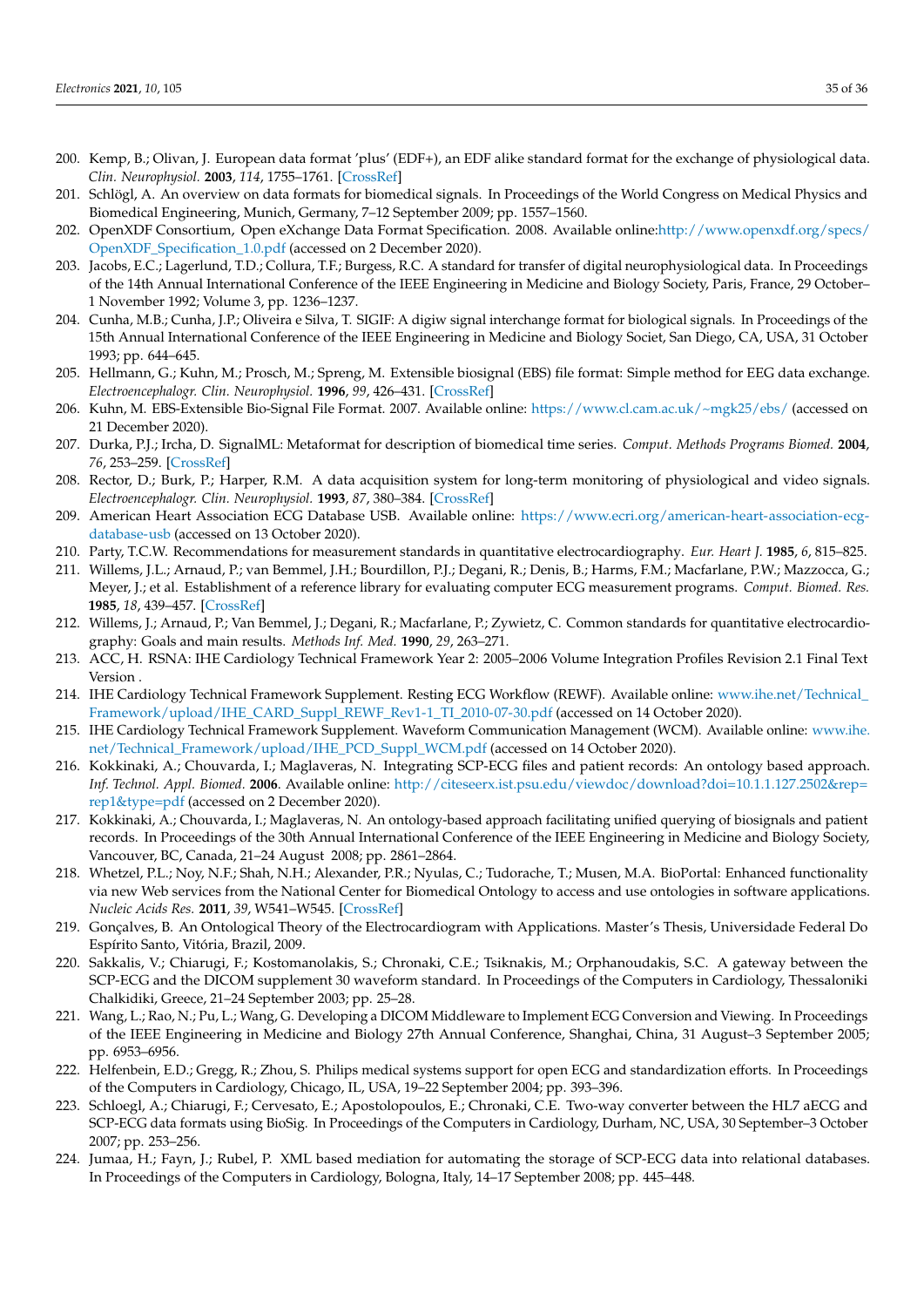200. Kemp, B.; Olivan, J. European data format 'plus' (EDF+), an EDF alike standard format for the exchange of physiological data. *Clin. Neurophysiol.* **2003**, *114*, 1755–1761. [CrossRef]
201. Schlögl, A. An overview on data formats for biomedical signals. In Proceedings of the World Congress on Medical Physics and Biomedical Engineering, Munich, Germany, 7–12 September 2009; pp. 1557–1560.
202. OpenXDF Consortium, Open eXchange Data Format Specification. 2008. Available online:http://www.openxdf.org/specs/OpenXDF_Specification_1.0.pdf (accessed on 2 December 2020).
203. Jacobs, E.C.; Lagerlund, T.D.; Collura, T.F.; Burgess, R.C. A standard for transfer of digital neurophysiological data. In Proceedings of the 14th Annual International Conference of the IEEE Engineering in Medicine and Biology Society, Paris, France, 29 October–1 November 1992; Volume 3, pp. 1236–1237.
204. Cunha, M.B.; Cunha, J.P.; Oliveira e Silva, T. SIGIF: A digiw signal interchange format for biological signals. In Proceedings of the 15th Annual International Conference of the IEEE Engineering in Medicine and Biology Societ, San Diego, CA, USA, 31 October 1993; pp. 644–645.
205. Hellmann, G.; Kuhn, M.; Prosch, M.; Spreng, M. Extensible biosignal (EBS) file format: Simple method for EEG data exchange. *Electroencephalogr. Clin. Neurophysiol.* **1996**, *99*, 426–431. [CrossRef]
206. Kuhn, M. EBS-Extensible Bio-Signal File Format. 2007. Available online: https://www.cl.cam.ac.uk/~mgk25/ebs/ (accessed on 21 December 2020).
207. Durka, P.J.; Ircha, D. SignalML: Metaformat for description of biomedical time series. *Comput. Methods Programs Biomed.* **2004**, *76*, 253–259. [CrossRef]
208. Rector, D.; Burk, P.; Harper, R.M. A data acquisition system for long-term monitoring of physiological and video signals. *Electroencephalogr. Clin. Neurophysiol.* **1993**, *87*, 380–384. [CrossRef]
209. American Heart Association ECG Database USB. Available online: https://www.ecri.org/american-heart-association-ecg-database-usb (accessed on 13 October 2020).
210. Party, T.C.W. Recommendations for measurement standards in quantitative electrocardiography. *Eur. Heart J.* **1985**, *6*, 815–825.
211. Willems, J.L.; Arnaud, P.; van Bemmel, J.H.; Bourdillon, P.J.; Degani, R.; Denis, B.; Harms, F.M.; Macfarlane, P.W.; Mazzocca, G.; Meyer, J.; et al. Establishment of a reference library for evaluating computer ECG measurement programs. *Comput. Biomed. Res.* **1985**, *18*, 439–457. [CrossRef]
212. Willems, J.; Arnaud, P.; Van Bemmel, J.; Degani, R.; Macfarlane, P.; Zywietz, C. Common standards for quantitative electrocardiography: Goals and main results. *Methods Inf. Med.* **1990**, *29*, 263–271.
213. ACC, H. RSNA: IHE Cardiology Technical Framework Year 2: 2005–2006 Volume Integration Profiles Revision 2.1 Final Text Version .
214. IHE Cardiology Technical Framework Supplement. Resting ECG Workflow (REWF). Available online: www.ihe.net/Technical_Framework/upload/IHE_CARD_Suppl_REWF_Rev1-1_TI_2010-07-30.pdf (accessed on 14 October 2020).
215. IHE Cardiology Technical Framework Supplement. Waveform Communication Management (WCM). Available online: www.ihe.net/Technical_Framework/upload/IHE_PCD_Suppl_WCM.pdf (accessed on 14 October 2020).
216. Kokkinaki, A.; Chouvarda, I.; Maglaveras, N. Integrating SCP-ECG files and patient records: An ontology based approach. *Inf. Technol. Appl. Biomed.* **2006**. Available online: http://citeseerx.ist.psu.edu/viewdoc/download?doi=10.1.1.127.2502&rep=rep1&type=pdf (accessed on 2 December 2020).
217. Kokkinaki, A.; Chouvarda, I.; Maglaveras, N. An ontology-based approach facilitating unified querying of biosignals and patient records. In Proceedings of the 30th Annual International Conference of the IEEE Engineering in Medicine and Biology Society, Vancouver, BC, Canada, 21–24 August 2008; pp. 2861–2864.
218. Whetzel, P.L.; Noy, N.F.; Shah, N.H.; Alexander, P.R.; Nyulas, C.; Tudorache, T.; Musen, M.A. BioPortal: Enhanced functionality via new Web services from the National Center for Biomedical Ontology to access and use ontologies in software applications. *Nucleic Acids Res.* **2011**, *39*, W541–W545. [CrossRef]
219. Gonçalves, B. An Ontological Theory of the Electrocardiogram with Applications. Master's Thesis, Universidade Federal Do Espírito Santo, Vitória, Brazil, 2009.
220. Sakkalis, V.; Chiarugi, F.; Kostomanolakis, S.; Chronaki, C.E.; Tsiknakis, M.; Orphanoudakis, S.C. A gateway between the SCP-ECG and the DICOM supplement 30 waveform standard. In Proceedings of the Computers in Cardiology, Thessaloniki Chalkidiki, Greece, 21–24 September 2003; pp. 25–28.
221. Wang, L.; Rao, N.; Pu, L.; Wang, G. Developing a DICOM Middleware to Implement ECG Conversion and Viewing. In Proceedings of the IEEE Engineering in Medicine and Biology 27th Annual Conference, Shanghai, China, 31 August–3 September 2005; pp. 6953–6956.
222. Helfenbein, E.D.; Gregg, R.; Zhou, S. Philips medical systems support for open ECG and standardization efforts. In Proceedings of the Computers in Cardiology, Chicago, IL, USA, 19–22 September 2004; pp. 393–396.
223. Schloegl, A.; Chiarugi, F.; Cervesato, E.; Apostolopoulos, E.; Chronaki, C.E. Two-way converter between the HL7 aECG and SCP-ECG data formats using BioSig. In Proceedings of the Computers in Cardiology, Durham, NC, USA, 30 September–3 October 2007; pp. 253–256.
224. Jumaa, H.; Fayn, J.; Rubel, P. XML based mediation for automating the storage of SCP-ECG data into relational databases. In Proceedings of the Computers in Cardiology, Bologna, Italy, 14–17 September 2008; pp. 445–448.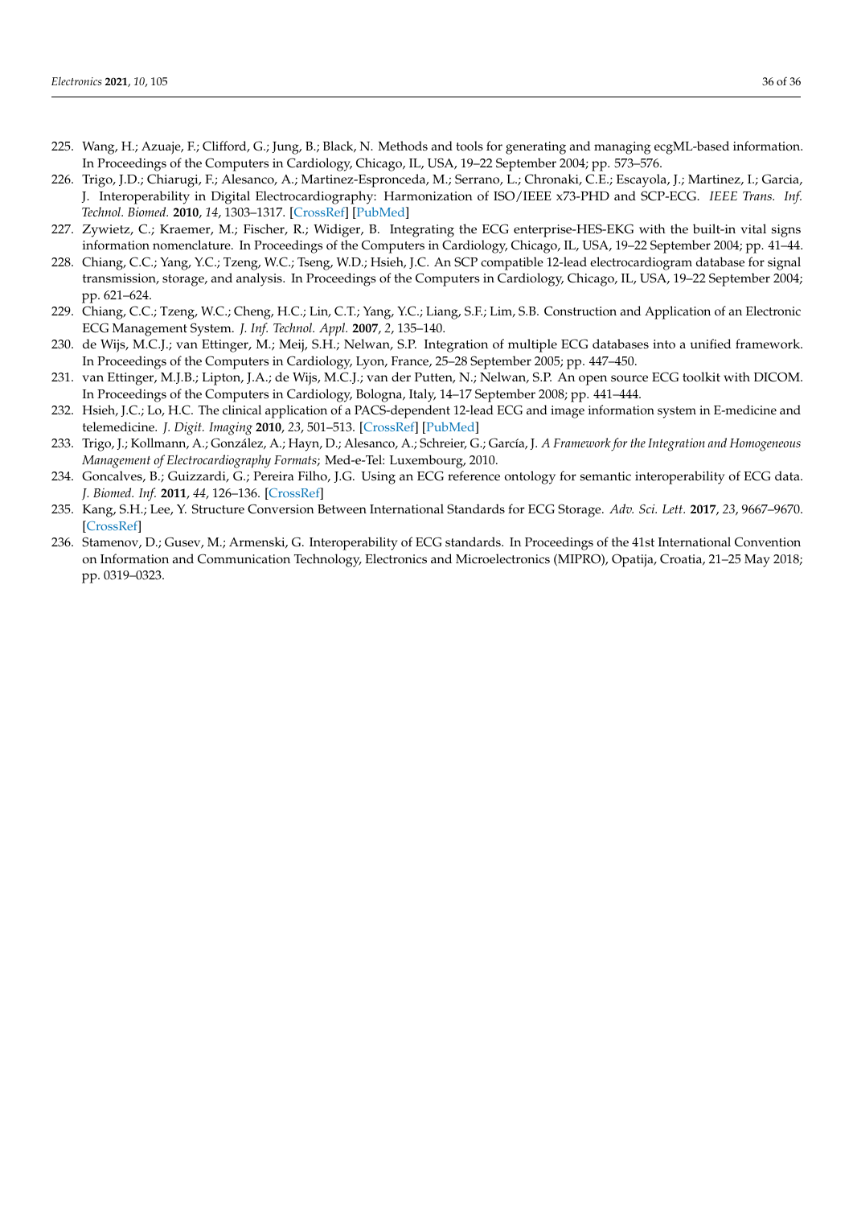225. Wang, H.; Azuaje, F.; Clifford, G.; Jung, B.; Black, N. Methods and tools for generating and managing ecgML-based information. In Proceedings of the Computers in Cardiology, Chicago, IL, USA, 19–22 September 2004; pp. 573–576.
226. Trigo, J.D.; Chiarugi, F.; Alesanco, A.; Martinez-Espronceda, M.; Serrano, L.; Chronaki, C.E.; Escayola, J.; Martinez, I.; Garcia, J. Interoperability in Digital Electrocardiography: Harmonization of ISO/IEEE x73-PHD and SCP-ECG. *IEEE Trans. Inf. Technol. Biomed.* **2010**, *14*, 1303–1317. [CrossRef] [PubMed]
227. Zywietz, C.; Kraemer, M.; Fischer, R.; Widiger, B. Integrating the ECG enterprise-HES-EKG with the built-in vital signs information nomenclature. In Proceedings of the Computers in Cardiology, Chicago, IL, USA, 19–22 September 2004; pp. 41–44.
228. Chiang, C.C.; Yang, Y.C.; Tzeng, W.C.; Tseng, W.D.; Hsieh, J.C. An SCP compatible 12-lead electrocardiogram database for signal transmission, storage, and analysis. In Proceedings of the Computers in Cardiology, Chicago, IL, USA, 19–22 September 2004; pp. 621–624.
229. Chiang, C.C.; Tzeng, W.C.; Cheng, H.C.; Lin, C.T.; Yang, Y.C.; Liang, S.F.; Lim, S.B. Construction and Application of an Electronic ECG Management System. *J. Inf. Technol. Appl.* **2007**, *2*, 135–140.
230. de Wijs, M.C.J.; van Ettinger, M.; Meij, S.H.; Nelwan, S.P. Integration of multiple ECG databases into a unified framework. In Proceedings of the Computers in Cardiology, Lyon, France, 25–28 September 2005; pp. 447–450.
231. van Ettinger, M.J.B.; Lipton, J.A.; de Wijs, M.C.J.; van der Putten, N.; Nelwan, S.P. An open source ECG toolkit with DICOM. In Proceedings of the Computers in Cardiology, Bologna, Italy, 14–17 September 2008; pp. 441–444.
232. Hsieh, J.C.; Lo, H.C. The clinical application of a PACS-dependent 12-lead ECG and image information system in E-medicine and telemedicine. *J. Digit. Imaging* **2010**, *23*, 501–513. [CrossRef] [PubMed]
233. Trigo, J.; Kollmann, A.; González, A.; Hayn, D.; Alesanco, A.; Schreier, G.; García, J. *A Framework for the Integration and Homogeneous Management of Electrocardiography Formats*; Med-e-Tel: Luxembourg, 2010.
234. Goncalves, B.; Guizzardi, G.; Pereira Filho, J.G. Using an ECG reference ontology for semantic interoperability of ECG data. *J. Biomed. Inf.* **2011**, *44*, 126–136. [CrossRef]
235. Kang, S.H.; Lee, Y. Structure Conversion Between International Standards for ECG Storage. *Adv. Sci. Lett.* **2017**, *23*, 9667–9670. [CrossRef]
236. Stamenov, D.; Gusev, M.; Armenski, G. Interoperability of ECG standards. In Proceedings of the 41st International Convention on Information and Communication Technology, Electronics and Microelectronics (MIPRO), Opatija, Croatia, 21–25 May 2018; pp. 0319–0323.